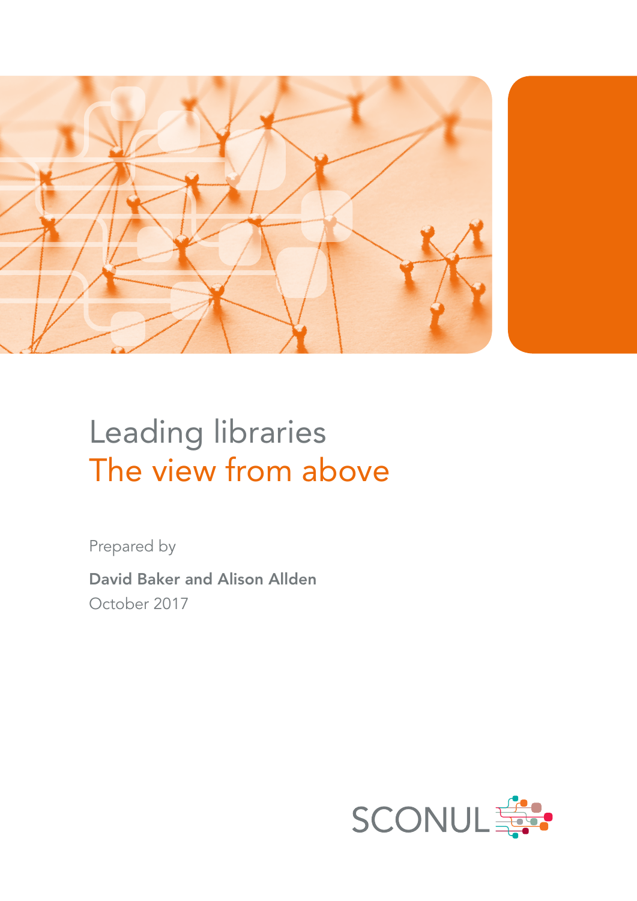# Leading libraries

## The view from above

Prepared by

**David Baker and Alison Allden**

October 2017

SCONUL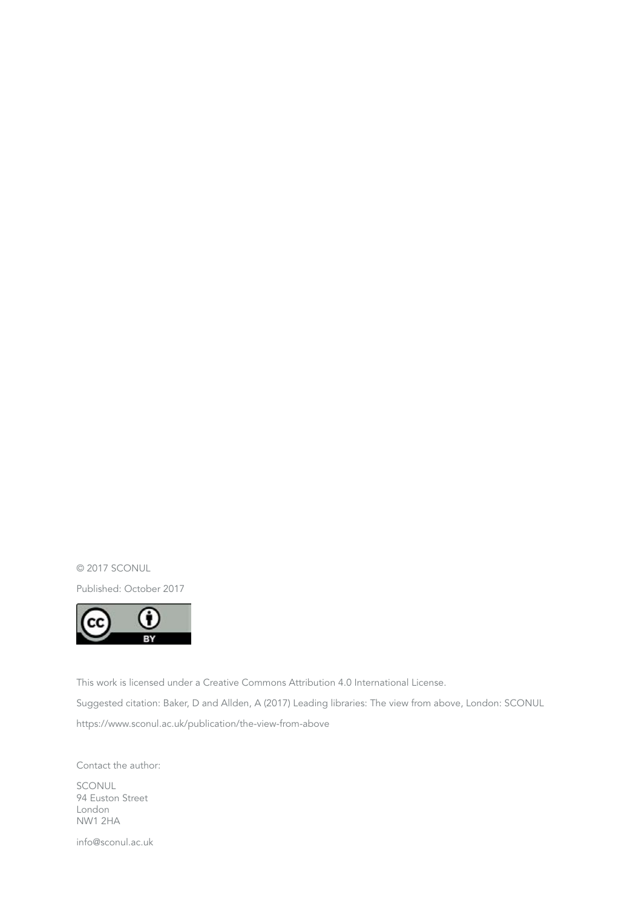© 2017 SCONUL

Published: October 2017

This work is licensed under a Creative Commons Attribution 4.0 International License.

Suggested citation: Baker, D and Allden, A (2017) Leading libraries: The view from above, London: SCONUL

https://www.sconul.ac.uk/publication/the-view-from-above

Contact the author:

SCONUL
94 Euston Street
London
NW1 2HA

info@sconul.ac.uk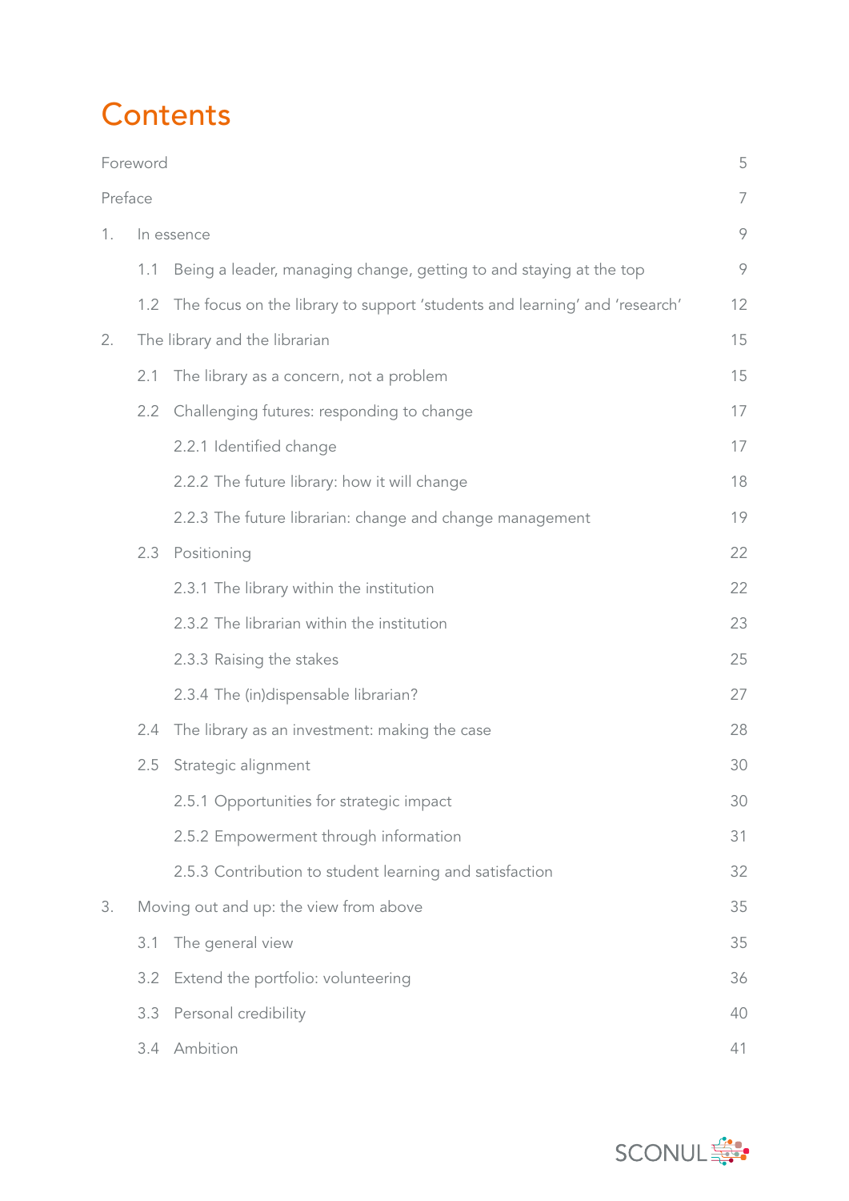# Contents

| | |
|---|---|
| Foreword | 5 |
| Preface | 7 |
| 1. In essence | 9 |
| 1.1 Being a leader, managing change, getting to and staying at the top | 9 |
| 1.2 The focus on the library to support 'students and learning' and 'research' | 12 |
| 2. The library and the librarian | 15 |
| 2.1 The library as a concern, not a problem | 15 |
| 2.2 Challenging futures: responding to change | 17 |
| 2.2.1 Identified change | 17 |
| 2.2.2 The future library: how it will change | 18 |
| 2.2.3 The future librarian: change and change management | 19 |
| 2.3 Positioning | 22 |
| 2.3.1 The library within the institution | 22 |
| 2.3.2 The librarian within the institution | 23 |
| 2.3.3 Raising the stakes | 25 |
| 2.3.4 The (in)dispensable librarian? | 27 |
| 2.4 The library as an investment: making the case | 28 |
| 2.5 Strategic alignment | 30 |
| 2.5.1 Opportunities for strategic impact | 30 |
| 2.5.2 Empowerment through information | 31 |
| 2.5.3 Contribution to student learning and satisfaction | 32 |
| 3. Moving out and up: the view from above | 35 |
| 3.1 The general view | 35 |
| 3.2 Extend the portfolio: volunteering | 36 |
| 3.3 Personal credibility | 40 |
| 3.4 Ambition | 41 |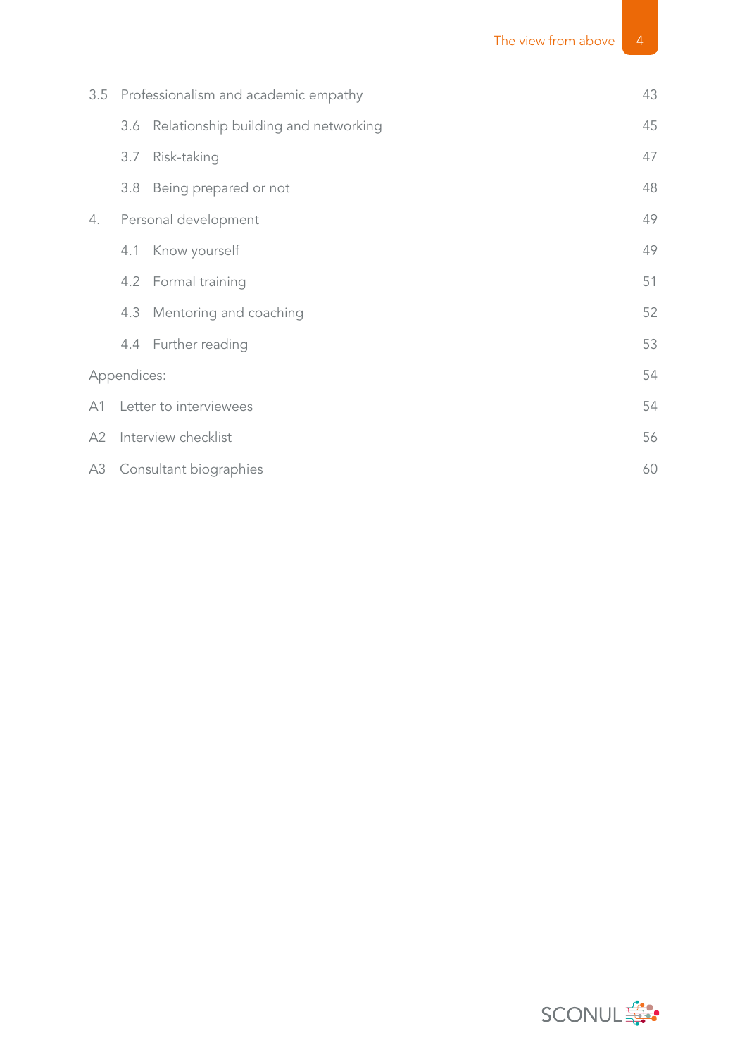| | | |
|---|---|---|
| 3.5 | Professionalism and academic empathy | 43 |
| 3.6 | Relationship building and networking | 45 |
| 3.7 | Risk-taking | 47 |
| 3.8 | Being prepared or not | 48 |
| 4. | Personal development | 49 |
| 4.1 | Know yourself | 49 |
| 4.2 | Formal training | 51 |
| 4.3 | Mentoring and coaching | 52 |
| 4.4 | Further reading | 53 |
| Appendices: | | 54 |
| A1 | Letter to interviewees | 54 |
| A2 | Interview checklist | 56 |
| A3 | Consultant biographies | 60 |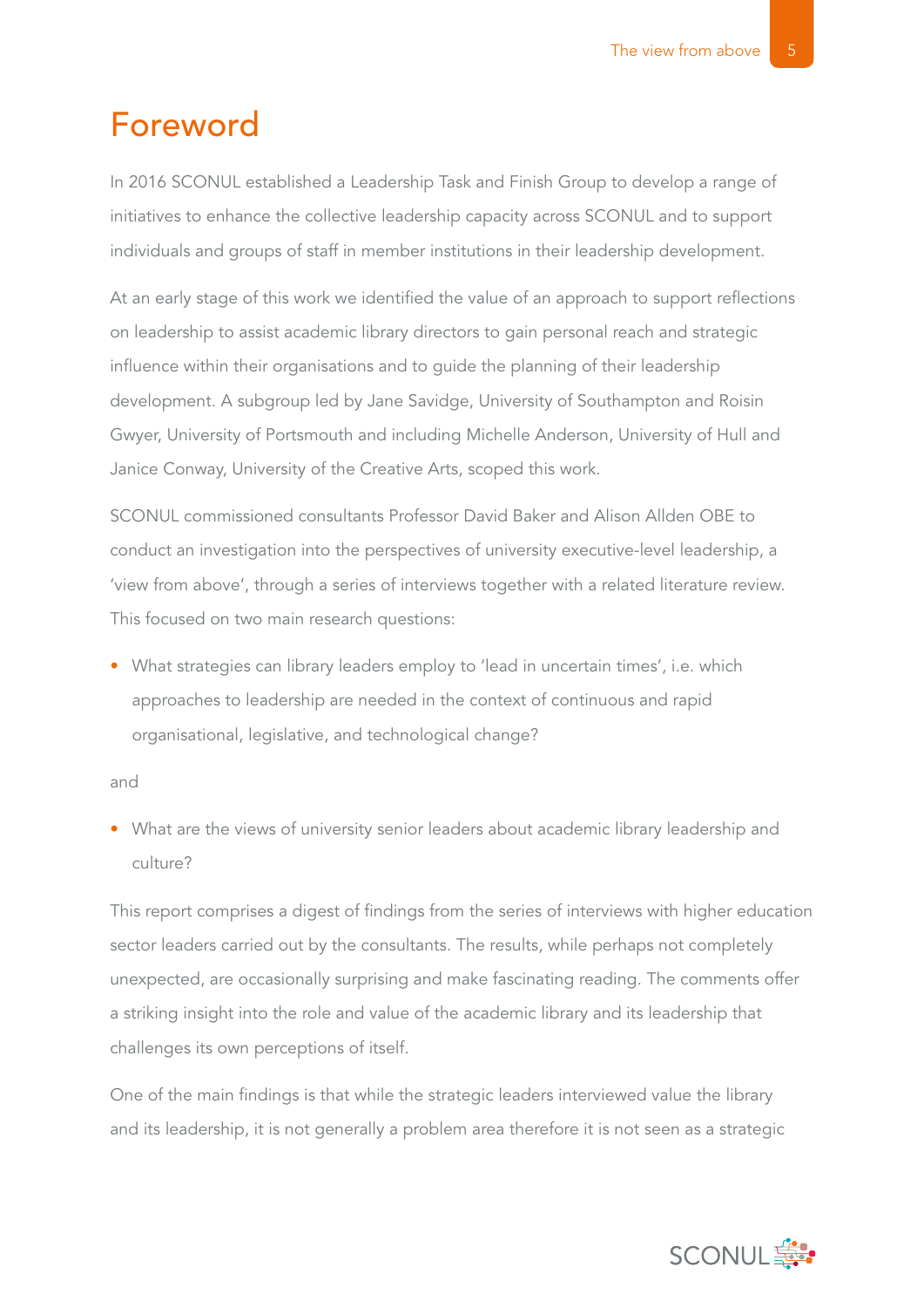# Foreword

In 2016 SCONUL established a Leadership Task and Finish Group to develop a range of initiatives to enhance the collective leadership capacity across SCONUL and to support individuals and groups of staff in member institutions in their leadership development.

At an early stage of this work we identified the value of an approach to support reflections on leadership to assist academic library directors to gain personal reach and strategic influence within their organisations and to guide the planning of their leadership development. A subgroup led by Jane Savidge, University of Southampton and Roisin Gwyer, University of Portsmouth and including Michelle Anderson, University of Hull and Janice Conway, University of the Creative Arts, scoped this work.

SCONUL commissioned consultants Professor David Baker and Alison Allden OBE to conduct an investigation into the perspectives of university executive-level leadership, a 'view from above', through a series of interviews together with a related literature review. This focused on two main research questions:

- What strategies can library leaders employ to 'lead in uncertain times', i.e. which approaches to leadership are needed in the context of continuous and rapid organisational, legislative, and technological change?

and

- What are the views of university senior leaders about academic library leadership and culture?

This report comprises a digest of findings from the series of interviews with higher education sector leaders carried out by the consultants. The results, while perhaps not completely unexpected, are occasionally surprising and make fascinating reading. The comments offer a striking insight into the role and value of the academic library and its leadership that challenges its own perceptions of itself.

One of the main findings is that while the strategic leaders interviewed value the library and its leadership, it is not generally a problem area therefore it is not seen as a strategic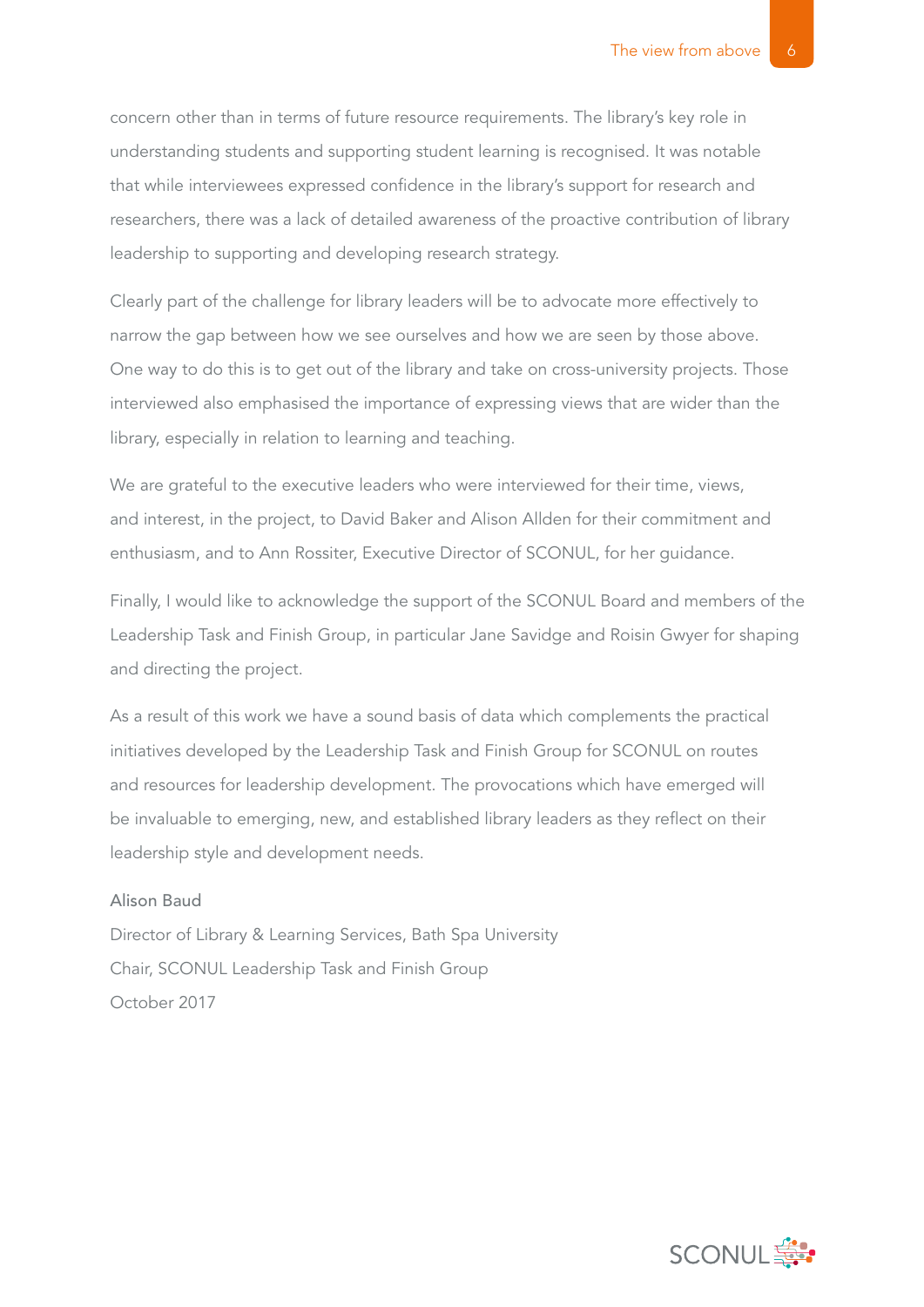concern other than in terms of future resource requirements. The library's key role in understanding students and supporting student learning is recognised. It was notable that while interviewees expressed confidence in the library's support for research and researchers, there was a lack of detailed awareness of the proactive contribution of library leadership to supporting and developing research strategy.

Clearly part of the challenge for library leaders will be to advocate more effectively to narrow the gap between how we see ourselves and how we are seen by those above. One way to do this is to get out of the library and take on cross-university projects. Those interviewed also emphasised the importance of expressing views that are wider than the library, especially in relation to learning and teaching.

We are grateful to the executive leaders who were interviewed for their time, views, and interest, in the project, to David Baker and Alison Allden for their commitment and enthusiasm, and to Ann Rossiter, Executive Director of SCONUL, for her guidance.

Finally, I would like to acknowledge the support of the SCONUL Board and members of the Leadership Task and Finish Group, in particular Jane Savidge and Roisin Gwyer for shaping and directing the project.

As a result of this work we have a sound basis of data which complements the practical initiatives developed by the Leadership Task and Finish Group for SCONUL on routes and resources for leadership development. The provocations which have emerged will be invaluable to emerging, new, and established library leaders as they reflect on their leadership style and development needs.

Alison Baud
Director of Library & Learning Services, Bath Spa University
Chair, SCONUL Leadership Task and Finish Group
October 2017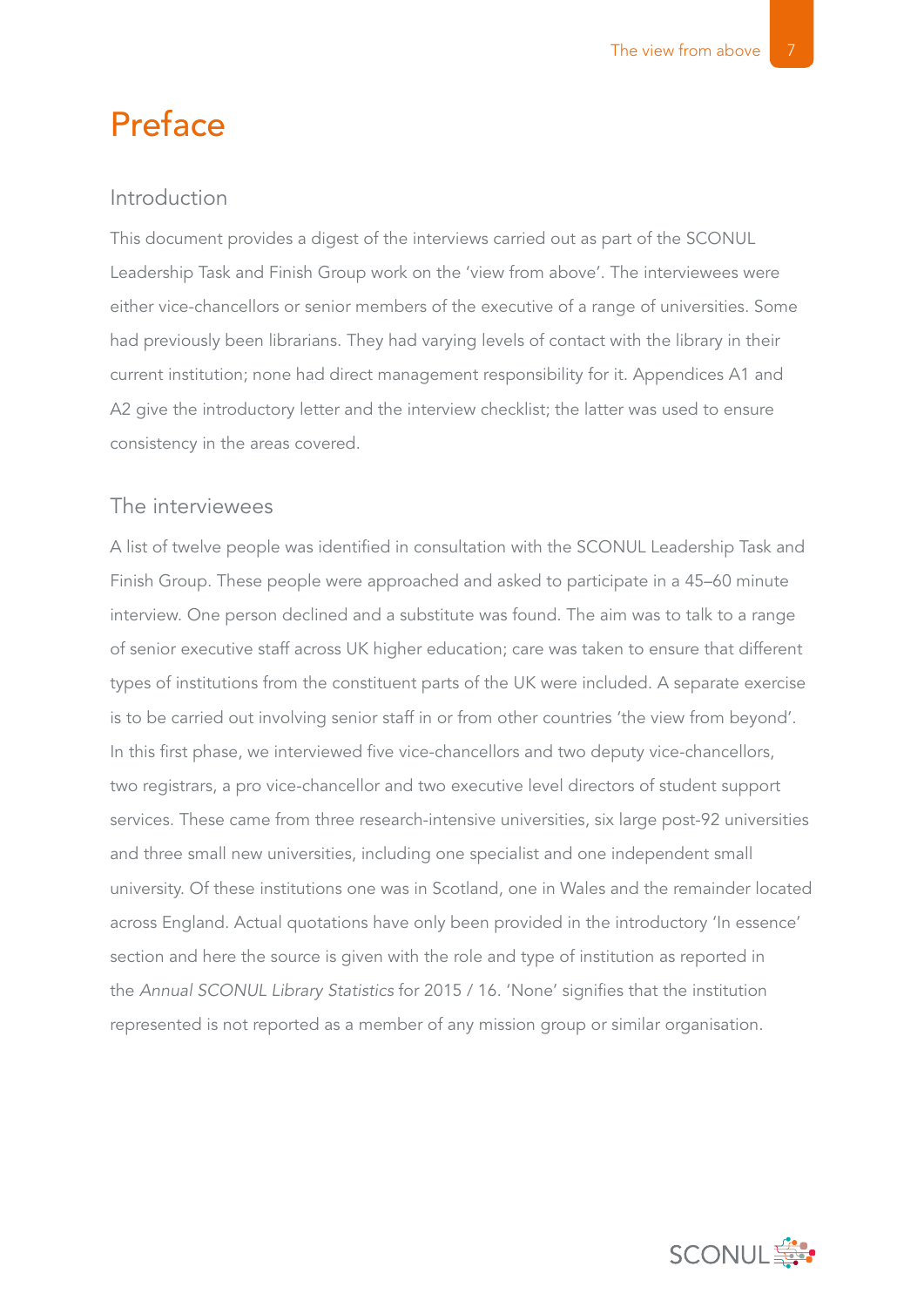# Preface

## Introduction

This document provides a digest of the interviews carried out as part of the SCONUL Leadership Task and Finish Group work on the 'view from above'. The interviewees were either vice-chancellors or senior members of the executive of a range of universities. Some had previously been librarians. They had varying levels of contact with the library in their current institution; none had direct management responsibility for it. Appendices A1 and A2 give the introductory letter and the interview checklist; the latter was used to ensure consistency in the areas covered.

## The interviewees

A list of twelve people was identified in consultation with the SCONUL Leadership Task and Finish Group. These people were approached and asked to participate in a 45–60 minute interview. One person declined and a substitute was found. The aim was to talk to a range of senior executive staff across UK higher education; care was taken to ensure that different types of institutions from the constituent parts of the UK were included. A separate exercise is to be carried out involving senior staff in or from other countries 'the view from beyond'. In this first phase, we interviewed five vice-chancellors and two deputy vice-chancellors, two registrars, a pro vice-chancellor and two executive level directors of student support services. These came from three research-intensive universities, six large post-92 universities and three small new universities, including one specialist and one independent small university. Of these institutions one was in Scotland, one in Wales and the remainder located across England. Actual quotations have only been provided in the introductory 'In essence' section and here the source is given with the role and type of institution as reported in the *Annual SCONUL Library Statistics* for 2015 / 16. 'None' signifies that the institution represented is not reported as a member of any mission group or similar organisation.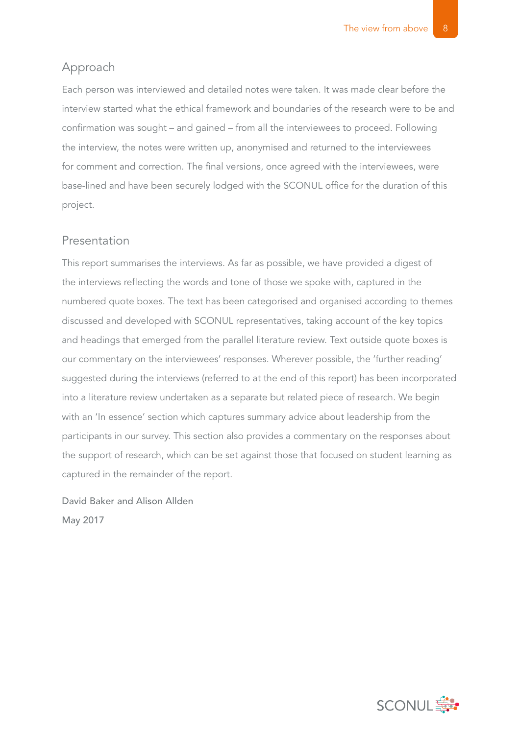## Approach

Each person was interviewed and detailed notes were taken. It was made clear before the interview started what the ethical framework and boundaries of the research were to be and confirmation was sought – and gained – from all the interviewees to proceed. Following the interview, the notes were written up, anonymised and returned to the interviewees for comment and correction. The final versions, once agreed with the interviewees, were base-lined and have been securely lodged with the SCONUL office for the duration of this project.

## Presentation

This report summarises the interviews. As far as possible, we have provided a digest of the interviews reflecting the words and tone of those we spoke with, captured in the numbered quote boxes. The text has been categorised and organised according to themes discussed and developed with SCONUL representatives, taking account of the key topics and headings that emerged from the parallel literature review. Text outside quote boxes is our commentary on the interviewees' responses. Wherever possible, the 'further reading' suggested during the interviews (referred to at the end of this report) has been incorporated into a literature review undertaken as a separate but related piece of research. We begin with an 'In essence' section which captures summary advice about leadership from the participants in our survey. This section also provides a commentary on the responses about the support of research, which can be set against those that focused on student learning as captured in the remainder of the report.

David Baker and Alison Allden

May 2017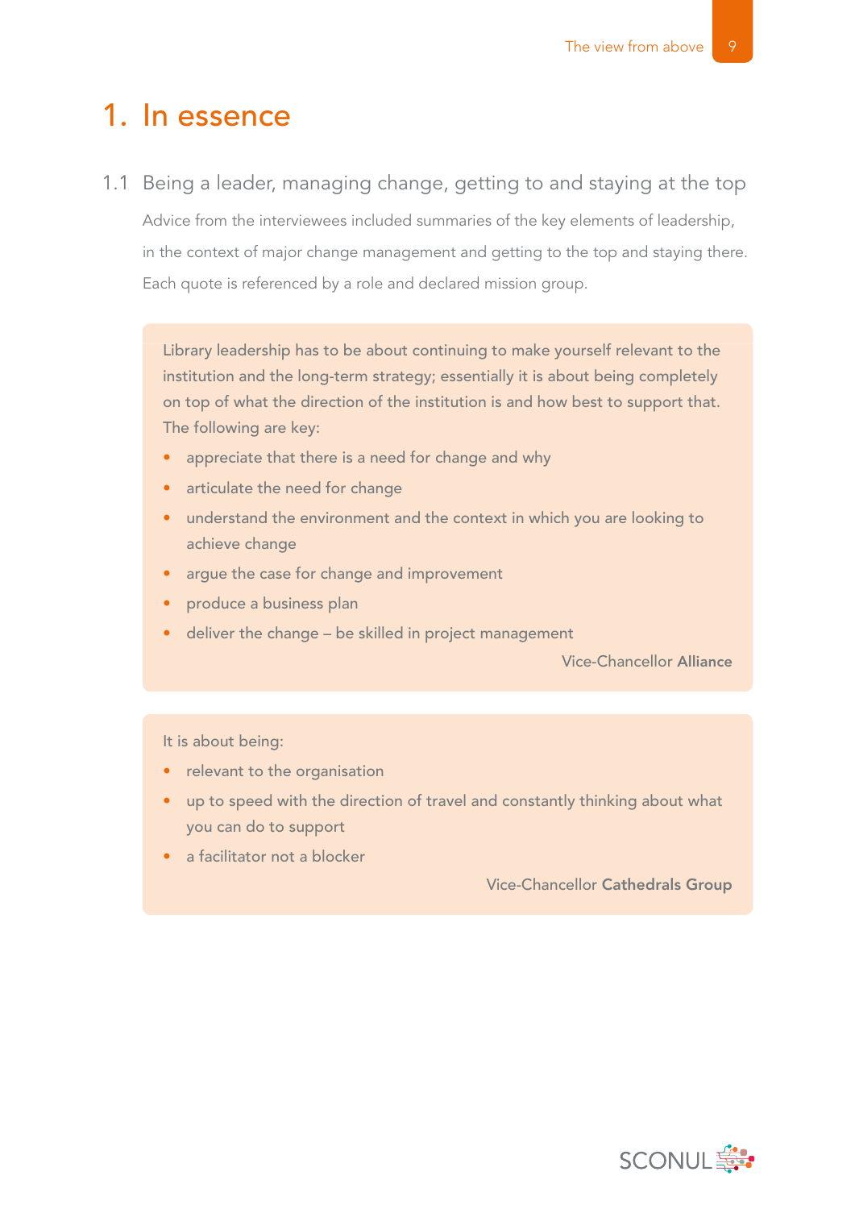# 1. In essence

## 1.1 Being a leader, managing change, getting to and staying at the top

Advice from the interviewees included summaries of the key elements of leadership, in the context of major change management and getting to the top and staying there. Each quote is referenced by a role and declared mission group.

> Library leadership has to be about continuing to make yourself relevant to the institution and the long-term strategy; essentially it is about being completely on top of what the direction of the institution is and how best to support that. The following are key:
>
> - appreciate that there is a need for change and why
> - articulate the need for change
> - understand the environment and the context in which you are looking to achieve change
> - argue the case for change and improvement
> - produce a business plan
> - deliver the change – be skilled in project management
>
> Vice-Chancellor **Alliance**

> It is about being:
>
> - relevant to the organisation
> - up to speed with the direction of travel and constantly thinking about what you can do to support
> - a facilitator not a blocker
>
> Vice-Chancellor **Cathedrals Group**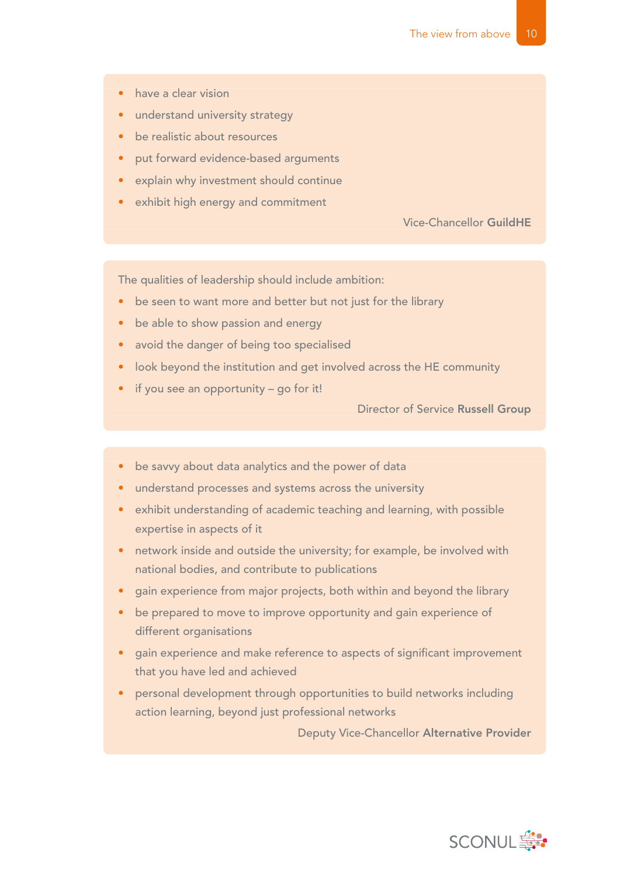- have a clear vision
- understand university strategy
- be realistic about resources
- put forward evidence-based arguments
- explain why investment should continue
- exhibit high energy and commitment

Vice-Chancellor **GuildHE**

The qualities of leadership should include ambition:

- be seen to want more and better but not just for the library
- be able to show passion and energy
- avoid the danger of being too specialised
- look beyond the institution and get involved across the HE community
- if you see an opportunity – go for it!

Director of Service **Russell Group**

- be savvy about data analytics and the power of data
- understand processes and systems across the university
- exhibit understanding of academic teaching and learning, with possible expertise in aspects of it
- network inside and outside the university; for example, be involved with national bodies, and contribute to publications
- gain experience from major projects, both within and beyond the library
- be prepared to move to improve opportunity and gain experience of different organisations
- gain experience and make reference to aspects of significant improvement that you have led and achieved
- personal development through opportunities to build networks including action learning, beyond just professional networks

Deputy Vice-Chancellor **Alternative Provider**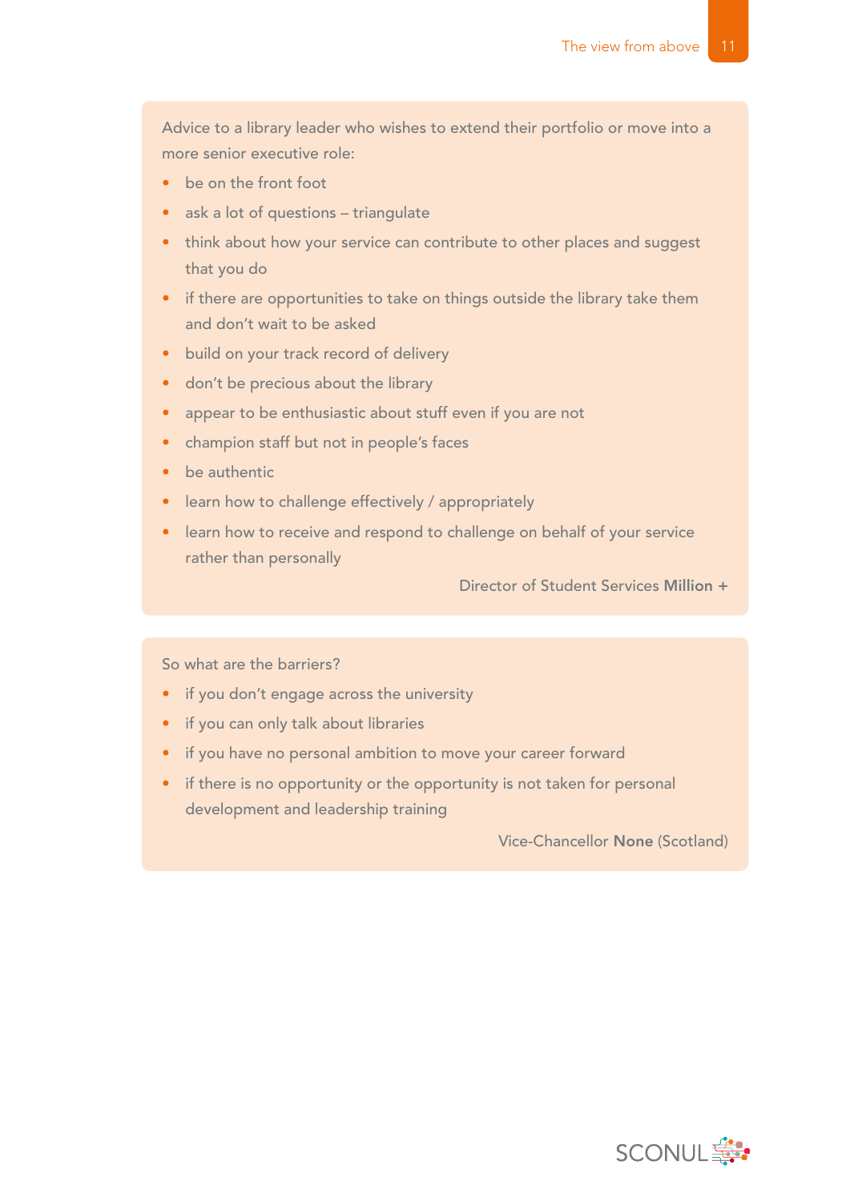Advice to a library leader who wishes to extend their portfolio or move into a more senior executive role:

- be on the front foot
- ask a lot of questions – triangulate
- think about how your service can contribute to other places and suggest that you do
- if there are opportunities to take on things outside the library take them and don't wait to be asked
- build on your track record of delivery
- don't be precious about the library
- appear to be enthusiastic about stuff even if you are not
- champion staff but not in people's faces
- be authentic
- learn how to challenge effectively / appropriately
- learn how to receive and respond to challenge on behalf of your service rather than personally

Director of Student Services **Million +**

So what are the barriers?

- if you don't engage across the university
- if you can only talk about libraries
- if you have no personal ambition to move your career forward
- if there is no opportunity or the opportunity is not taken for personal development and leadership training

Vice-Chancellor **None** (Scotland)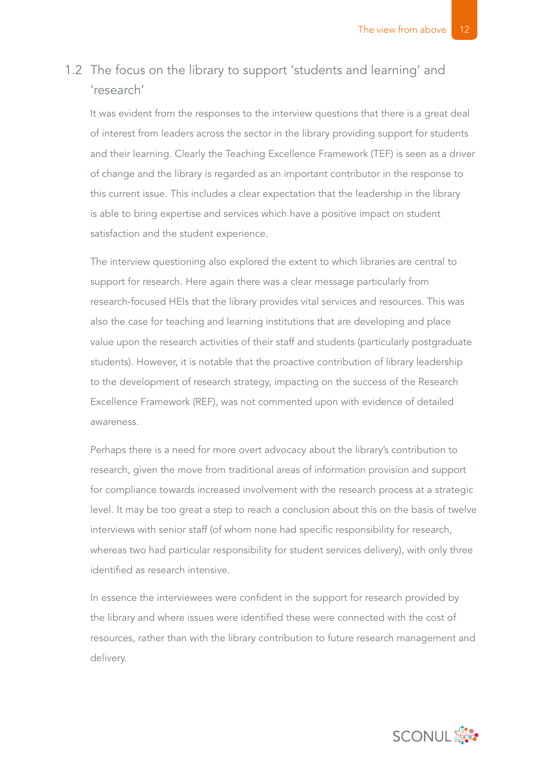## 1.2 The focus on the library to support 'students and learning' and 'research'

It was evident from the responses to the interview questions that there is a great deal of interest from leaders across the sector in the library providing support for students and their learning. Clearly the Teaching Excellence Framework (TEF) is seen as a driver of change and the library is regarded as an important contributor in the response to this current issue. This includes a clear expectation that the leadership in the library is able to bring expertise and services which have a positive impact on student satisfaction and the student experience.

The interview questioning also explored the extent to which libraries are central to support for research. Here again there was a clear message particularly from research-focused HEIs that the library provides vital services and resources. This was also the case for teaching and learning institutions that are developing and place value upon the research activities of their staff and students (particularly postgraduate students). However, it is notable that the proactive contribution of library leadership to the development of research strategy, impacting on the success of the Research Excellence Framework (REF), was not commented upon with evidence of detailed awareness.

Perhaps there is a need for more overt advocacy about the library's contribution to research, given the move from traditional areas of information provision and support for compliance towards increased involvement with the research process at a strategic level. It may be too great a step to reach a conclusion about this on the basis of twelve interviews with senior staff (of whom none had specific responsibility for research, whereas two had particular responsibility for student services delivery), with only three identified as research intensive.

In essence the interviewees were confident in the support for research provided by the library and where issues were identified these were connected with the cost of resources, rather than with the library contribution to future research management and delivery.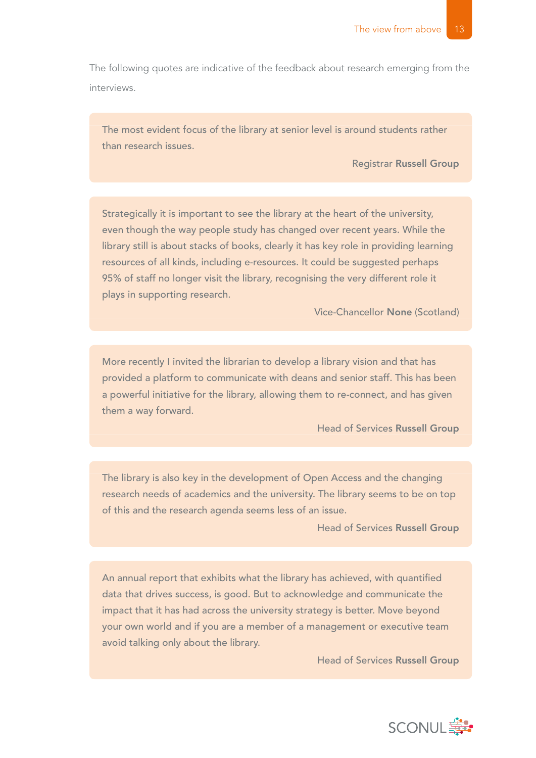The following quotes are indicative of the feedback about research emerging from the interviews.

> The most evident focus of the library at senior level is around students rather than research issues.
>
> Registrar **Russell Group**

> Strategically it is important to see the library at the heart of the university, even though the way people study has changed over recent years. While the library still is about stacks of books, clearly it has key role in providing learning resources of all kinds, including e-resources. It could be suggested perhaps 95% of staff no longer visit the library, recognising the very different role it plays in supporting research.
>
> Vice-Chancellor **None** (Scotland)

> More recently I invited the librarian to develop a library vision and that has provided a platform to communicate with deans and senior staff. This has been a powerful initiative for the library, allowing them to re-connect, and has given them a way forward.
>
> Head of Services **Russell Group**

> The library is also key in the development of Open Access and the changing research needs of academics and the university. The library seems to be on top of this and the research agenda seems less of an issue.
>
> Head of Services **Russell Group**

> An annual report that exhibits what the library has achieved, with quantified data that drives success, is good. But to acknowledge and communicate the impact that it has had across the university strategy is better. Move beyond your own world and if you are a member of a management or executive team avoid talking only about the library.
>
> Head of Services **Russell Group**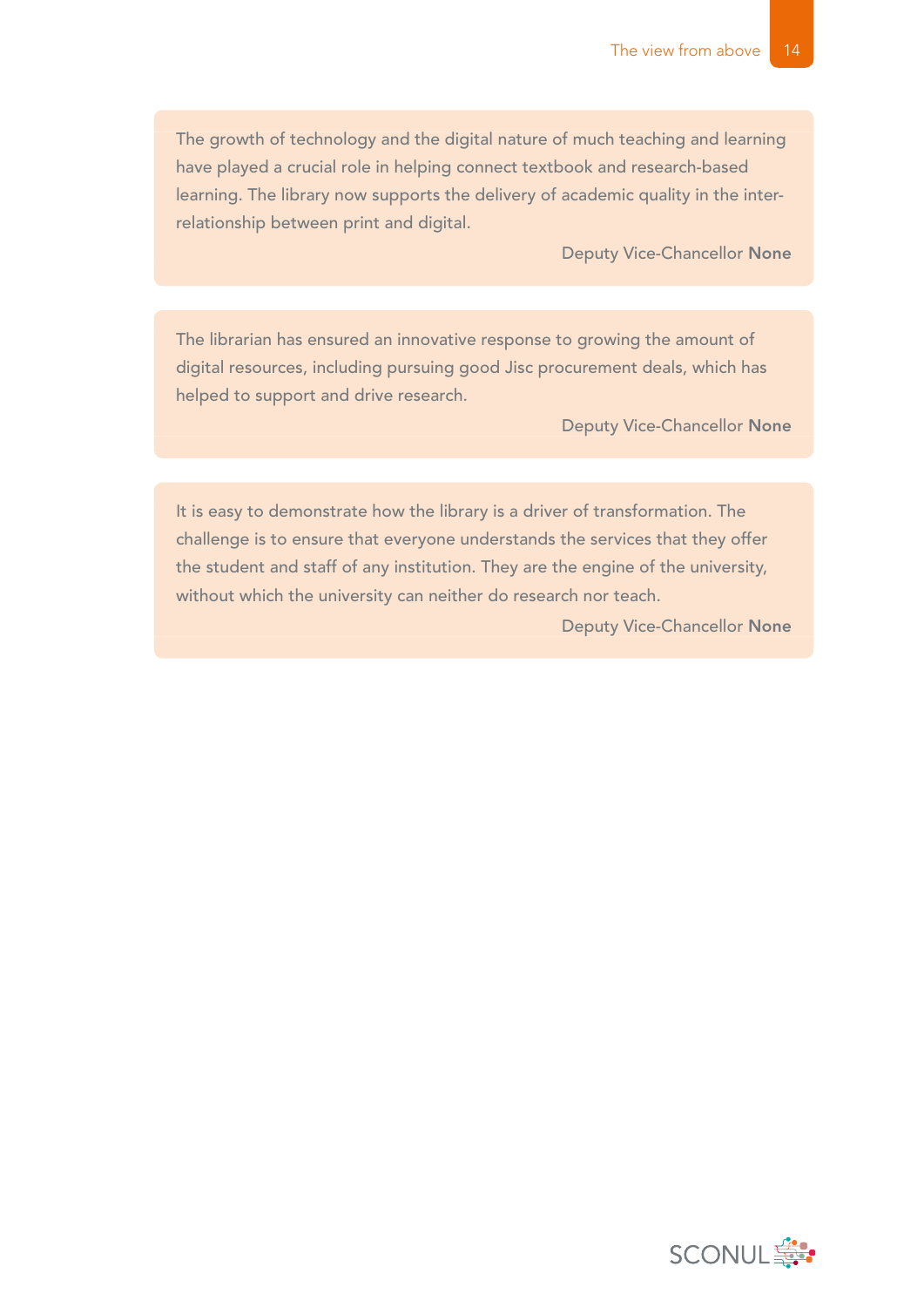The growth of technology and the digital nature of much teaching and learning have played a crucial role in helping connect textbook and research-based learning. The library now supports the delivery of academic quality in the inter-relationship between print and digital.

Deputy Vice-Chancellor **None**

The librarian has ensured an innovative response to growing the amount of digital resources, including pursuing good Jisc procurement deals, which has helped to support and drive research.

Deputy Vice-Chancellor **None**

It is easy to demonstrate how the library is a driver of transformation. The challenge is to ensure that everyone understands the services that they offer the student and staff of any institution. They are the engine of the university, without which the university can neither do research nor teach.

Deputy Vice-Chancellor **None**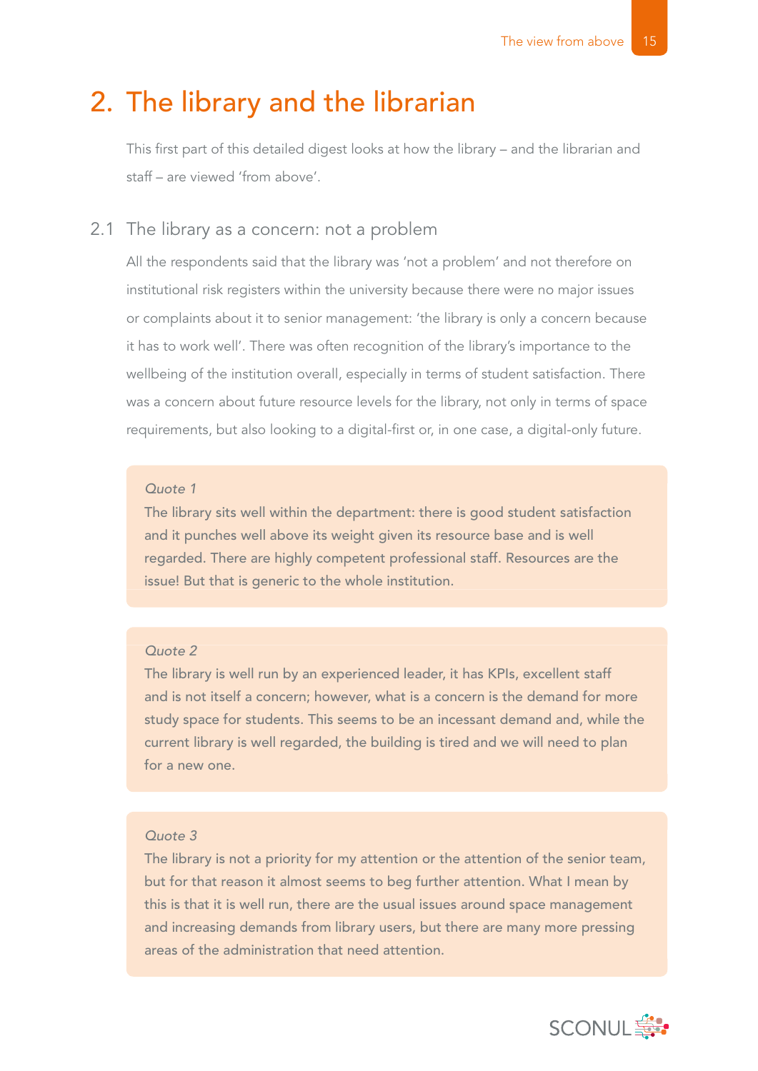# 2. The library and the librarian

This first part of this detailed digest looks at how the library – and the librarian and staff – are viewed 'from above'.

## 2.1 The library as a concern: not a problem

All the respondents said that the library was 'not a problem' and not therefore on institutional risk registers within the university because there were no major issues or complaints about it to senior management: 'the library is only a concern because it has to work well'. There was often recognition of the library's importance to the wellbeing of the institution overall, especially in terms of student satisfaction. There was a concern about future resource levels for the library, not only in terms of space requirements, but also looking to a digital-first or, in one case, a digital-only future.

> *Quote 1*
>
> The library sits well within the department: there is good student satisfaction and it punches well above its weight given its resource base and is well regarded. There are highly competent professional staff. Resources are the issue! But that is generic to the whole institution.

> *Quote 2*
>
> The library is well run by an experienced leader, it has KPIs, excellent staff and is not itself a concern; however, what is a concern is the demand for more study space for students. This seems to be an incessant demand and, while the current library is well regarded, the building is tired and we will need to plan for a new one.

> *Quote 3*
>
> The library is not a priority for my attention or the attention of the senior team, but for that reason it almost seems to beg further attention. What I mean by this is that it is well run, there are the usual issues around space management and increasing demands from library users, but there are many more pressing areas of the administration that need attention.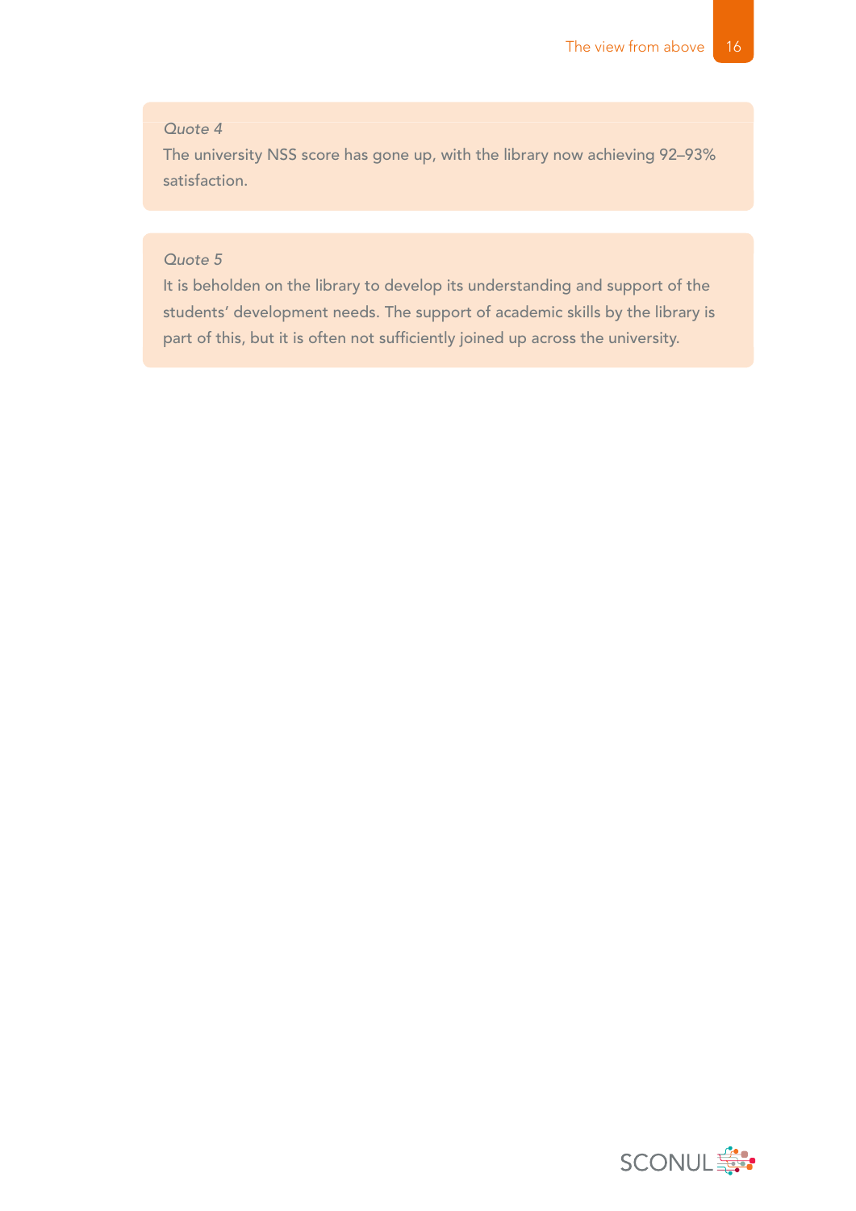*Quote 4*

The university NSS score has gone up, with the library now achieving 92–93% satisfaction.

*Quote 5*

It is beholden on the library to develop its understanding and support of the students' development needs. The support of academic skills by the library is part of this, but it is often not sufficiently joined up across the university.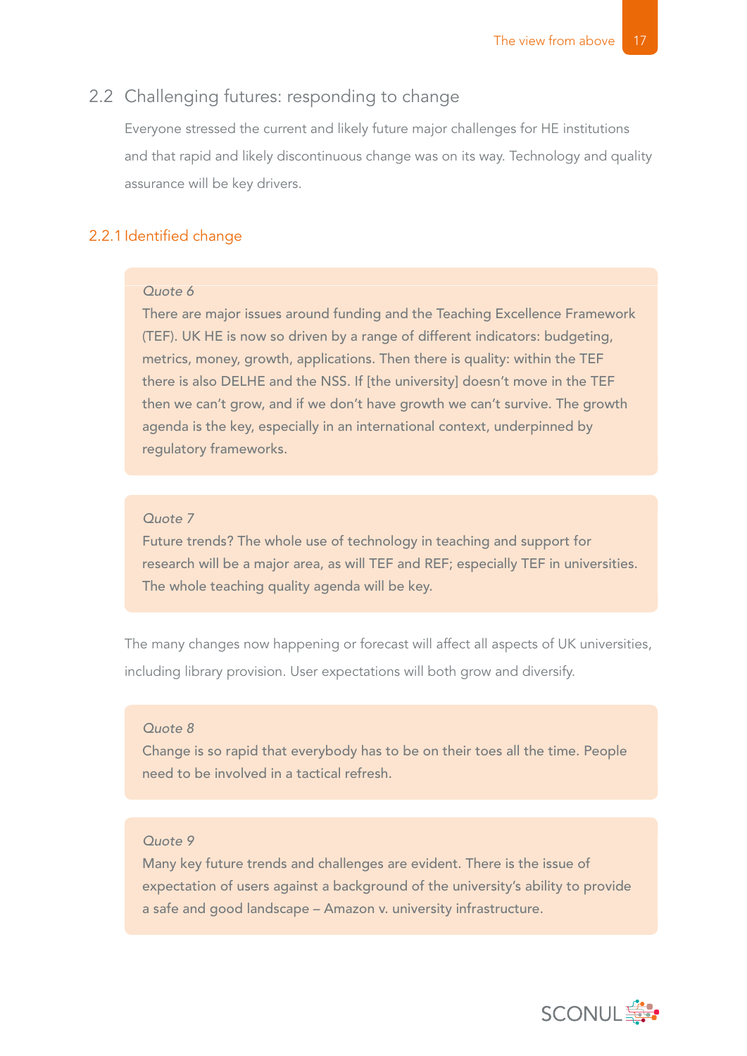## 2.2 Challenging futures: responding to change

Everyone stressed the current and likely future major challenges for HE institutions and that rapid and likely discontinuous change was on its way. Technology and quality assurance will be key drivers.

### 2.2.1 Identified change

> *Quote 6*
>
> There are major issues around funding and the Teaching Excellence Framework (TEF). UK HE is now so driven by a range of different indicators: budgeting, metrics, money, growth, applications. Then there is quality: within the TEF there is also DELHE and the NSS. If [the university] doesn't move in the TEF then we can't grow, and if we don't have growth we can't survive. The growth agenda is the key, especially in an international context, underpinned by regulatory frameworks.

> *Quote 7*
>
> Future trends? The whole use of technology in teaching and support for research will be a major area, as will TEF and REF; especially TEF in universities. The whole teaching quality agenda will be key.

The many changes now happening or forecast will affect all aspects of UK universities, including library provision. User expectations will both grow and diversify.

> *Quote 8*
>
> Change is so rapid that everybody has to be on their toes all the time. People need to be involved in a tactical refresh.

> *Quote 9*
>
> Many key future trends and challenges are evident. There is the issue of expectation of users against a background of the university's ability to provide a safe and good landscape – Amazon v. university infrastructure.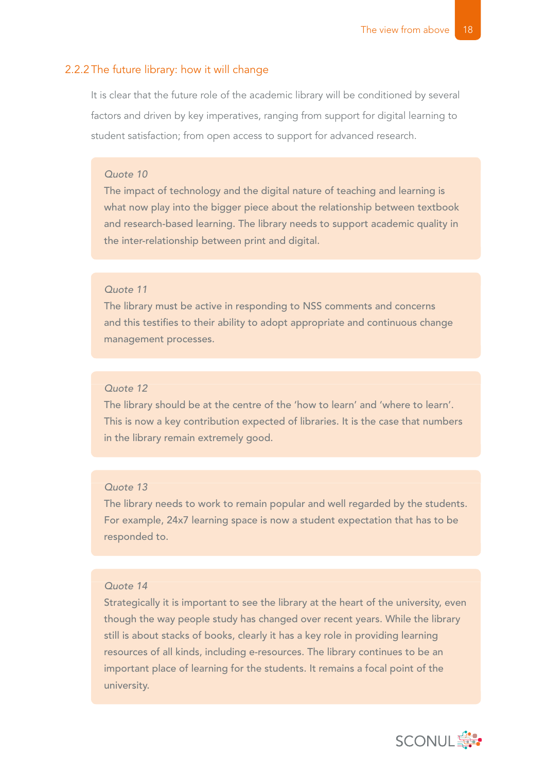### 2.2.2 The future library: how it will change

It is clear that the future role of the academic library will be conditioned by several factors and driven by key imperatives, ranging from support for digital learning to student satisfaction; from open access to support for advanced research.

> *Quote 10*
>
> The impact of technology and the digital nature of teaching and learning is what now play into the bigger piece about the relationship between textbook and research-based learning. The library needs to support academic quality in the inter-relationship between print and digital.

> *Quote 11*
>
> The library must be active in responding to NSS comments and concerns and this testifies to their ability to adopt appropriate and continuous change management processes.

> *Quote 12*
>
> The library should be at the centre of the 'how to learn' and 'where to learn'. This is now a key contribution expected of libraries. It is the case that numbers in the library remain extremely good.

> *Quote 13*
>
> The library needs to work to remain popular and well regarded by the students. For example, 24x7 learning space is now a student expectation that has to be responded to.

> *Quote 14*
>
> Strategically it is important to see the library at the heart of the university, even though the way people study has changed over recent years. While the library still is about stacks of books, clearly it has a key role in providing learning resources of all kinds, including e-resources. The library continues to be an important place of learning for the students. It remains a focal point of the university.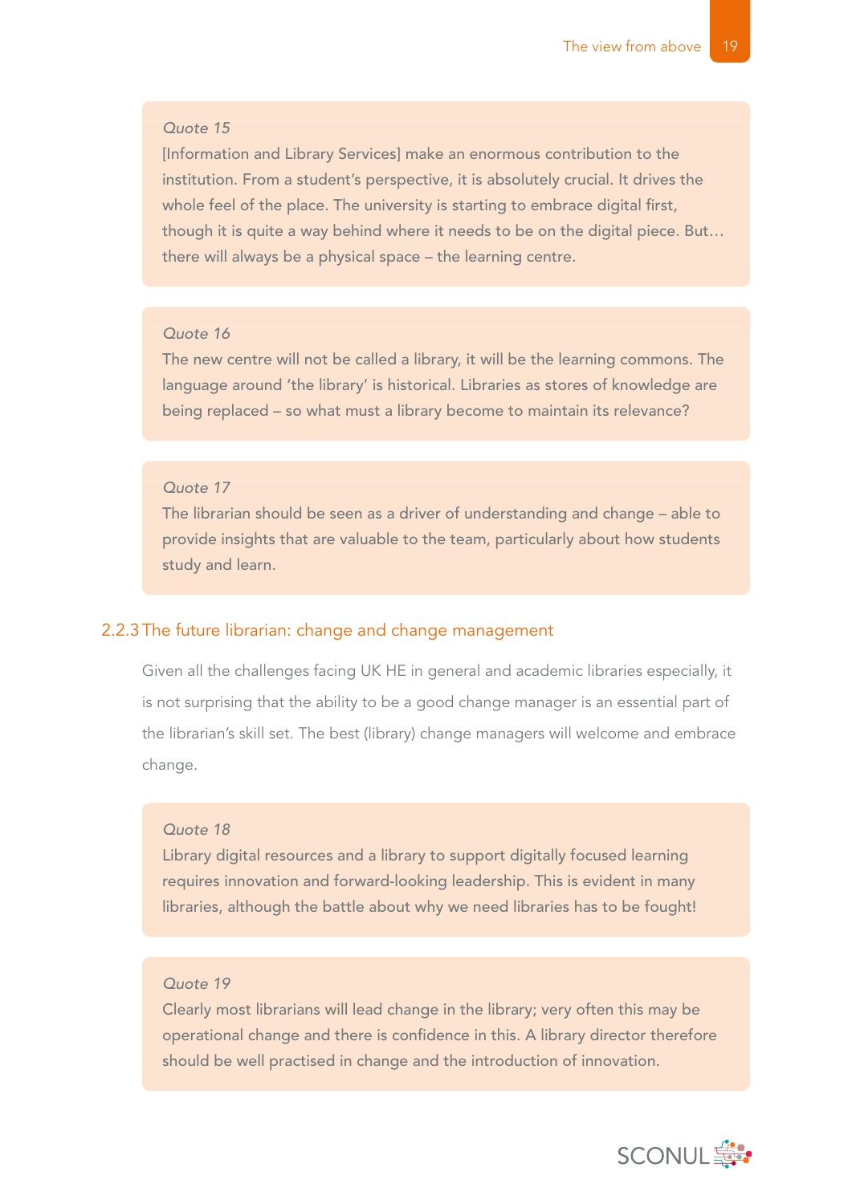*Quote 15*

[Information and Library Services] make an enormous contribution to the institution. From a student's perspective, it is absolutely crucial. It drives the whole feel of the place. The university is starting to embrace digital first, though it is quite a way behind where it needs to be on the digital piece. But… there will always be a physical space – the learning centre.

*Quote 16*

The new centre will not be called a library, it will be the learning commons. The language around 'the library' is historical. Libraries as stores of knowledge are being replaced – so what must a library become to maintain its relevance?

*Quote 17*

The librarian should be seen as a driver of understanding and change – able to provide insights that are valuable to the team, particularly about how students study and learn.

### 2.2.3 The future librarian: change and change management

Given all the challenges facing UK HE in general and academic libraries especially, it is not surprising that the ability to be a good change manager is an essential part of the librarian's skill set. The best (library) change managers will welcome and embrace change.

*Quote 18*

Library digital resources and a library to support digitally focused learning requires innovation and forward-looking leadership. This is evident in many libraries, although the battle about why we need libraries has to be fought!

*Quote 19*

Clearly most librarians will lead change in the library; very often this may be operational change and there is confidence in this. A library director therefore should be well practised in change and the introduction of innovation.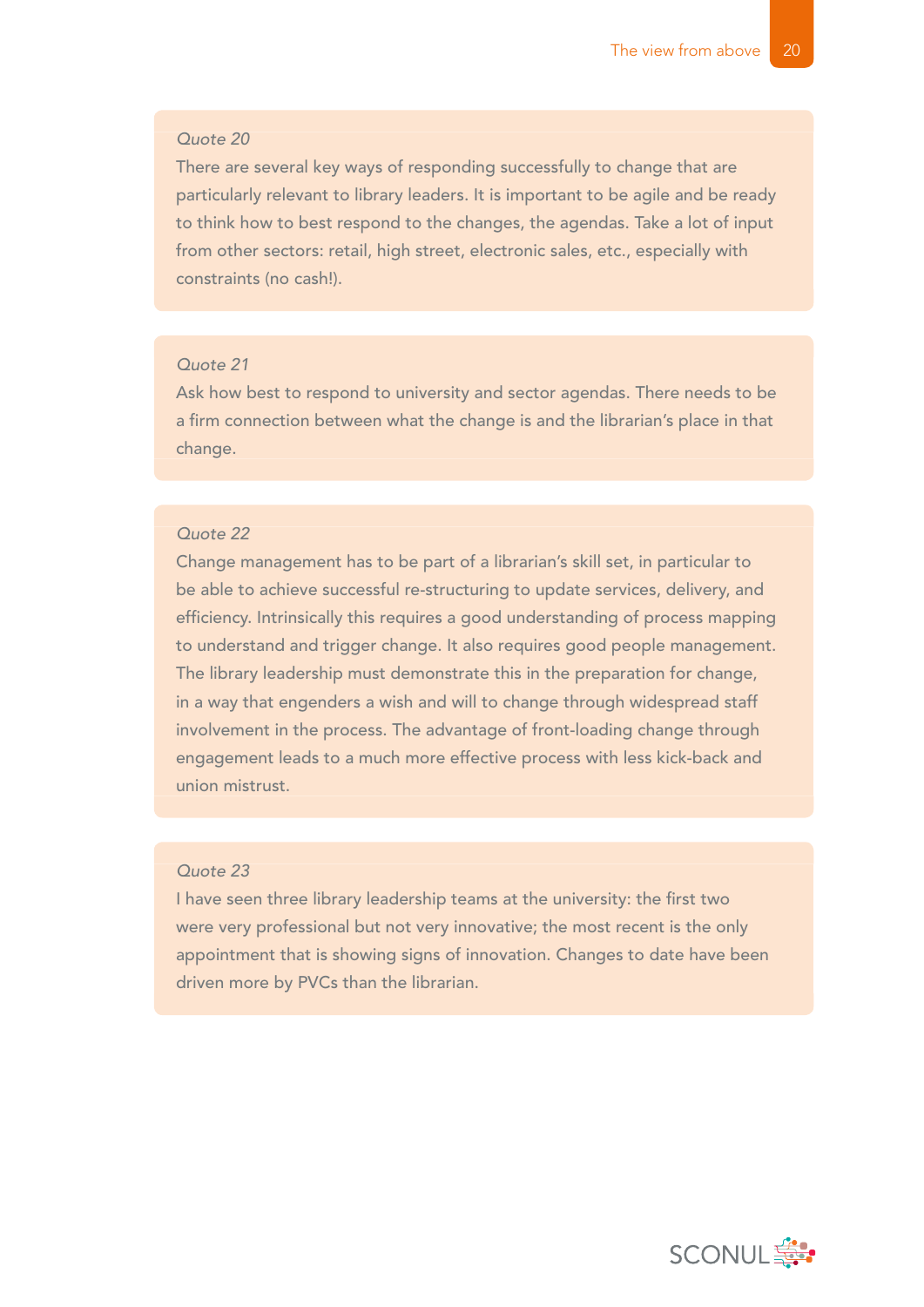*Quote 20*

There are several key ways of responding successfully to change that are particularly relevant to library leaders. It is important to be agile and be ready to think how to best respond to the changes, the agendas. Take a lot of input from other sectors: retail, high street, electronic sales, etc., especially with constraints (no cash!).

*Quote 21*

Ask how best to respond to university and sector agendas. There needs to be a firm connection between what the change is and the librarian's place in that change.

*Quote 22*

Change management has to be part of a librarian's skill set, in particular to be able to achieve successful re-structuring to update services, delivery, and efficiency. Intrinsically this requires a good understanding of process mapping to understand and trigger change. It also requires good people management. The library leadership must demonstrate this in the preparation for change, in a way that engenders a wish and will to change through widespread staff involvement in the process. The advantage of front-loading change through engagement leads to a much more effective process with less kick-back and union mistrust.

*Quote 23*

I have seen three library leadership teams at the university: the first two were very professional but not very innovative; the most recent is the only appointment that is showing signs of innovation. Changes to date have been driven more by PVCs than the librarian.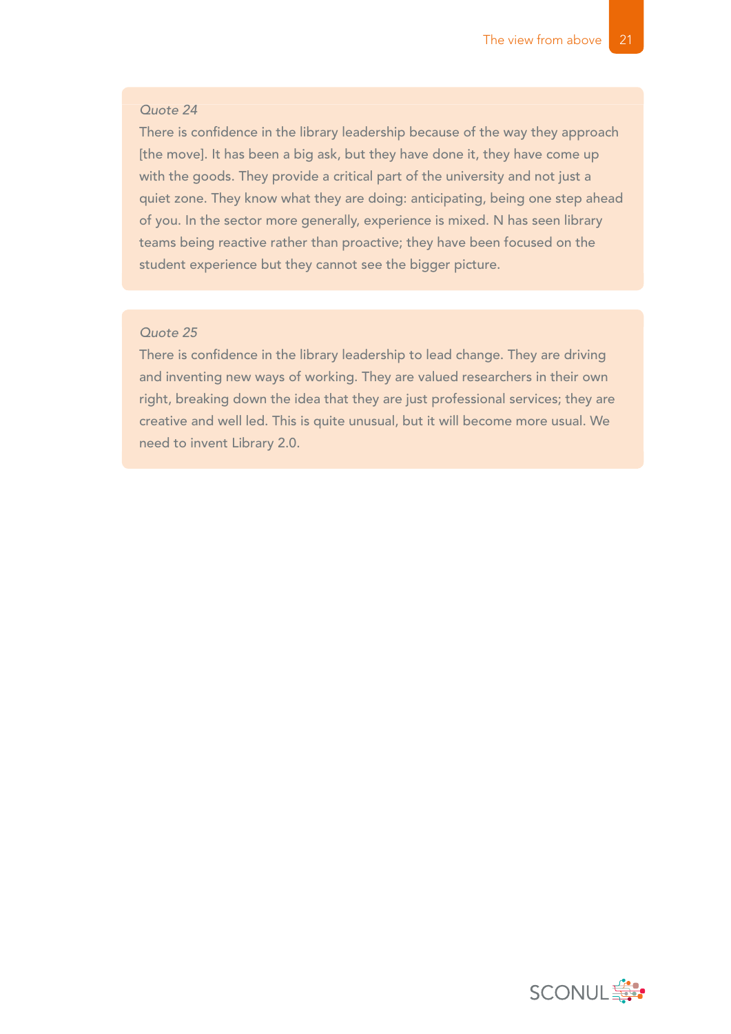*Quote 24*

There is confidence in the library leadership because of the way they approach [the move]. It has been a big ask, but they have done it, they have come up with the goods. They provide a critical part of the university and not just a quiet zone. They know what they are doing: anticipating, being one step ahead of you. In the sector more generally, experience is mixed. N has seen library teams being reactive rather than proactive; they have been focused on the student experience but they cannot see the bigger picture.

*Quote 25*

There is confidence in the library leadership to lead change. They are driving and inventing new ways of working. They are valued researchers in their own right, breaking down the idea that they are just professional services; they are creative and well led. This is quite unusual, but it will become more usual. We need to invent Library 2.0.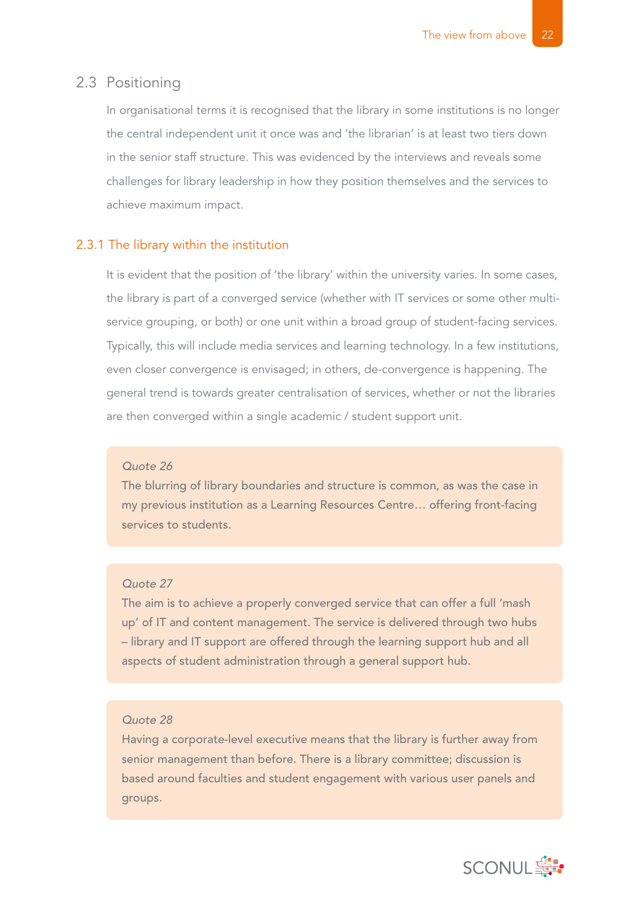## 2.3 Positioning

In organisational terms it is recognised that the library in some institutions is no longer the central independent unit it once was and 'the librarian' is at least two tiers down in the senior staff structure. This was evidenced by the interviews and reveals some challenges for library leadership in how they position themselves and the services to achieve maximum impact.

### 2.3.1 The library within the institution

It is evident that the position of 'the library' within the university varies. In some cases, the library is part of a converged service (whether with IT services or some other multi-service grouping, or both) or one unit within a broad group of student-facing services. Typically, this will include media services and learning technology. In a few institutions, even closer convergence is envisaged; in others, de-convergence is happening. The general trend is towards greater centralisation of services, whether or not the libraries are then converged within a single academic / student support unit.

> *Quote 26*
> The blurring of library boundaries and structure is common, as was the case in my previous institution as a Learning Resources Centre… offering front-facing services to students.

> *Quote 27*
> The aim is to achieve a properly converged service that can offer a full 'mash up' of IT and content management. The service is delivered through two hubs – library and IT support are offered through the learning support hub and all aspects of student administration through a general support hub.

> *Quote 28*
> Having a corporate-level executive means that the library is further away from senior management than before. There is a library committee; discussion is based around faculties and student engagement with various user panels and groups.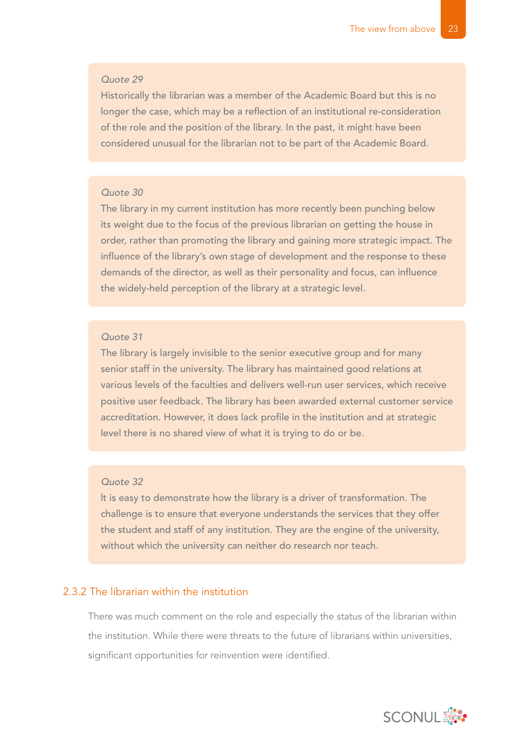*Quote 29*

Historically the librarian was a member of the Academic Board but this is no longer the case, which may be a reflection of an institutional re-consideration of the role and the position of the library. In the past, it might have been considered unusual for the librarian not to be part of the Academic Board.

*Quote 30*

The library in my current institution has more recently been punching below its weight due to the focus of the previous librarian on getting the house in order, rather than promoting the library and gaining more strategic impact. The influence of the library's own stage of development and the response to these demands of the director, as well as their personality and focus, can influence the widely-held perception of the library at a strategic level.

*Quote 31*

The library is largely invisible to the senior executive group and for many senior staff in the university. The library has maintained good relations at various levels of the faculties and delivers well-run user services, which receive positive user feedback. The library has been awarded external customer service accreditation. However, it does lack profile in the institution and at strategic level there is no shared view of what it is trying to do or be.

*Quote 32*

It is easy to demonstrate how the library is a driver of transformation. The challenge is to ensure that everyone understands the services that they offer the student and staff of any institution. They are the engine of the university, without which the university can neither do research nor teach.

### 2.3.2 The librarian within the institution

There was much comment on the role and especially the status of the librarian within the institution. While there were threats to the future of librarians within universities, significant opportunities for reinvention were identified.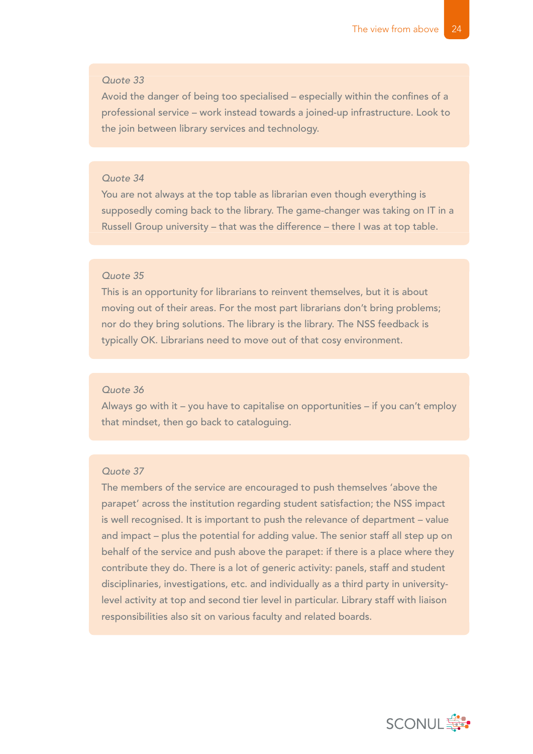*Quote 33*

Avoid the danger of being too specialised – especially within the confines of a professional service – work instead towards a joined-up infrastructure. Look to the join between library services and technology.

*Quote 34*

You are not always at the top table as librarian even though everything is supposedly coming back to the library. The game-changer was taking on IT in a Russell Group university – that was the difference – there I was at top table.

*Quote 35*

This is an opportunity for librarians to reinvent themselves, but it is about moving out of their areas. For the most part librarians don't bring problems; nor do they bring solutions. The library is the library. The NSS feedback is typically OK. Librarians need to move out of that cosy environment.

*Quote 36*

Always go with it – you have to capitalise on opportunities – if you can't employ that mindset, then go back to cataloguing.

*Quote 37*

The members of the service are encouraged to push themselves 'above the parapet' across the institution regarding student satisfaction; the NSS impact is well recognised. It is important to push the relevance of department – value and impact – plus the potential for adding value. The senior staff all step up on behalf of the service and push above the parapet: if there is a place where they contribute they do. There is a lot of generic activity: panels, staff and student disciplinaries, investigations, etc. and individually as a third party in university-level activity at top and second tier level in particular. Library staff with liaison responsibilities also sit on various faculty and related boards.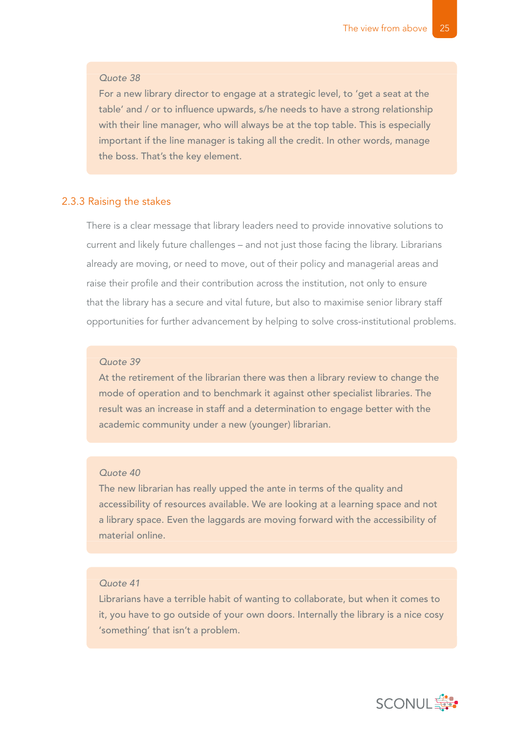*Quote 38*

For a new library director to engage at a strategic level, to 'get a seat at the table' and / or to influence upwards, s/he needs to have a strong relationship with their line manager, who will always be at the top table. This is especially important if the line manager is taking all the credit. In other words, manage the boss. That's the key element.

### 2.3.3 Raising the stakes

There is a clear message that library leaders need to provide innovative solutions to current and likely future challenges – and not just those facing the library. Librarians already are moving, or need to move, out of their policy and managerial areas and raise their profile and their contribution across the institution, not only to ensure that the library has a secure and vital future, but also to maximise senior library staff opportunities for further advancement by helping to solve cross-institutional problems.

*Quote 39*

At the retirement of the librarian there was then a library review to change the mode of operation and to benchmark it against other specialist libraries. The result was an increase in staff and a determination to engage better with the academic community under a new (younger) librarian.

*Quote 40*

The new librarian has really upped the ante in terms of the quality and accessibility of resources available. We are looking at a learning space and not a library space. Even the laggards are moving forward with the accessibility of material online.

*Quote 41*

Librarians have a terrible habit of wanting to collaborate, but when it comes to it, you have to go outside of your own doors. Internally the library is a nice cosy 'something' that isn't a problem.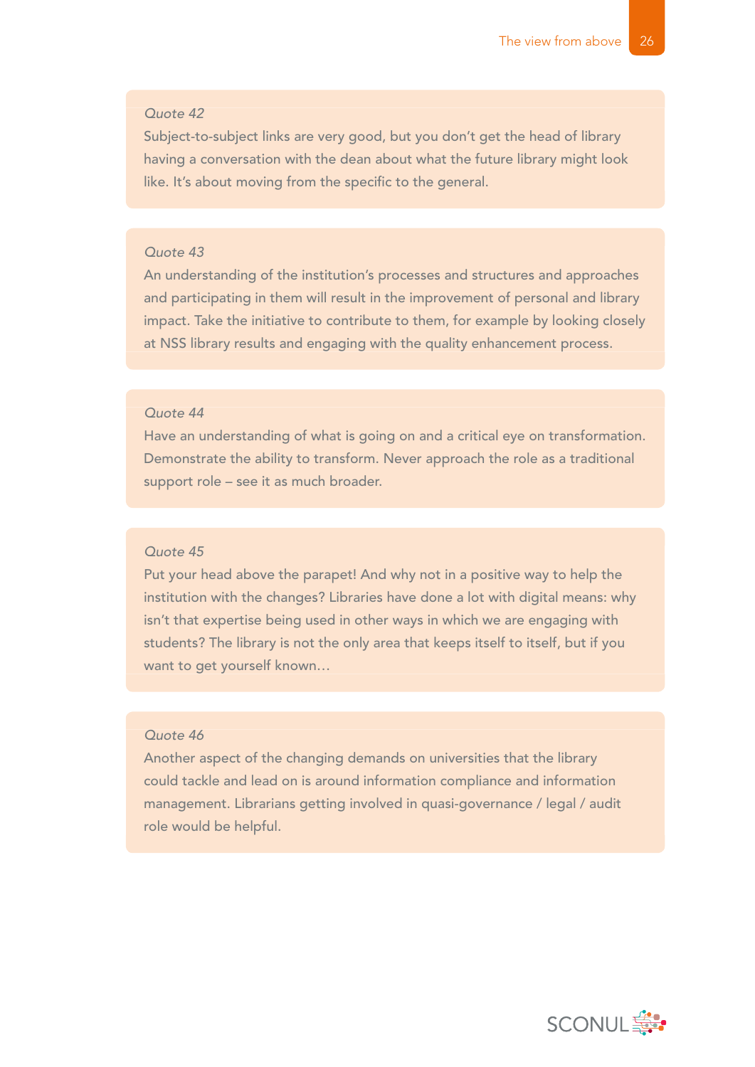*Quote 42*

Subject-to-subject links are very good, but you don't get the head of library having a conversation with the dean about what the future library might look like. It's about moving from the specific to the general.

*Quote 43*

An understanding of the institution's processes and structures and approaches and participating in them will result in the improvement of personal and library impact. Take the initiative to contribute to them, for example by looking closely at NSS library results and engaging with the quality enhancement process.

*Quote 44*

Have an understanding of what is going on and a critical eye on transformation. Demonstrate the ability to transform. Never approach the role as a traditional support role – see it as much broader.

*Quote 45*

Put your head above the parapet! And why not in a positive way to help the institution with the changes? Libraries have done a lot with digital means: why isn't that expertise being used in other ways in which we are engaging with students? The library is not the only area that keeps itself to itself, but if you want to get yourself known…

*Quote 46*

Another aspect of the changing demands on universities that the library could tackle and lead on is around information compliance and information management. Librarians getting involved in quasi-governance / legal / audit role would be helpful.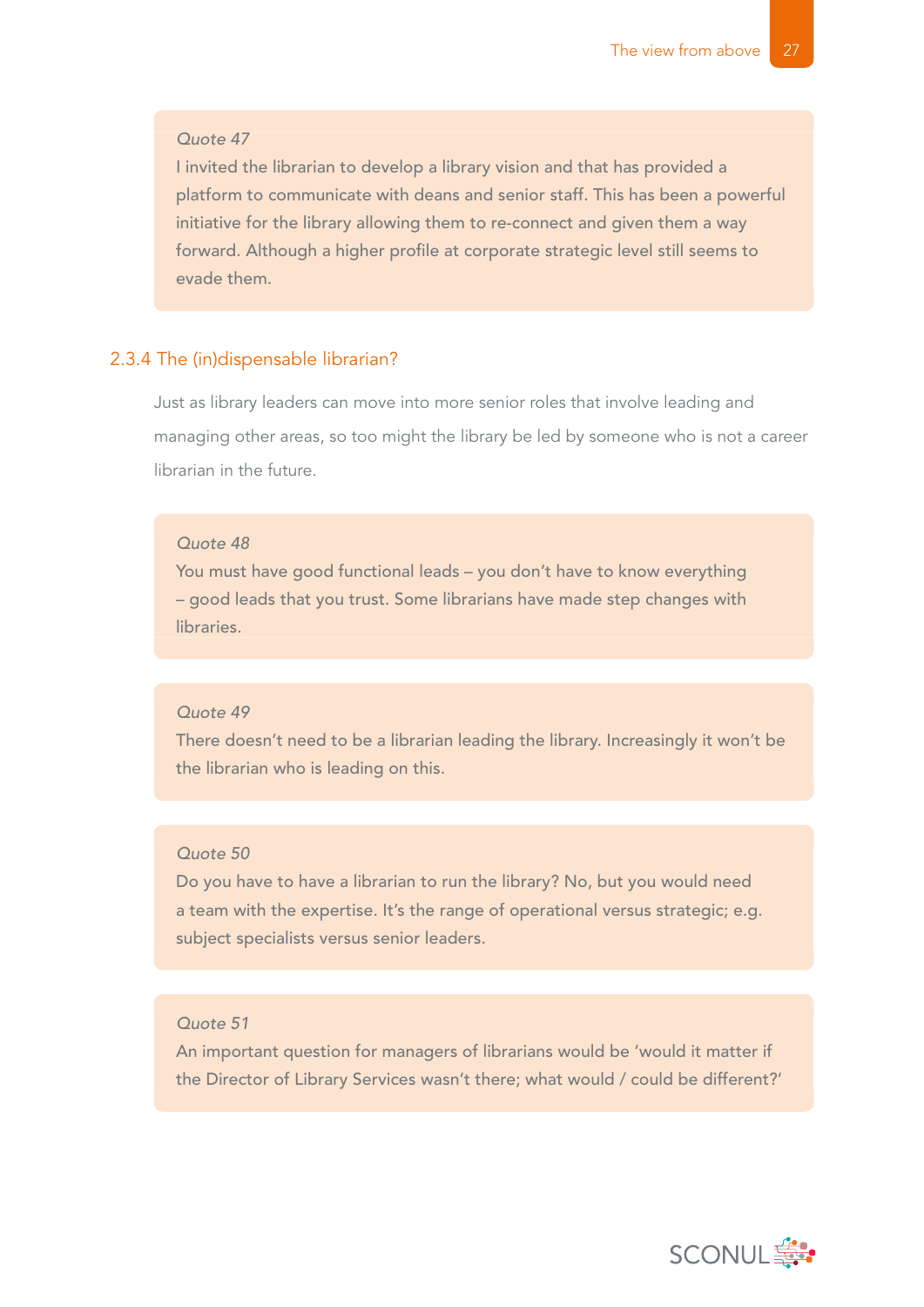*Quote 47*

I invited the librarian to develop a library vision and that has provided a platform to communicate with deans and senior staff. This has been a powerful initiative for the library allowing them to re-connect and given them a way forward. Although a higher profile at corporate strategic level still seems to evade them.

### 2.3.4 The (in)dispensable librarian?

Just as library leaders can move into more senior roles that involve leading and managing other areas, so too might the library be led by someone who is not a career librarian in the future.

*Quote 48*

You must have good functional leads – you don't have to know everything – good leads that you trust. Some librarians have made step changes with libraries.

*Quote 49*

There doesn't need to be a librarian leading the library. Increasingly it won't be the librarian who is leading on this.

*Quote 50*

Do you have to have a librarian to run the library? No, but you would need a team with the expertise. It's the range of operational versus strategic; e.g. subject specialists versus senior leaders.

*Quote 51*

An important question for managers of librarians would be 'would it matter if the Director of Library Services wasn't there; what would / could be different?'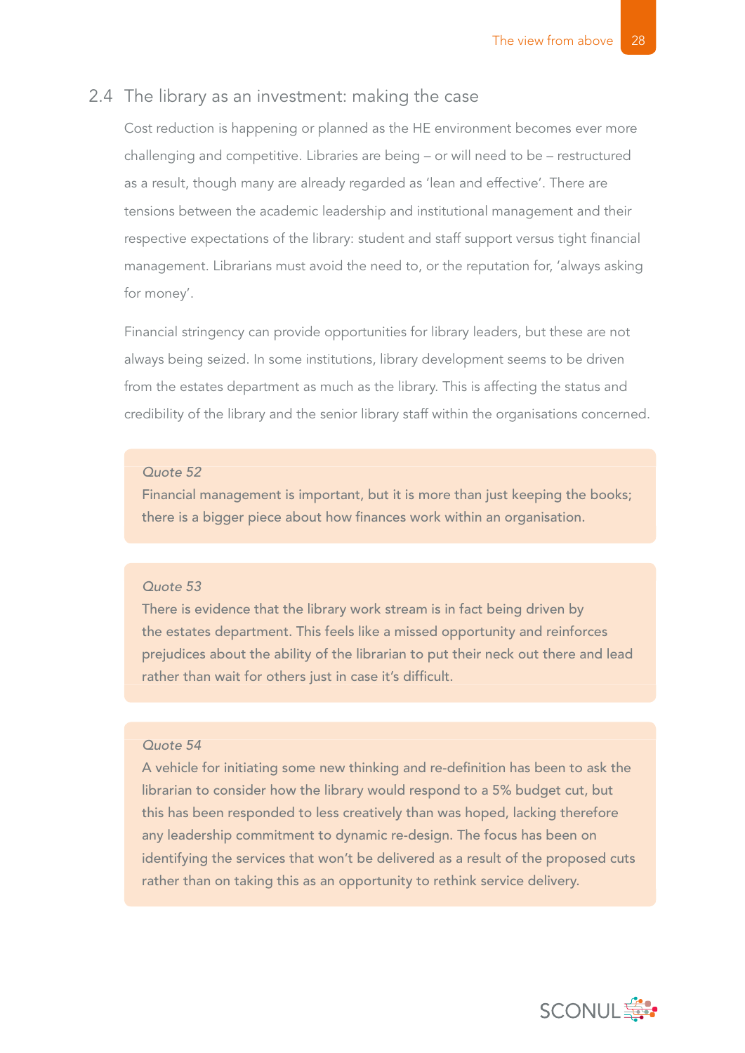## 2.4 The library as an investment: making the case

Cost reduction is happening or planned as the HE environment becomes ever more challenging and competitive. Libraries are being – or will need to be – restructured as a result, though many are already regarded as 'lean and effective'. There are tensions between the academic leadership and institutional management and their respective expectations of the library: student and staff support versus tight financial management. Librarians must avoid the need to, or the reputation for, 'always asking for money'.

Financial stringency can provide opportunities for library leaders, but these are not always being seized. In some institutions, library development seems to be driven from the estates department as much as the library. This is affecting the status and credibility of the library and the senior library staff within the organisations concerned.

> *Quote 52*
> Financial management is important, but it is more than just keeping the books; there is a bigger piece about how finances work within an organisation.

> *Quote 53*
> There is evidence that the library work stream is in fact being driven by the estates department. This feels like a missed opportunity and reinforces prejudices about the ability of the librarian to put their neck out there and lead rather than wait for others just in case it's difficult.

> *Quote 54*
> A vehicle for initiating some new thinking and re-definition has been to ask the librarian to consider how the library would respond to a 5% budget cut, but this has been responded to less creatively than was hoped, lacking therefore any leadership commitment to dynamic re-design. The focus has been on identifying the services that won't be delivered as a result of the proposed cuts rather than on taking this as an opportunity to rethink service delivery.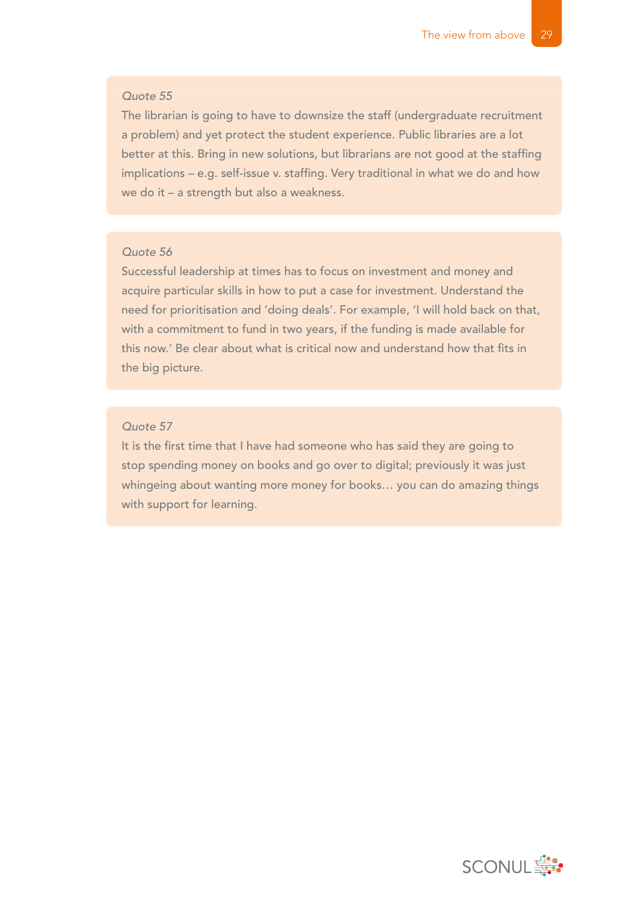*Quote 55*

The librarian is going to have to downsize the staff (undergraduate recruitment a problem) and yet protect the student experience. Public libraries are a lot better at this. Bring in new solutions, but librarians are not good at the staffing implications – e.g. self-issue v. staffing. Very traditional in what we do and how we do it – a strength but also a weakness.

*Quote 56*

Successful leadership at times has to focus on investment and money and acquire particular skills in how to put a case for investment. Understand the need for prioritisation and 'doing deals'. For example, 'I will hold back on that, with a commitment to fund in two years, if the funding is made available for this now.' Be clear about what is critical now and understand how that fits in the big picture.

*Quote 57*

It is the first time that I have had someone who has said they are going to stop spending money on books and go over to digital; previously it was just whingeing about wanting more money for books… you can do amazing things with support for learning.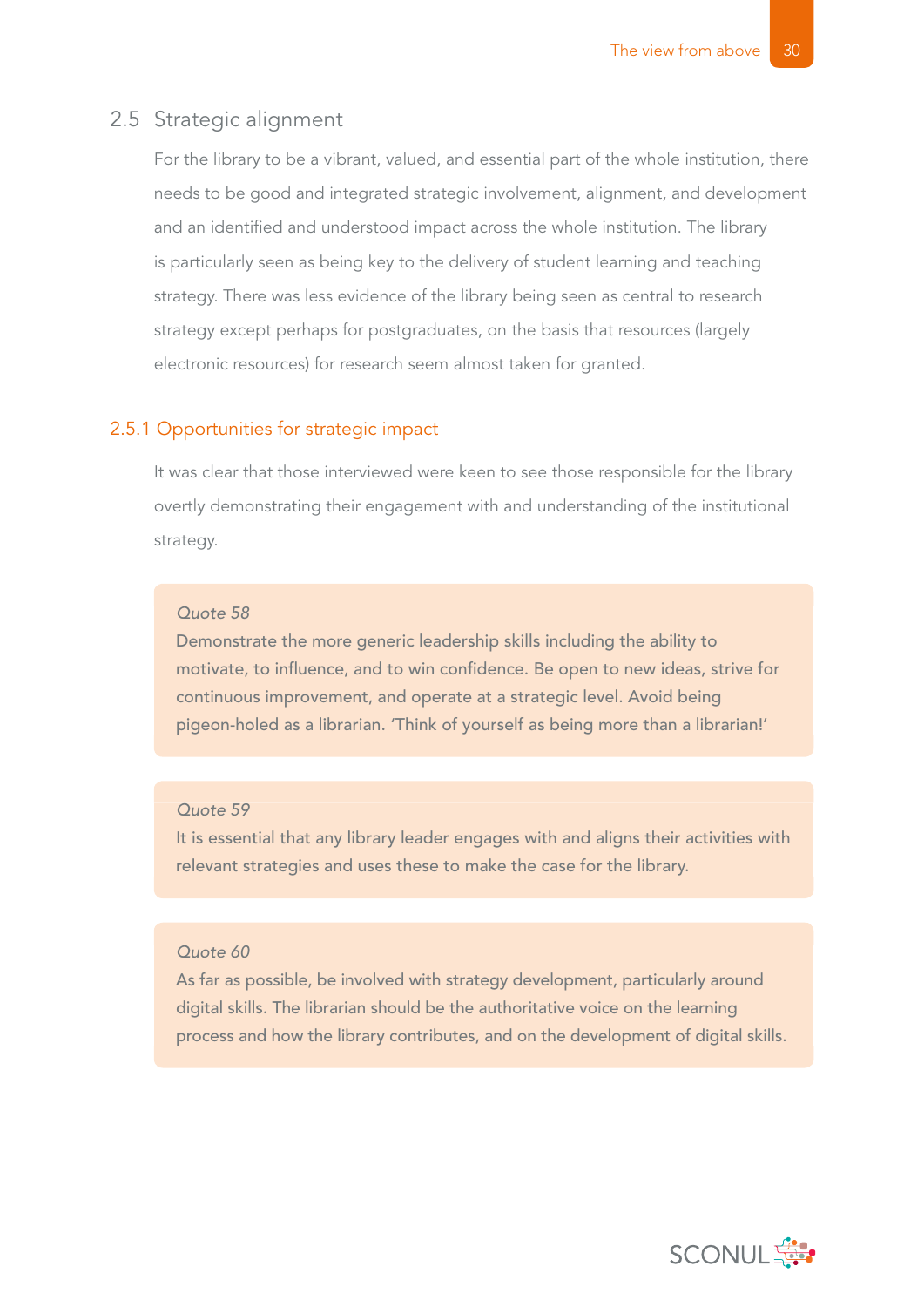## 2.5 Strategic alignment

For the library to be a vibrant, valued, and essential part of the whole institution, there needs to be good and integrated strategic involvement, alignment, and development and an identified and understood impact across the whole institution. The library is particularly seen as being key to the delivery of student learning and teaching strategy. There was less evidence of the library being seen as central to research strategy except perhaps for postgraduates, on the basis that resources (largely electronic resources) for research seem almost taken for granted.

### 2.5.1 Opportunities for strategic impact

It was clear that those interviewed were keen to see those responsible for the library overtly demonstrating their engagement with and understanding of the institutional strategy.

> *Quote 58*
>
> Demonstrate the more generic leadership skills including the ability to motivate, to influence, and to win confidence. Be open to new ideas, strive for continuous improvement, and operate at a strategic level. Avoid being pigeon-holed as a librarian. 'Think of yourself as being more than a librarian!'

> *Quote 59*
>
> It is essential that any library leader engages with and aligns their activities with relevant strategies and uses these to make the case for the library.

> *Quote 60*
>
> As far as possible, be involved with strategy development, particularly around digital skills. The librarian should be the authoritative voice on the learning process and how the library contributes, and on the development of digital skills.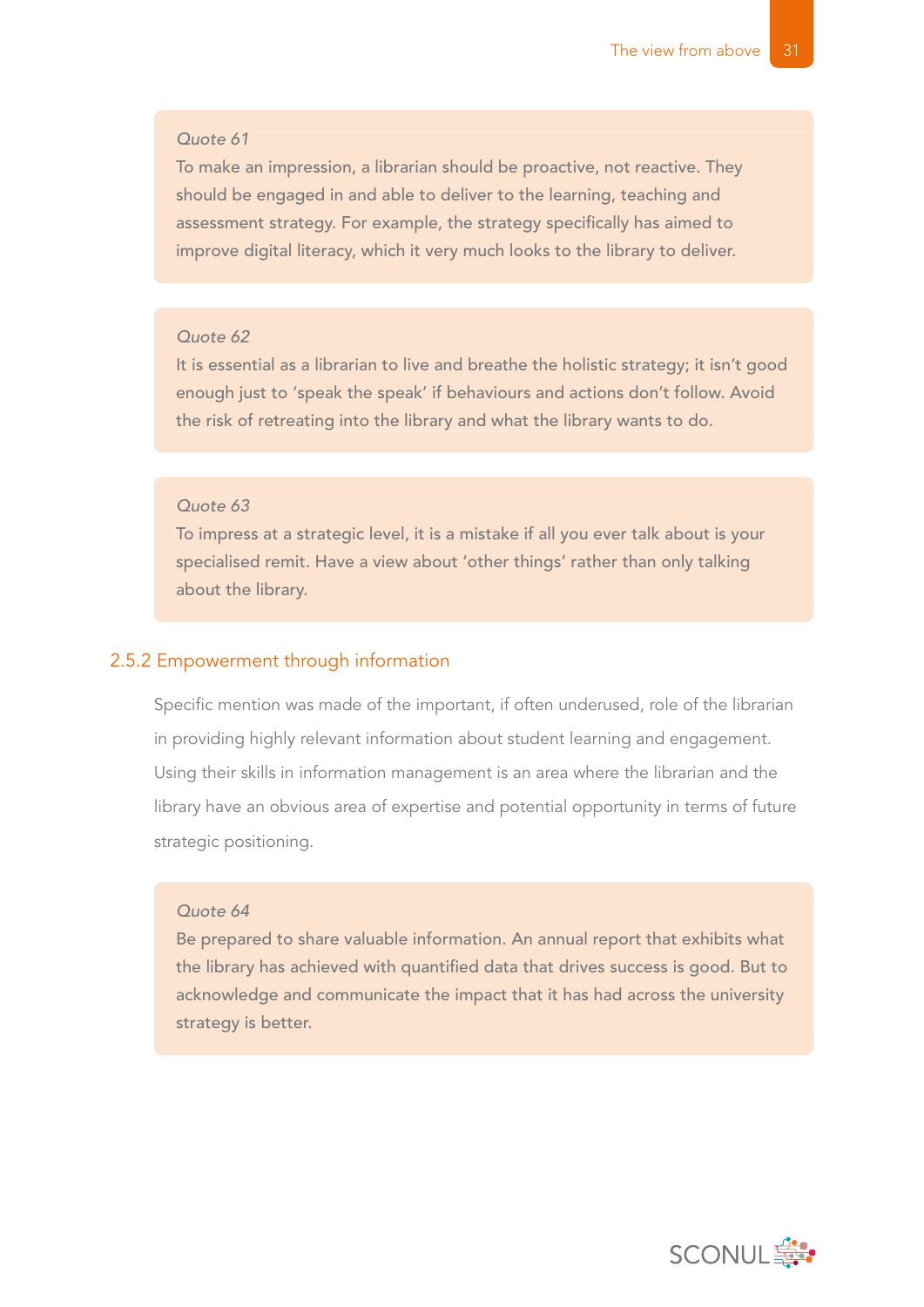*Quote 61*

To make an impression, a librarian should be proactive, not reactive. They should be engaged in and able to deliver to the learning, teaching and assessment strategy. For example, the strategy specifically has aimed to improve digital literacy, which it very much looks to the library to deliver.

*Quote 62*

It is essential as a librarian to live and breathe the holistic strategy; it isn't good enough just to 'speak the speak' if behaviours and actions don't follow. Avoid the risk of retreating into the library and what the library wants to do.

*Quote 63*

To impress at a strategic level, it is a mistake if all you ever talk about is your specialised remit. Have a view about 'other things' rather than only talking about the library.

### 2.5.2 Empowerment through information

Specific mention was made of the important, if often underused, role of the librarian in providing highly relevant information about student learning and engagement. Using their skills in information management is an area where the librarian and the library have an obvious area of expertise and potential opportunity in terms of future strategic positioning.

*Quote 64*

Be prepared to share valuable information. An annual report that exhibits what the library has achieved with quantified data that drives success is good. But to acknowledge and communicate the impact that it has had across the university strategy is better.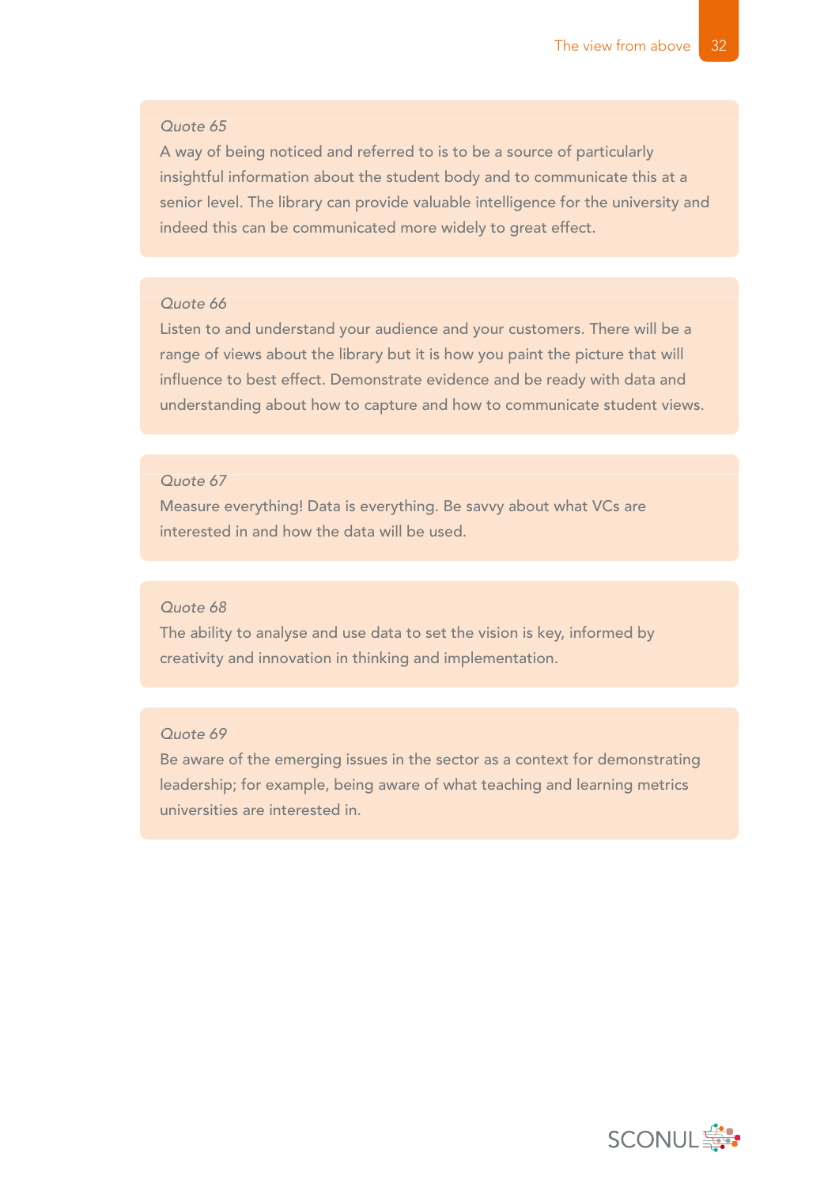*Quote 65*

A way of being noticed and referred to is to be a source of particularly insightful information about the student body and to communicate this at a senior level. The library can provide valuable intelligence for the university and indeed this can be communicated more widely to great effect.

*Quote 66*

Listen to and understand your audience and your customers. There will be a range of views about the library but it is how you paint the picture that will influence to best effect. Demonstrate evidence and be ready with data and understanding about how to capture and how to communicate student views.

*Quote 67*

Measure everything! Data is everything. Be savvy about what VCs are interested in and how the data will be used.

*Quote 68*

The ability to analyse and use data to set the vision is key, informed by creativity and innovation in thinking and implementation.

*Quote 69*

Be aware of the emerging issues in the sector as a context for demonstrating leadership; for example, being aware of what teaching and learning metrics universities are interested in.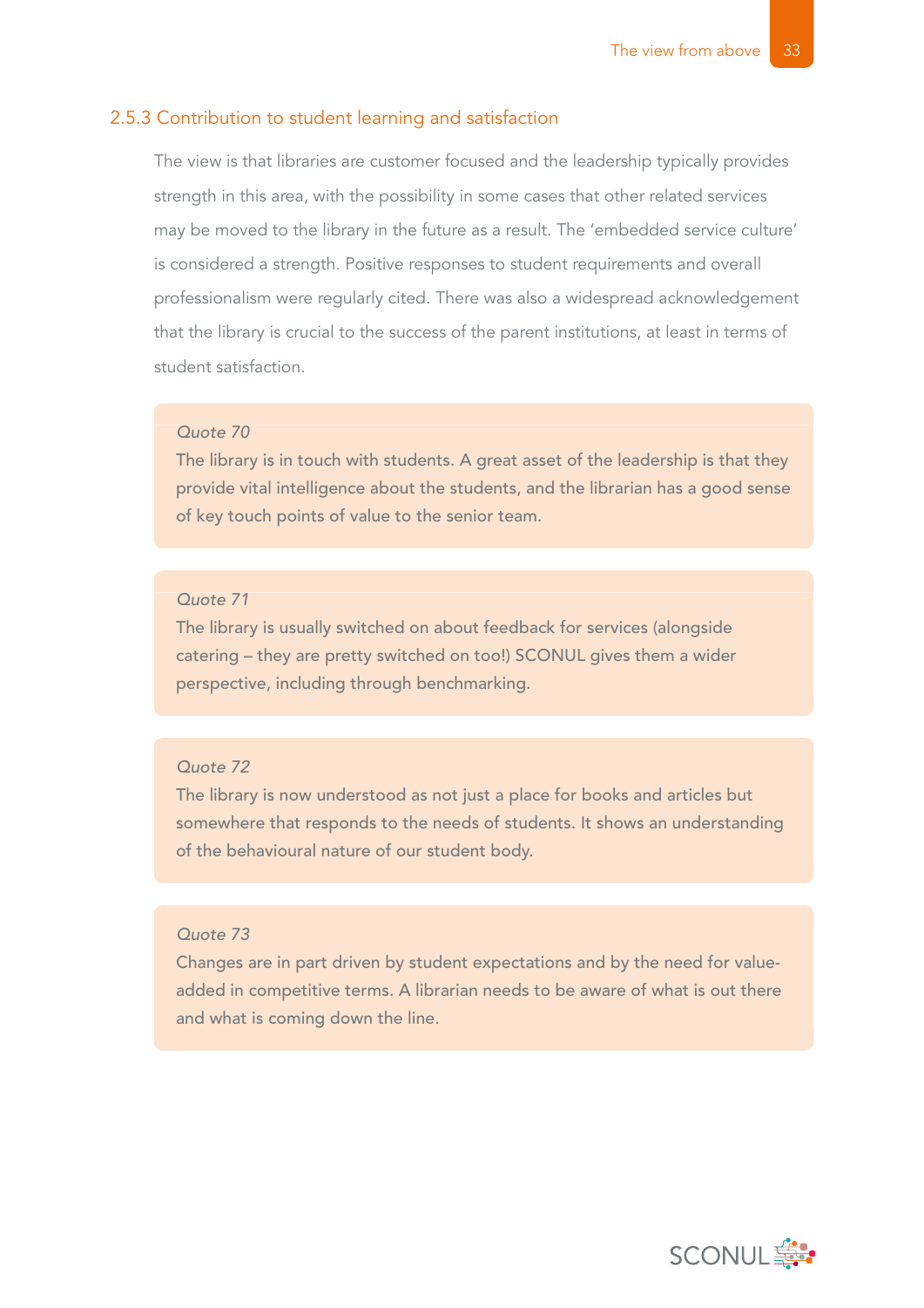### 2.5.3 Contribution to student learning and satisfaction

The view is that libraries are customer focused and the leadership typically provides strength in this area, with the possibility in some cases that other related services may be moved to the library in the future as a result. The 'embedded service culture' is considered a strength. Positive responses to student requirements and overall professionalism were regularly cited. There was also a widespread acknowledgement that the library is crucial to the success of the parent institutions, at least in terms of student satisfaction.

> *Quote 70*
> The library is in touch with students. A great asset of the leadership is that they provide vital intelligence about the students, and the librarian has a good sense of key touch points of value to the senior team.

> *Quote 71*
> The library is usually switched on about feedback for services (alongside catering – they are pretty switched on too!) SCONUL gives them a wider perspective, including through benchmarking.

> *Quote 72*
> The library is now understood as not just a place for books and articles but somewhere that responds to the needs of students. It shows an understanding of the behavioural nature of our student body.

> *Quote 73*
> Changes are in part driven by student expectations and by the need for value-added in competitive terms. A librarian needs to be aware of what is out there and what is coming down the line.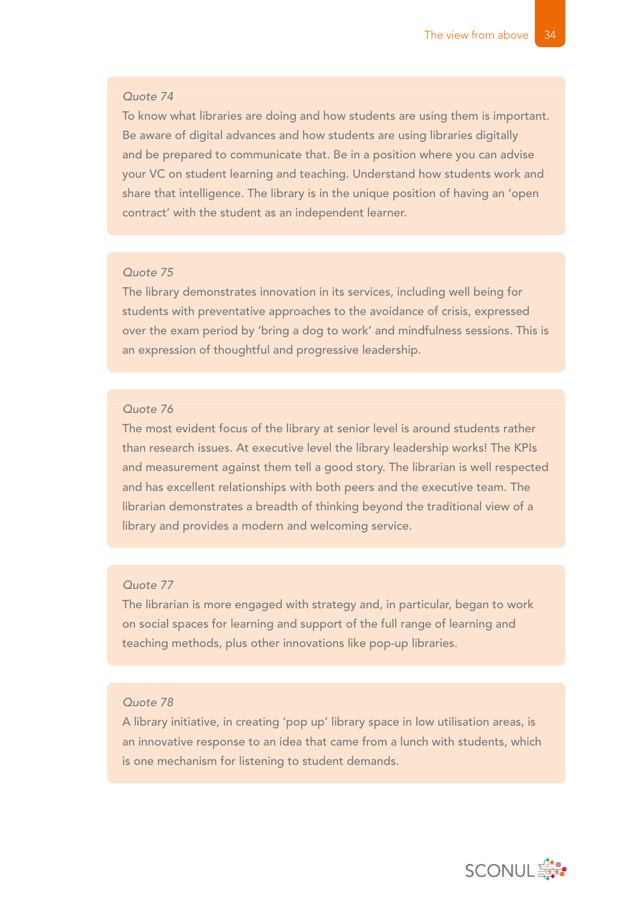*Quote 74*

To know what libraries are doing and how students are using them is important. Be aware of digital advances and how students are using libraries digitally and be prepared to communicate that. Be in a position where you can advise your VC on student learning and teaching. Understand how students work and share that intelligence. The library is in the unique position of having an 'open contract' with the student as an independent learner.

*Quote 75*

The library demonstrates innovation in its services, including well being for students with preventative approaches to the avoidance of crisis, expressed over the exam period by 'bring a dog to work' and mindfulness sessions. This is an expression of thoughtful and progressive leadership.

*Quote 76*

The most evident focus of the library at senior level is around students rather than research issues. At executive level the library leadership works! The KPIs and measurement against them tell a good story. The librarian is well respected and has excellent relationships with both peers and the executive team. The librarian demonstrates a breadth of thinking beyond the traditional view of a library and provides a modern and welcoming service.

*Quote 77*

The librarian is more engaged with strategy and, in particular, began to work on social spaces for learning and support of the full range of learning and teaching methods, plus other innovations like pop-up libraries.

*Quote 78*

A library initiative, in creating 'pop up' library space in low utilisation areas, is an innovative response to an idea that came from a lunch with students, which is one mechanism for listening to student demands.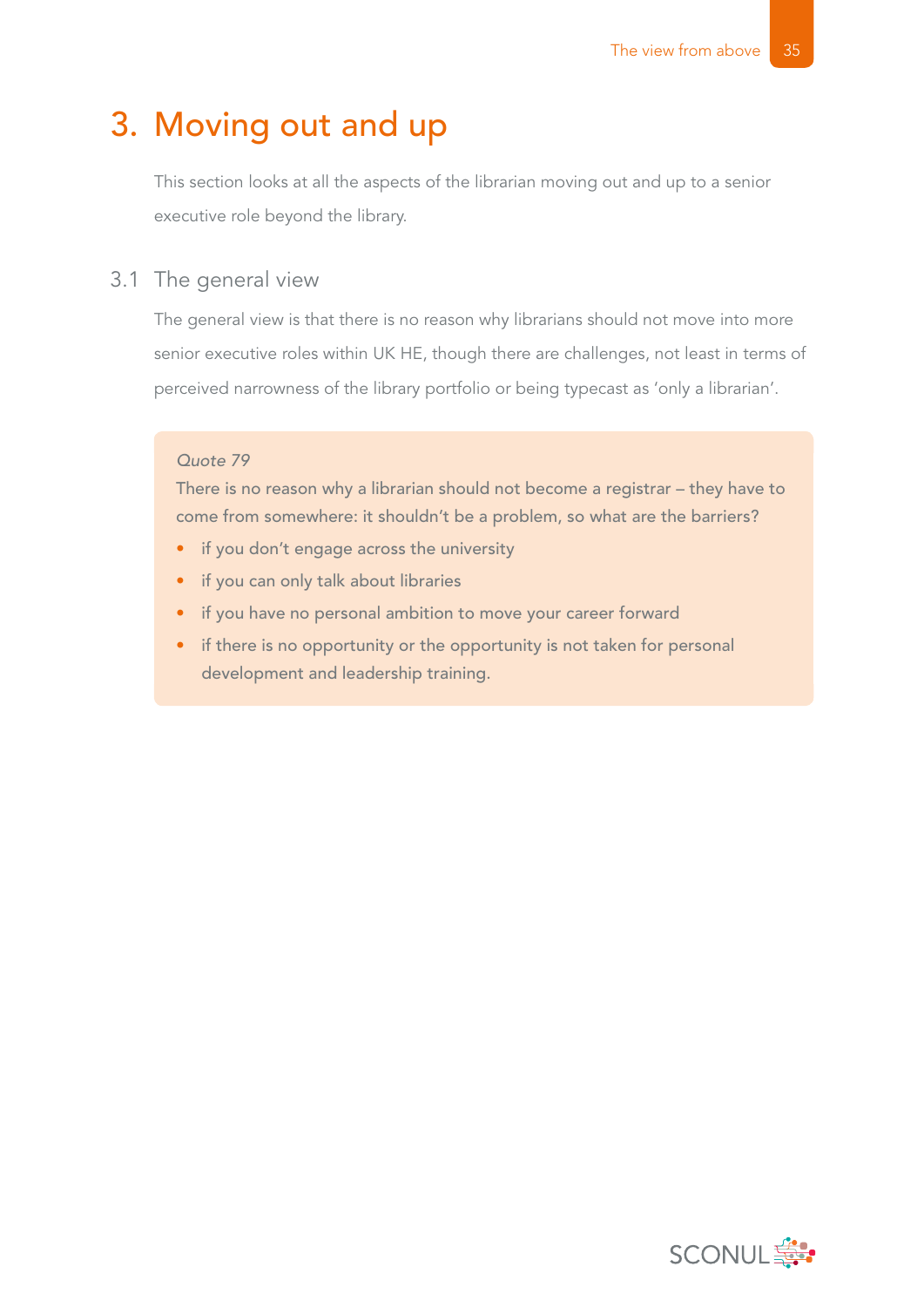# 3. Moving out and up

This section looks at all the aspects of the librarian moving out and up to a senior executive role beyond the library.

## 3.1 The general view

The general view is that there is no reason why librarians should not move into more senior executive roles within UK HE, though there are challenges, not least in terms of perceived narrowness of the library portfolio or being typecast as 'only a librarian'.

*Quote 79*

There is no reason why a librarian should not become a registrar – they have to come from somewhere: it shouldn't be a problem, so what are the barriers?

- if you don't engage across the university
- if you can only talk about libraries
- if you have no personal ambition to move your career forward
- if there is no opportunity or the opportunity is not taken for personal development and leadership training.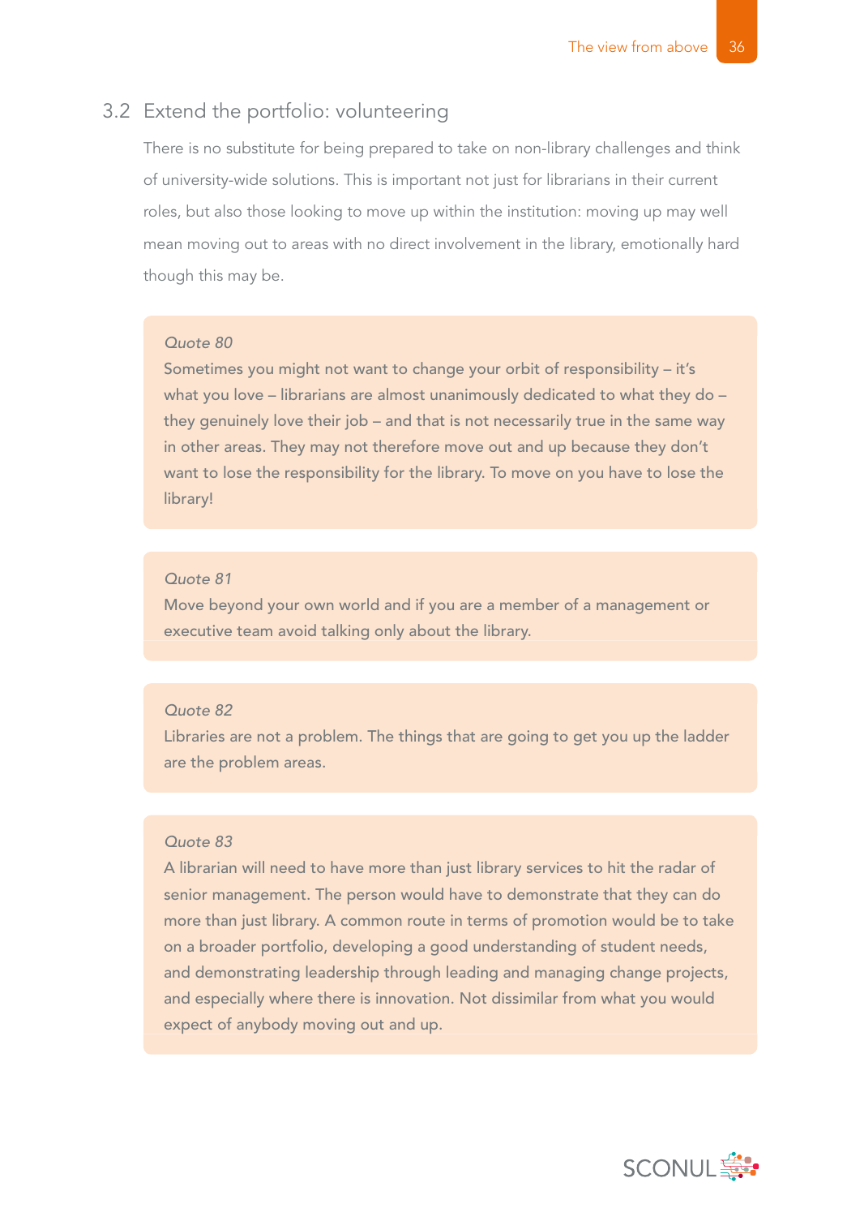## 3.2 Extend the portfolio: volunteering

There is no substitute for being prepared to take on non-library challenges and think of university-wide solutions. This is important not just for librarians in their current roles, but also those looking to move up within the institution: moving up may well mean moving out to areas with no direct involvement in the library, emotionally hard though this may be.

> *Quote 80*
> Sometimes you might not want to change your orbit of responsibility – it's what you love – librarians are almost unanimously dedicated to what they do – they genuinely love their job – and that is not necessarily true in the same way in other areas. They may not therefore move out and up because they don't want to lose the responsibility for the library. To move on you have to lose the library!

> *Quote 81*
> Move beyond your own world and if you are a member of a management or executive team avoid talking only about the library.

> *Quote 82*
> Libraries are not a problem. The things that are going to get you up the ladder are the problem areas.

> *Quote 83*
> A librarian will need to have more than just library services to hit the radar of senior management. The person would have to demonstrate that they can do more than just library. A common route in terms of promotion would be to take on a broader portfolio, developing a good understanding of student needs, and demonstrating leadership through leading and managing change projects, and especially where there is innovation. Not dissimilar from what you would expect of anybody moving out and up.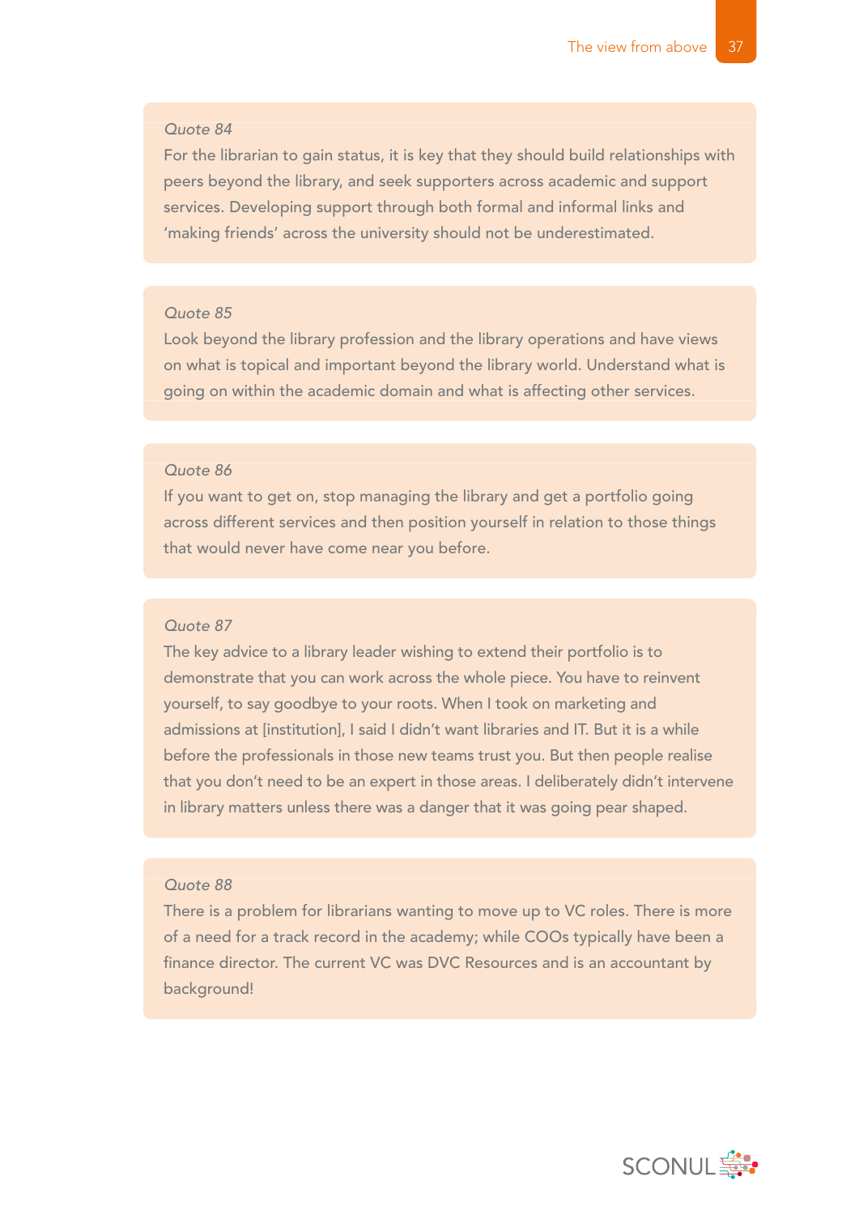*Quote 84*

For the librarian to gain status, it is key that they should build relationships with peers beyond the library, and seek supporters across academic and support services. Developing support through both formal and informal links and 'making friends' across the university should not be underestimated.

*Quote 85*

Look beyond the library profession and the library operations and have views on what is topical and important beyond the library world. Understand what is going on within the academic domain and what is affecting other services.

*Quote 86*

If you want to get on, stop managing the library and get a portfolio going across different services and then position yourself in relation to those things that would never have come near you before.

*Quote 87*

The key advice to a library leader wishing to extend their portfolio is to demonstrate that you can work across the whole piece. You have to reinvent yourself, to say goodbye to your roots. When I took on marketing and admissions at [institution], I said I didn't want libraries and IT. But it is a while before the professionals in those new teams trust you. But then people realise that you don't need to be an expert in those areas. I deliberately didn't intervene in library matters unless there was a danger that it was going pear shaped.

*Quote 88*

There is a problem for librarians wanting to move up to VC roles. There is more of a need for a track record in the academy; while COOs typically have been a finance director. The current VC was DVC Resources and is an accountant by background!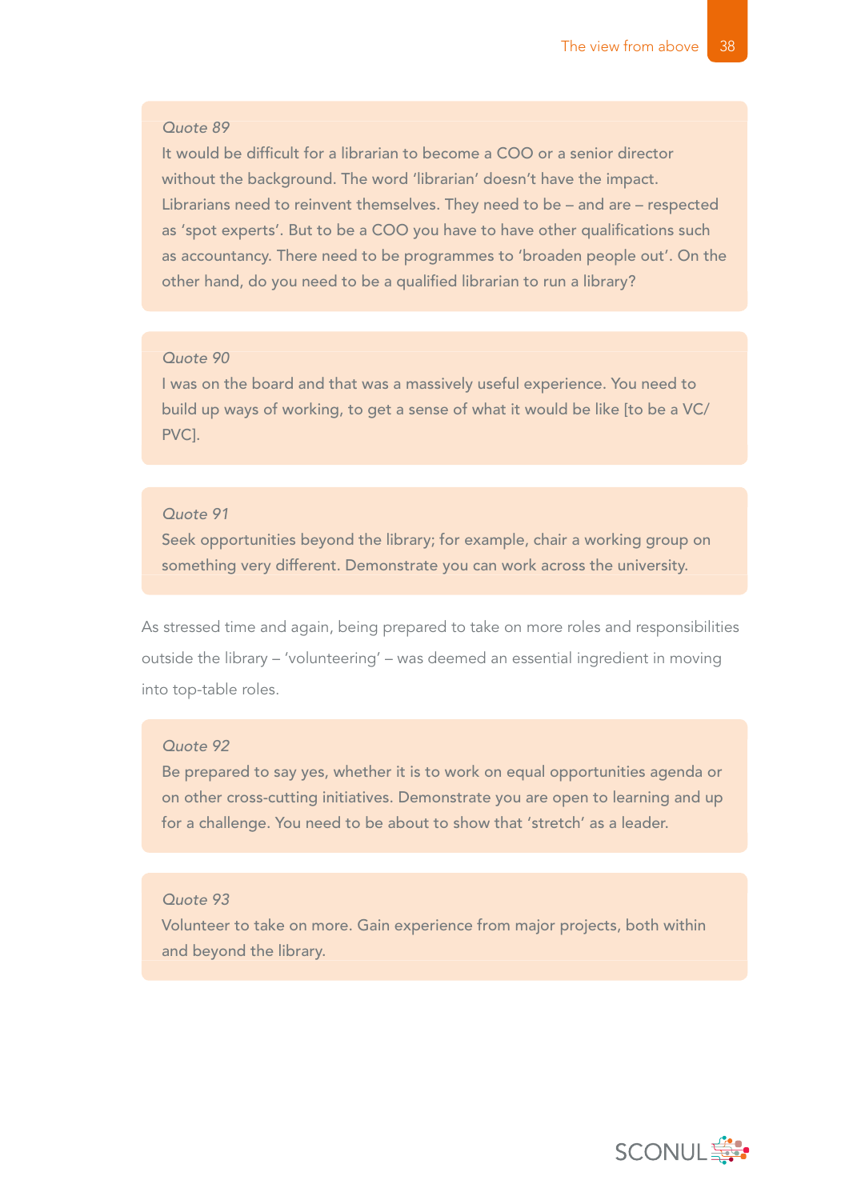*Quote 89*

It would be difficult for a librarian to become a COO or a senior director without the background. The word 'librarian' doesn't have the impact. Librarians need to reinvent themselves. They need to be – and are – respected as 'spot experts'. But to be a COO you have to have other qualifications such as accountancy. There need to be programmes to 'broaden people out'. On the other hand, do you need to be a qualified librarian to run a library?

*Quote 90*

I was on the board and that was a massively useful experience. You need to build up ways of working, to get a sense of what it would be like [to be a VC/PVC].

*Quote 91*

Seek opportunities beyond the library; for example, chair a working group on something very different. Demonstrate you can work across the university.

As stressed time and again, being prepared to take on more roles and responsibilities outside the library – 'volunteering' – was deemed an essential ingredient in moving into top-table roles.

*Quote 92*

Be prepared to say yes, whether it is to work on equal opportunities agenda or on other cross-cutting initiatives. Demonstrate you are open to learning and up for a challenge. You need to be about to show that 'stretch' as a leader.

*Quote 93*

Volunteer to take on more. Gain experience from major projects, both within and beyond the library.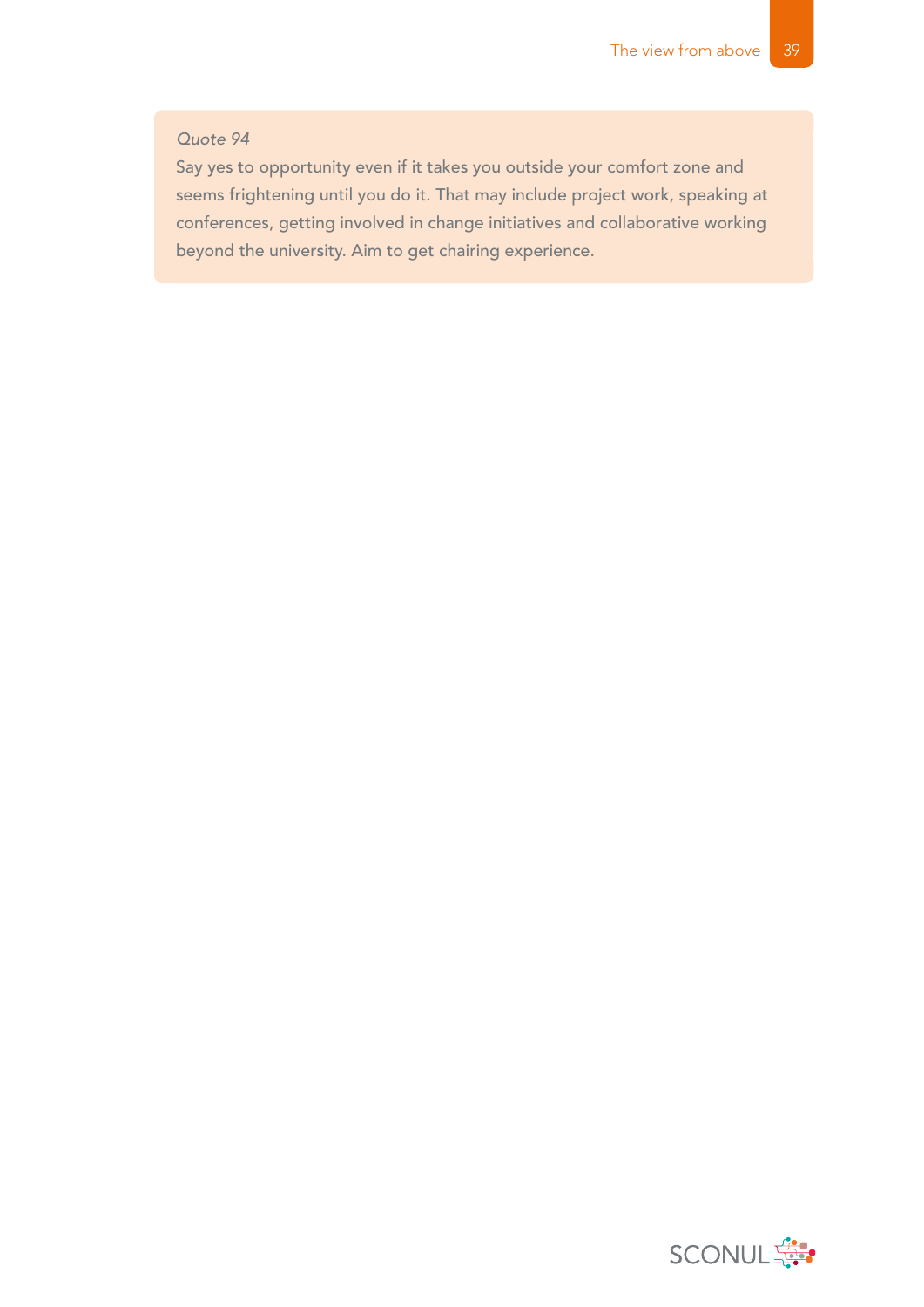*Quote 94*

Say yes to opportunity even if it takes you outside your comfort zone and seems frightening until you do it. That may include project work, speaking at conferences, getting involved in change initiatives and collaborative working beyond the university. Aim to get chairing experience.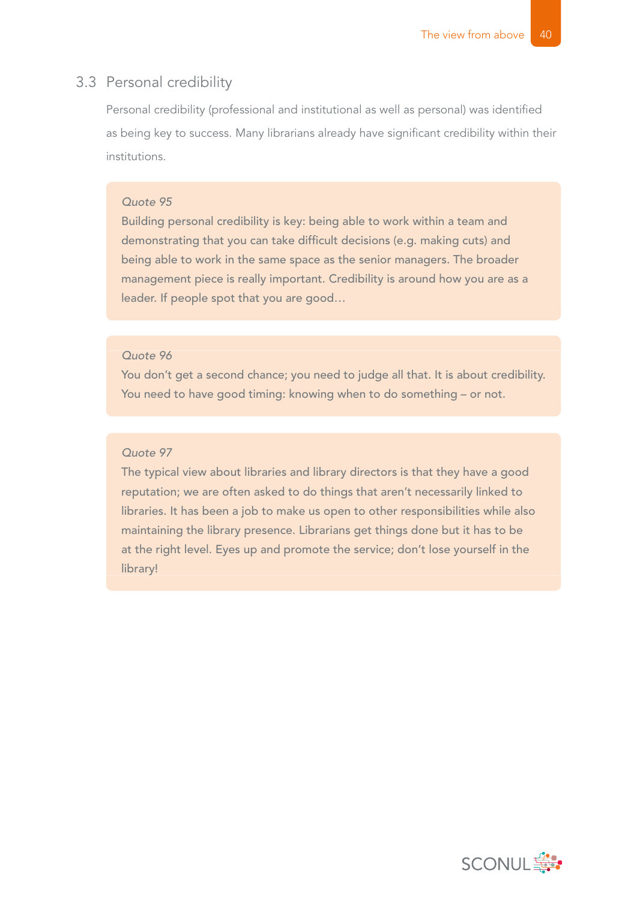## 3.3 Personal credibility

Personal credibility (professional and institutional as well as personal) was identified as being key to success. Many librarians already have significant credibility within their institutions.

> *Quote 95*
> Building personal credibility is key: being able to work within a team and demonstrating that you can take difficult decisions (e.g. making cuts) and being able to work in the same space as the senior managers. The broader management piece is really important. Credibility is around how you are as a leader. If people spot that you are good…

> *Quote 96*
> You don't get a second chance; you need to judge all that. It is about credibility. You need to have good timing: knowing when to do something – or not.

> *Quote 97*
> The typical view about libraries and library directors is that they have a good reputation; we are often asked to do things that aren't necessarily linked to libraries. It has been a job to make us open to other responsibilities while also maintaining the library presence. Librarians get things done but it has to be at the right level. Eyes up and promote the service; don't lose yourself in the library!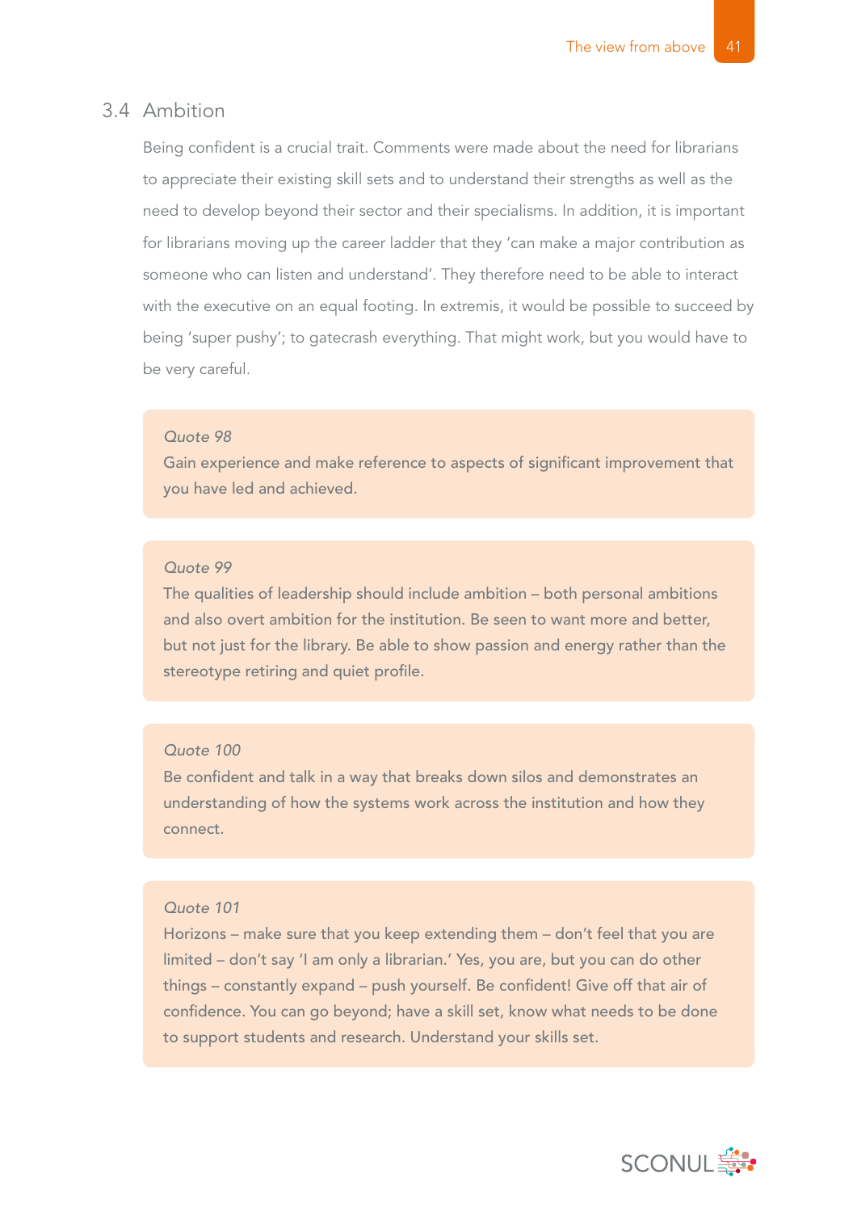## 3.4 Ambition

Being confident is a crucial trait. Comments were made about the need for librarians to appreciate their existing skill sets and to understand their strengths as well as the need to develop beyond their sector and their specialisms. In addition, it is important for librarians moving up the career ladder that they 'can make a major contribution as someone who can listen and understand'. They therefore need to be able to interact with the executive on an equal footing. In extremis, it would be possible to succeed by being 'super pushy'; to gatecrash everything. That might work, but you would have to be very careful.

> *Quote 98*
> Gain experience and make reference to aspects of significant improvement that you have led and achieved.

> *Quote 99*
> The qualities of leadership should include ambition – both personal ambitions and also overt ambition for the institution. Be seen to want more and better, but not just for the library. Be able to show passion and energy rather than the stereotype retiring and quiet profile.

> *Quote 100*
> Be confident and talk in a way that breaks down silos and demonstrates an understanding of how the systems work across the institution and how they connect.

> *Quote 101*
> Horizons – make sure that you keep extending them – don't feel that you are limited – don't say 'I am only a librarian.' Yes, you are, but you can do other things – constantly expand – push yourself. Be confident! Give off that air of confidence. You can go beyond; have a skill set, know what needs to be done to support students and research. Understand your skills set.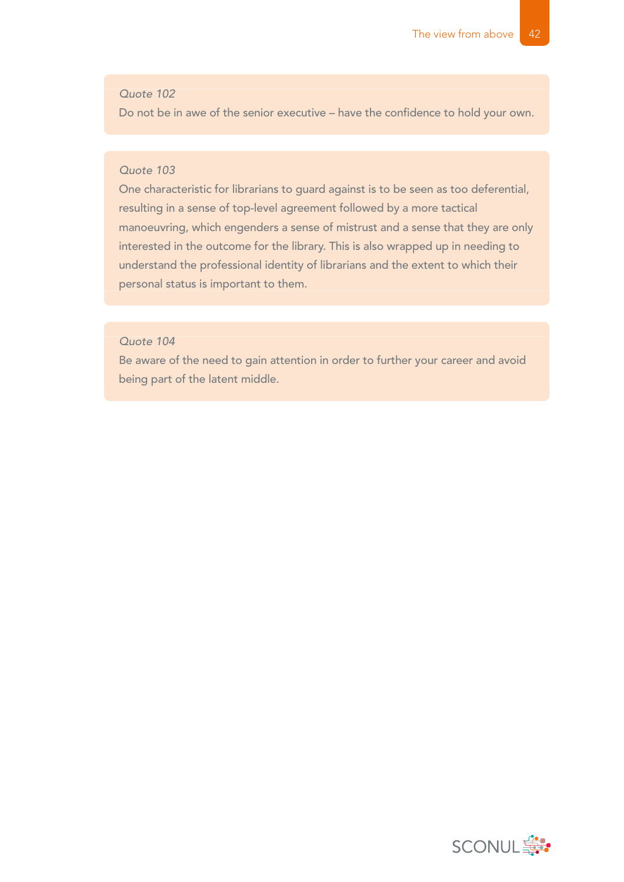*Quote 102*

Do not be in awe of the senior executive – have the confidence to hold your own.

*Quote 103*

One characteristic for librarians to guard against is to be seen as too deferential, resulting in a sense of top-level agreement followed by a more tactical manoeuvring, which engenders a sense of mistrust and a sense that they are only interested in the outcome for the library. This is also wrapped up in needing to understand the professional identity of librarians and the extent to which their personal status is important to them.

*Quote 104*

Be aware of the need to gain attention in order to further your career and avoid being part of the latent middle.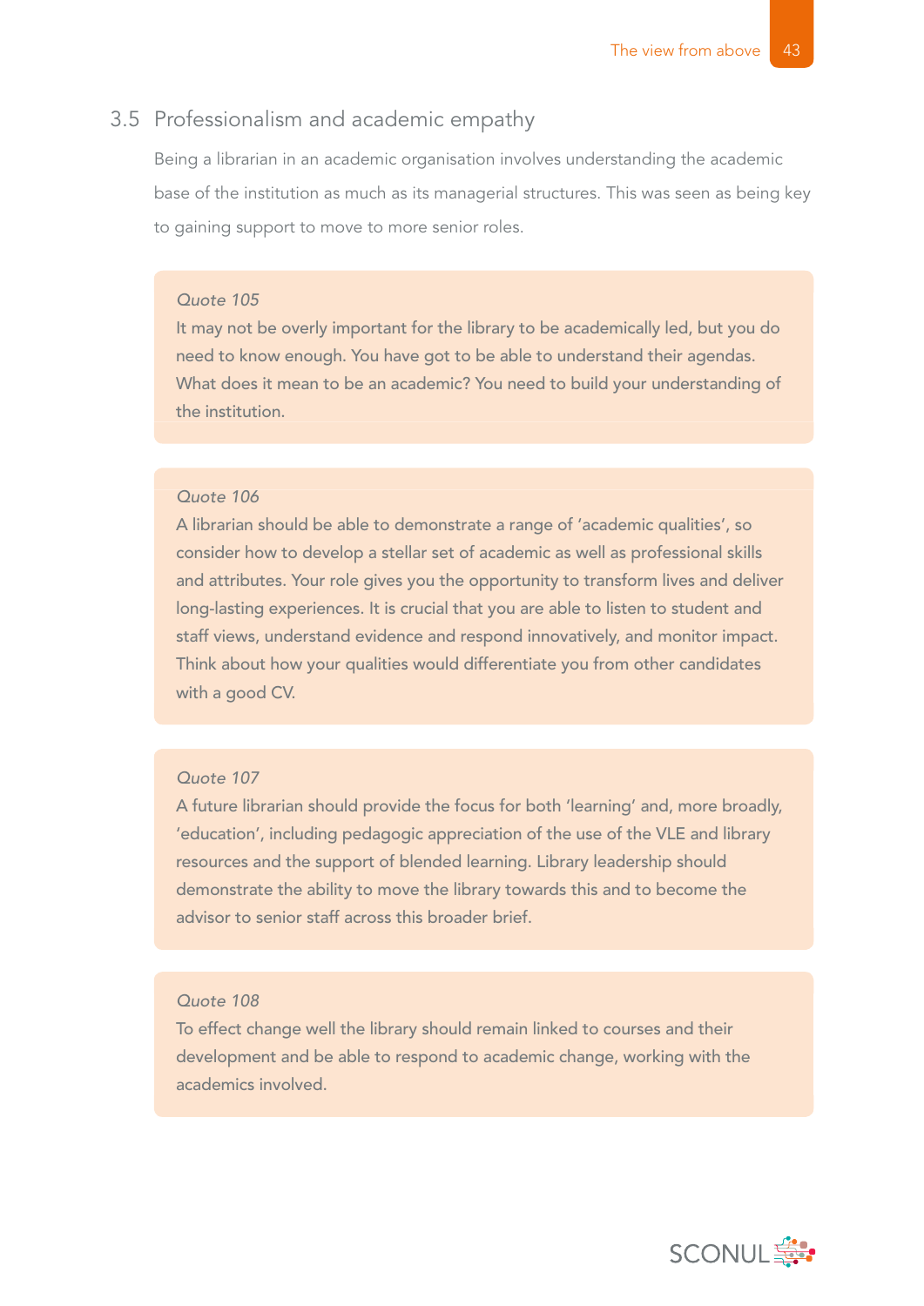## 3.5 Professionalism and academic empathy

Being a librarian in an academic organisation involves understanding the academic base of the institution as much as its managerial structures. This was seen as being key to gaining support to move to more senior roles.

*Quote 105*

It may not be overly important for the library to be academically led, but you do need to know enough. You have got to be able to understand their agendas. What does it mean to be an academic? You need to build your understanding of the institution.

*Quote 106*

A librarian should be able to demonstrate a range of 'academic qualities', so consider how to develop a stellar set of academic as well as professional skills and attributes. Your role gives you the opportunity to transform lives and deliver long-lasting experiences. It is crucial that you are able to listen to student and staff views, understand evidence and respond innovatively, and monitor impact. Think about how your qualities would differentiate you from other candidates with a good CV.

*Quote 107*

A future librarian should provide the focus for both 'learning' and, more broadly, 'education', including pedagogic appreciation of the use of the VLE and library resources and the support of blended learning. Library leadership should demonstrate the ability to move the library towards this and to become the advisor to senior staff across this broader brief.

*Quote 108*

To effect change well the library should remain linked to courses and their development and be able to respond to academic change, working with the academics involved.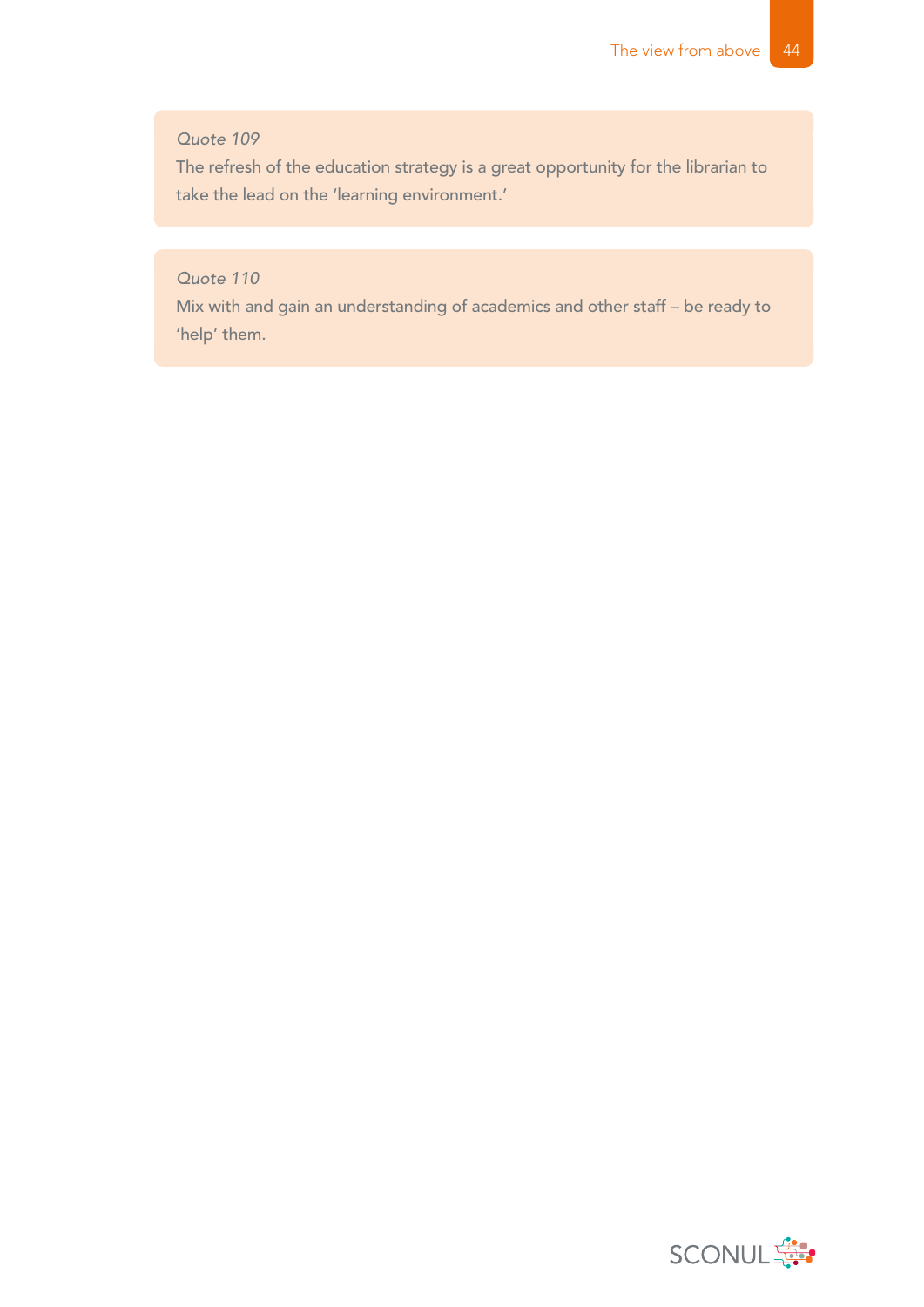*Quote 109*

The refresh of the education strategy is a great opportunity for the librarian to take the lead on the 'learning environment.'

*Quote 110*

Mix with and gain an understanding of academics and other staff – be ready to 'help' them.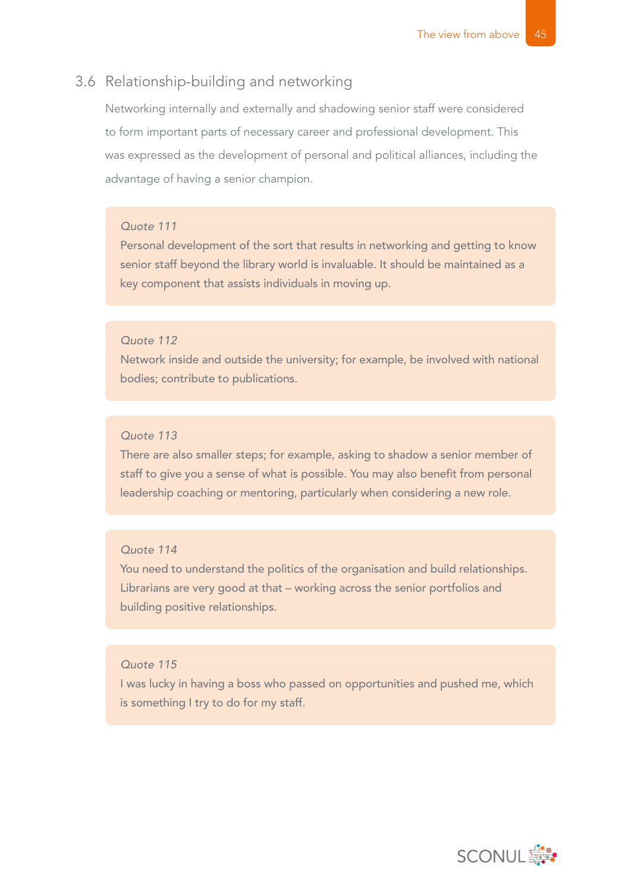## 3.6 Relationship-building and networking

Networking internally and externally and shadowing senior staff were considered to form important parts of necessary career and professional development. This was expressed as the development of personal and political alliances, including the advantage of having a senior champion.

> *Quote 111*
>
> Personal development of the sort that results in networking and getting to know senior staff beyond the library world is invaluable. It should be maintained as a key component that assists individuals in moving up.

> *Quote 112*
>
> Network inside and outside the university; for example, be involved with national bodies; contribute to publications.

> *Quote 113*
>
> There are also smaller steps; for example, asking to shadow a senior member of staff to give you a sense of what is possible. You may also benefit from personal leadership coaching or mentoring, particularly when considering a new role.

> *Quote 114*
>
> You need to understand the politics of the organisation and build relationships. Librarians are very good at that – working across the senior portfolios and building positive relationships.

> *Quote 115*
>
> I was lucky in having a boss who passed on opportunities and pushed me, which is something I try to do for my staff.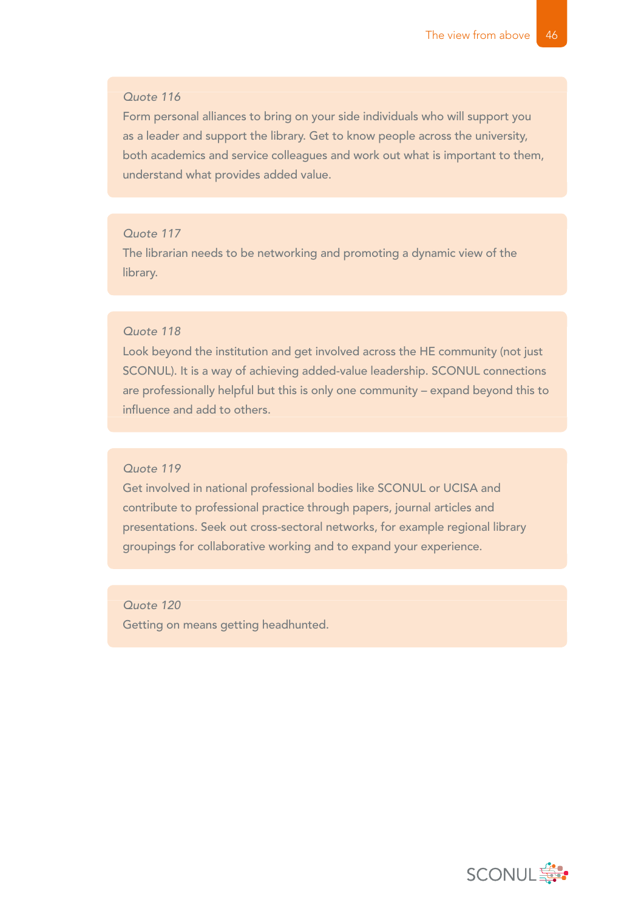*Quote 116*

Form personal alliances to bring on your side individuals who will support you as a leader and support the library. Get to know people across the university, both academics and service colleagues and work out what is important to them, understand what provides added value.

*Quote 117*

The librarian needs to be networking and promoting a dynamic view of the library.

*Quote 118*

Look beyond the institution and get involved across the HE community (not just SCONUL). It is a way of achieving added-value leadership. SCONUL connections are professionally helpful but this is only one community – expand beyond this to influence and add to others.

*Quote 119*

Get involved in national professional bodies like SCONUL or UCISA and contribute to professional practice through papers, journal articles and presentations. Seek out cross-sectoral networks, for example regional library groupings for collaborative working and to expand your experience.

*Quote 120*

Getting on means getting headhunted.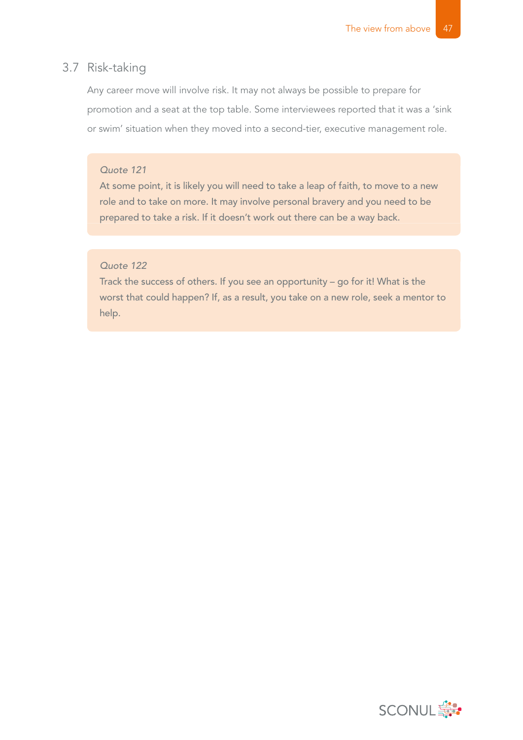## 3.7 Risk-taking

Any career move will involve risk. It may not always be possible to prepare for promotion and a seat at the top table. Some interviewees reported that it was a 'sink or swim' situation when they moved into a second-tier, executive management role.

> *Quote 121*
> At some point, it is likely you will need to take a leap of faith, to move to a new role and to take on more. It may involve personal bravery and you need to be prepared to take a risk. If it doesn't work out there can be a way back.

> *Quote 122*
> Track the success of others. If you see an opportunity – go for it! What is the worst that could happen? If, as a result, you take on a new role, seek a mentor to help.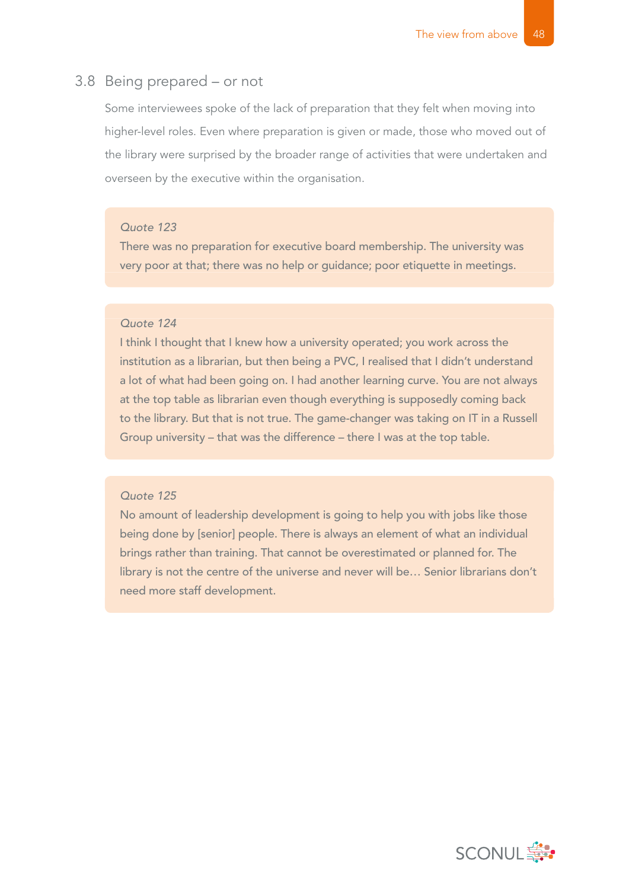## 3.8 Being prepared – or not

Some interviewees spoke of the lack of preparation that they felt when moving into higher-level roles. Even where preparation is given or made, those who moved out of the library were surprised by the broader range of activities that were undertaken and overseen by the executive within the organisation.

> *Quote 123*
> There was no preparation for executive board membership. The university was very poor at that; there was no help or guidance; poor etiquette in meetings.

> *Quote 124*
> I think I thought that I knew how a university operated; you work across the institution as a librarian, but then being a PVC, I realised that I didn't understand a lot of what had been going on. I had another learning curve. You are not always at the top table as librarian even though everything is supposedly coming back to the library. But that is not true. The game-changer was taking on IT in a Russell Group university – that was the difference – there I was at the top table.

> *Quote 125*
> No amount of leadership development is going to help you with jobs like those being done by [senior] people. There is always an element of what an individual brings rather than training. That cannot be overestimated or planned for. The library is not the centre of the universe and never will be… Senior librarians don't need more staff development.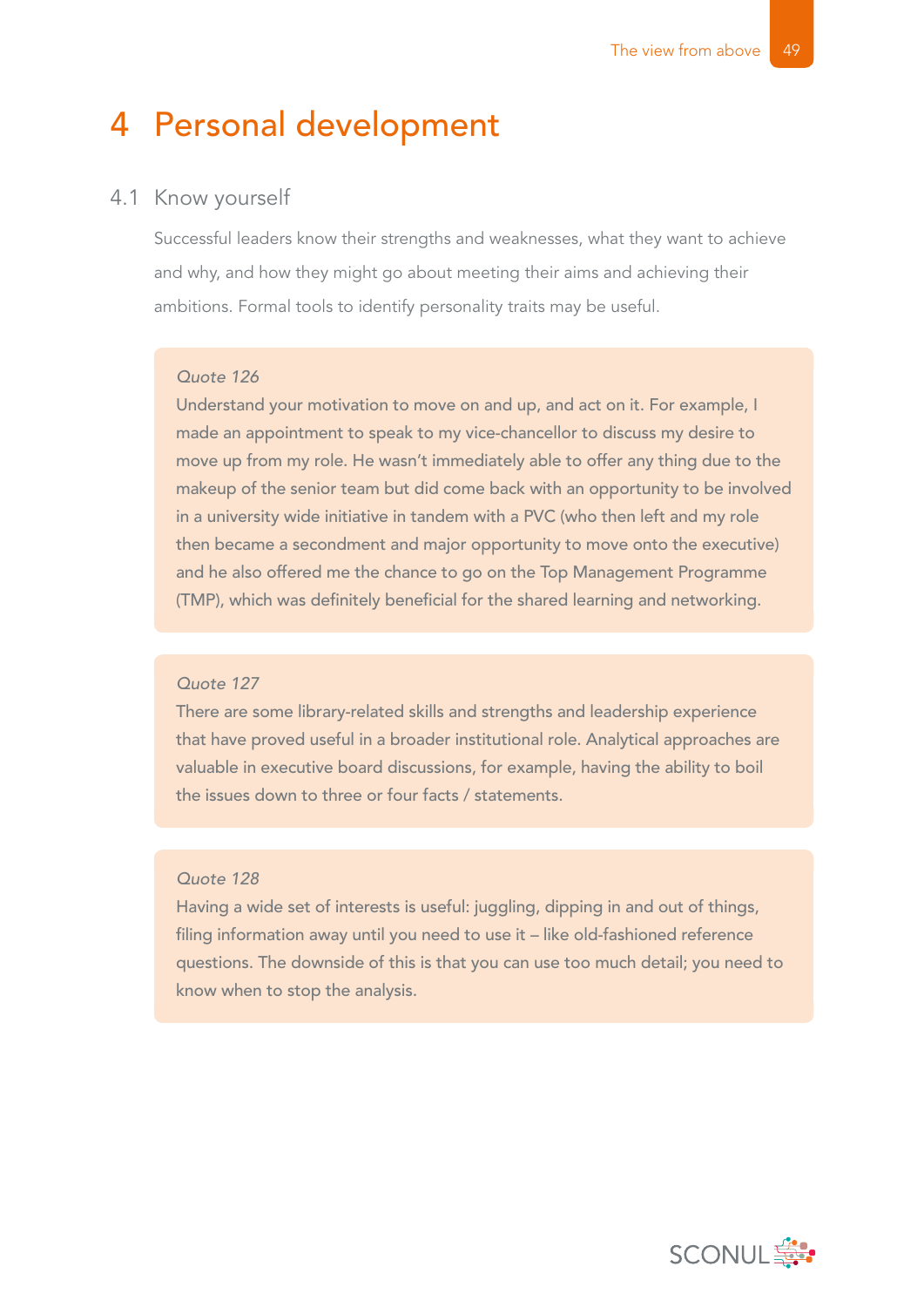# 4 Personal development

## 4.1 Know yourself

Successful leaders know their strengths and weaknesses, what they want to achieve and why, and how they might go about meeting their aims and achieving their ambitions. Formal tools to identify personality traits may be useful.

> *Quote 126*
>
> Understand your motivation to move on and up, and act on it. For example, I made an appointment to speak to my vice-chancellor to discuss my desire to move up from my role. He wasn't immediately able to offer any thing due to the makeup of the senior team but did come back with an opportunity to be involved in a university wide initiative in tandem with a PVC (who then left and my role then became a secondment and major opportunity to move onto the executive) and he also offered me the chance to go on the Top Management Programme (TMP), which was definitely beneficial for the shared learning and networking.

> *Quote 127*
>
> There are some library-related skills and strengths and leadership experience that have proved useful in a broader institutional role. Analytical approaches are valuable in executive board discussions, for example, having the ability to boil the issues down to three or four facts / statements.

> *Quote 128*
>
> Having a wide set of interests is useful: juggling, dipping in and out of things, filing information away until you need to use it – like old-fashioned reference questions. The downside of this is that you can use too much detail; you need to know when to stop the analysis.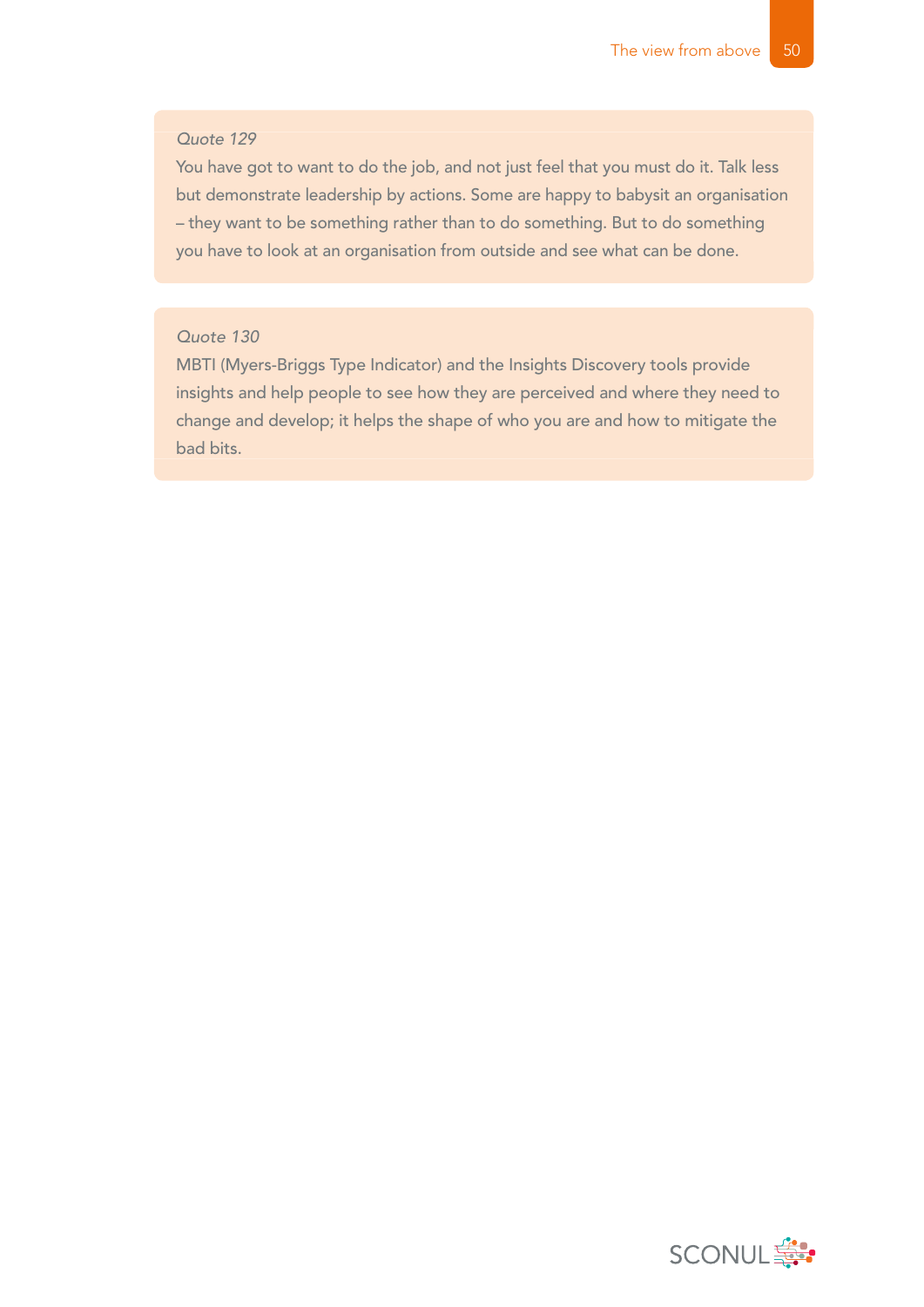*Quote 129*

You have got to want to do the job, and not just feel that you must do it. Talk less but demonstrate leadership by actions. Some are happy to babysit an organisation – they want to be something rather than to do something. But to do something you have to look at an organisation from outside and see what can be done.

*Quote 130*

MBTI (Myers-Briggs Type Indicator) and the Insights Discovery tools provide insights and help people to see how they are perceived and where they need to change and develop; it helps the shape of who you are and how to mitigate the bad bits.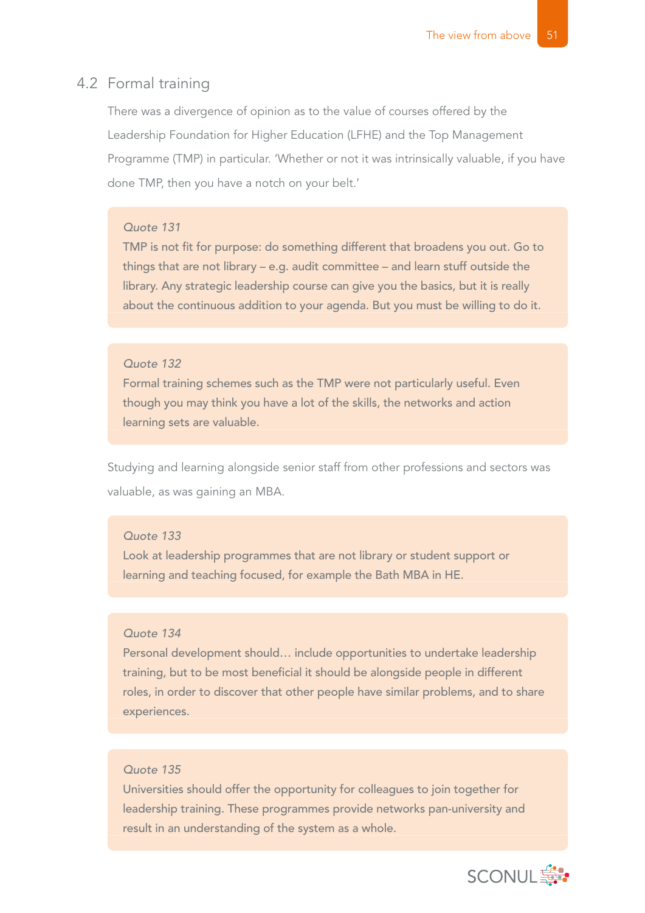## 4.2 Formal training

There was a divergence of opinion as to the value of courses offered by the Leadership Foundation for Higher Education (LFHE) and the Top Management Programme (TMP) in particular. 'Whether or not it was intrinsically valuable, if you have done TMP, then you have a notch on your belt.'

> *Quote 131*
> TMP is not fit for purpose: do something different that broadens you out. Go to things that are not library – e.g. audit committee – and learn stuff outside the library. Any strategic leadership course can give you the basics, but it is really about the continuous addition to your agenda. But you must be willing to do it.

> *Quote 132*
> Formal training schemes such as the TMP were not particularly useful. Even though you may think you have a lot of the skills, the networks and action learning sets are valuable.

Studying and learning alongside senior staff from other professions and sectors was valuable, as was gaining an MBA.

> *Quote 133*
> Look at leadership programmes that are not library or student support or learning and teaching focused, for example the Bath MBA in HE.

> *Quote 134*
> Personal development should… include opportunities to undertake leadership training, but to be most beneficial it should be alongside people in different roles, in order to discover that other people have similar problems, and to share experiences.

> *Quote 135*
> Universities should offer the opportunity for colleagues to join together for leadership training. These programmes provide networks pan-university and result in an understanding of the system as a whole.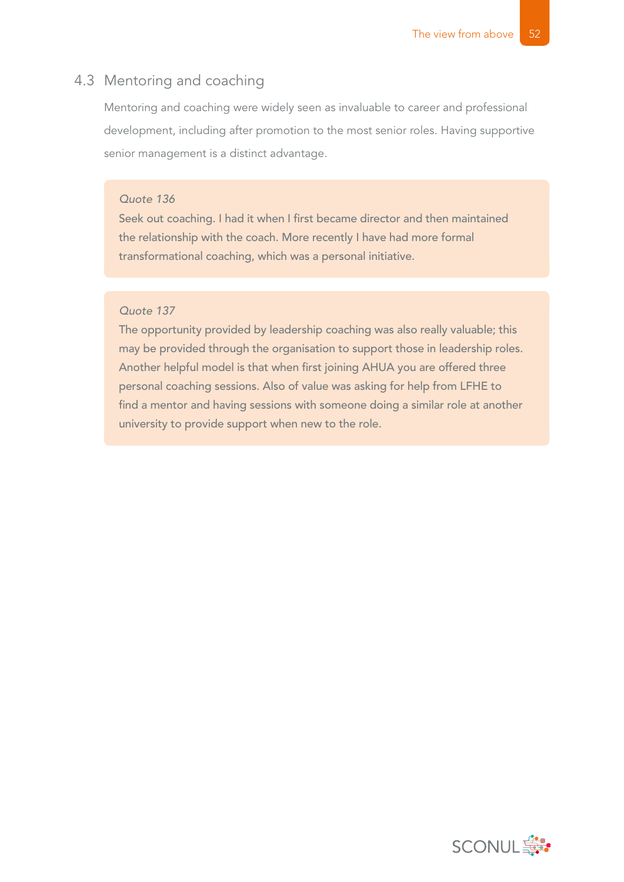## 4.3 Mentoring and coaching

Mentoring and coaching were widely seen as invaluable to career and professional development, including after promotion to the most senior roles. Having supportive senior management is a distinct advantage.

> *Quote 136*
>
> Seek out coaching. I had it when I first became director and then maintained the relationship with the coach. More recently I have had more formal transformational coaching, which was a personal initiative.

> *Quote 137*
>
> The opportunity provided by leadership coaching was also really valuable; this may be provided through the organisation to support those in leadership roles. Another helpful model is that when first joining AHUA you are offered three personal coaching sessions. Also of value was asking for help from LFHE to find a mentor and having sessions with someone doing a similar role at another university to provide support when new to the role.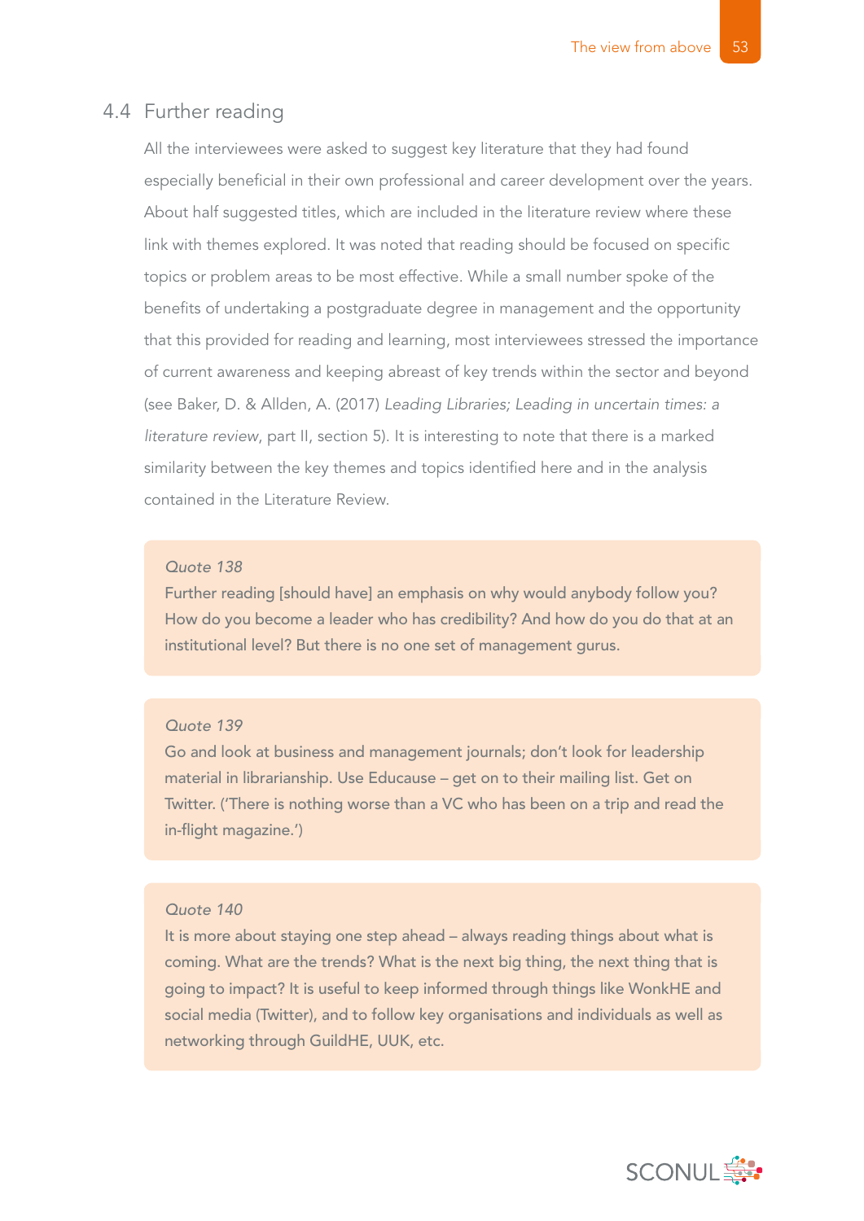## 4.4 Further reading

All the interviewees were asked to suggest key literature that they had found especially beneficial in their own professional and career development over the years. About half suggested titles, which are included in the literature review where these link with themes explored. It was noted that reading should be focused on specific topics or problem areas to be most effective. While a small number spoke of the benefits of undertaking a postgraduate degree in management and the opportunity that this provided for reading and learning, most interviewees stressed the importance of current awareness and keeping abreast of key trends within the sector and beyond (see Baker, D. & Allden, A. (2017) *Leading Libraries; Leading in uncertain times: a literature review*, part II, section 5). It is interesting to note that there is a marked similarity between the key themes and topics identified here and in the analysis contained in the Literature Review.

> *Quote 138*
> Further reading [should have] an emphasis on why would anybody follow you? How do you become a leader who has credibility? And how do you do that at an institutional level? But there is no one set of management gurus.

> *Quote 139*
> Go and look at business and management journals; don't look for leadership material in librarianship. Use Educause – get on to their mailing list. Get on Twitter. ('There is nothing worse than a VC who has been on a trip and read the in-flight magazine.')

> *Quote 140*
> It is more about staying one step ahead – always reading things about what is coming. What are the trends? What is the next big thing, the next thing that is going to impact? It is useful to keep informed through things like WonkHE and social media (Twitter), and to follow key organisations and individuals as well as networking through GuildHE, UUK, etc.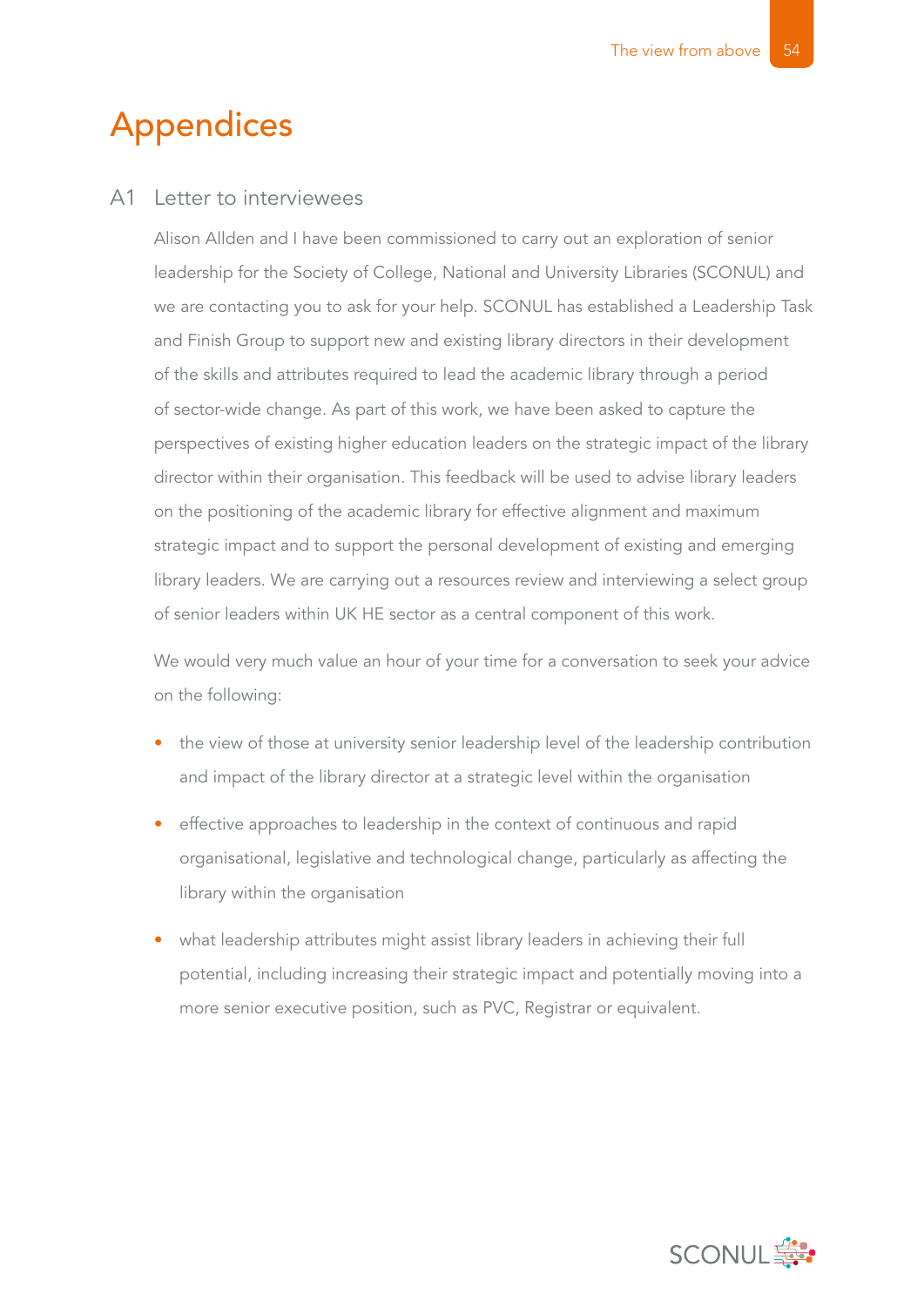# Appendices

## A1 Letter to interviewees

Alison Allden and I have been commissioned to carry out an exploration of senior leadership for the Society of College, National and University Libraries (SCONUL) and we are contacting you to ask for your help. SCONUL has established a Leadership Task and Finish Group to support new and existing library directors in their development of the skills and attributes required to lead the academic library through a period of sector-wide change. As part of this work, we have been asked to capture the perspectives of existing higher education leaders on the strategic impact of the library director within their organisation. This feedback will be used to advise library leaders on the positioning of the academic library for effective alignment and maximum strategic impact and to support the personal development of existing and emerging library leaders. We are carrying out a resources review and interviewing a select group of senior leaders within UK HE sector as a central component of this work.

We would very much value an hour of your time for a conversation to seek your advice on the following:

- the view of those at university senior leadership level of the leadership contribution and impact of the library director at a strategic level within the organisation
- effective approaches to leadership in the context of continuous and rapid organisational, legislative and technological change, particularly as affecting the library within the organisation
- what leadership attributes might assist library leaders in achieving their full potential, including increasing their strategic impact and potentially moving into a more senior executive position, such as PVC, Registrar or equivalent.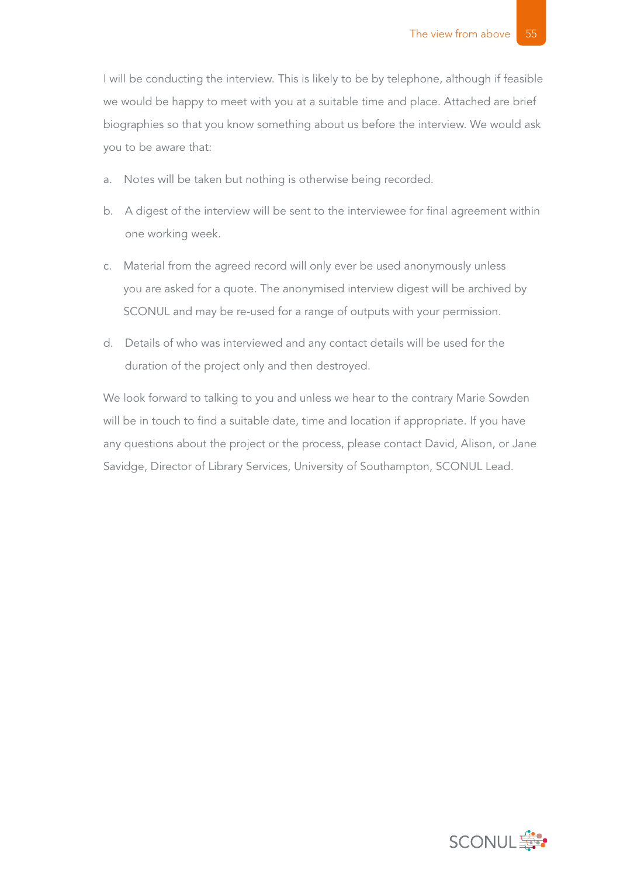I will be conducting the interview. This is likely to be by telephone, although if feasible we would be happy to meet with you at a suitable time and place. Attached are brief biographies so that you know something about us before the interview. We would ask you to be aware that:

a. Notes will be taken but nothing is otherwise being recorded.

b. A digest of the interview will be sent to the interviewee for final agreement within one working week.

c. Material from the agreed record will only ever be used anonymously unless you are asked for a quote. The anonymised interview digest will be archived by SCONUL and may be re-used for a range of outputs with your permission.

d. Details of who was interviewed and any contact details will be used for the duration of the project only and then destroyed.

We look forward to talking to you and unless we hear to the contrary Marie Sowden will be in touch to find a suitable date, time and location if appropriate. If you have any questions about the project or the process, please contact David, Alison, or Jane Savidge, Director of Library Services, University of Southampton, SCONUL Lead.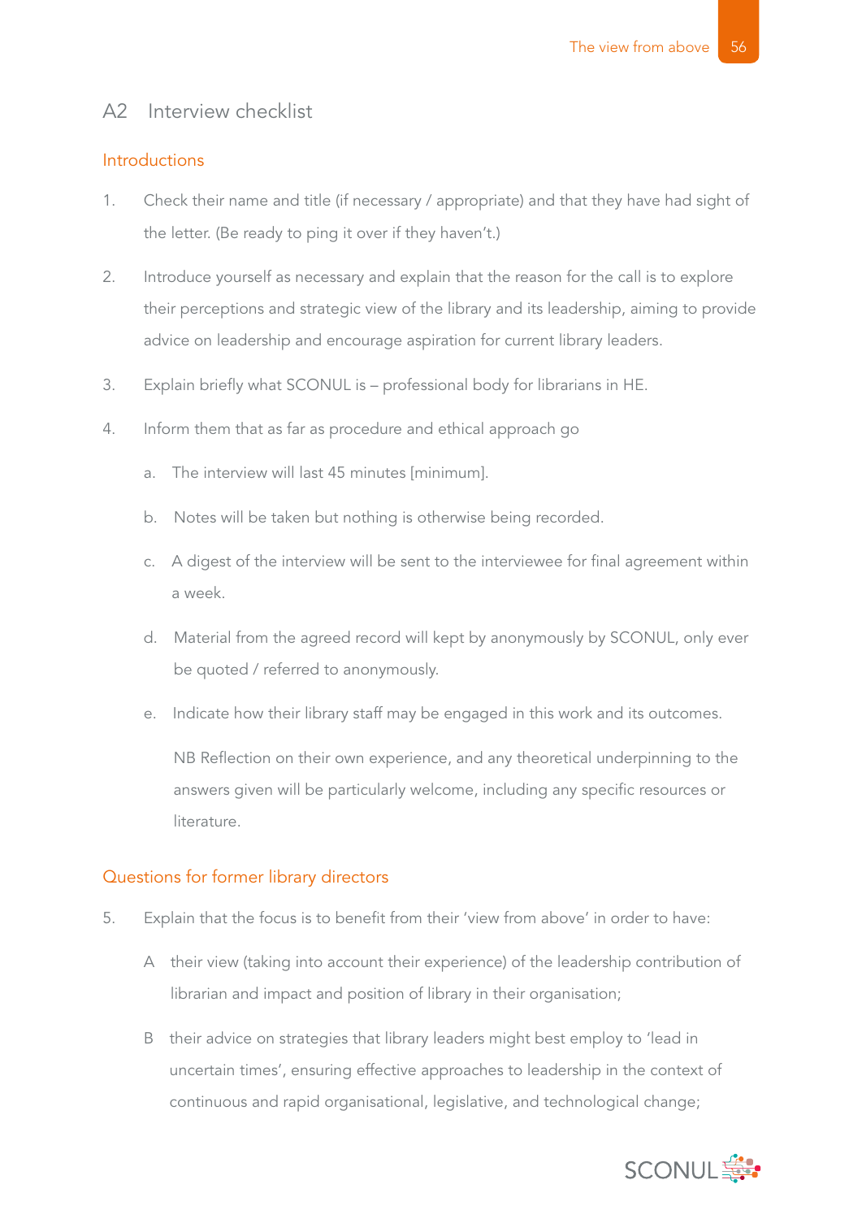## A2 Interview checklist

### Introductions

1. Check their name and title (if necessary / appropriate) and that they have had sight of the letter. (Be ready to ping it over if they haven't.)
2. Introduce yourself as necessary and explain that the reason for the call is to explore their perceptions and strategic view of the library and its leadership, aiming to provide advice on leadership and encourage aspiration for current library leaders.
3. Explain briefly what SCONUL is – professional body for librarians in HE.
4. Inform them that as far as procedure and ethical approach go
   a. The interview will last 45 minutes [minimum].
   b. Notes will be taken but nothing is otherwise being recorded.
   c. A digest of the interview will be sent to the interviewee for final agreement within a week.
   d. Material from the agreed record will kept by anonymously by SCONUL, only ever be quoted / referred to anonymously.
   e. Indicate how their library staff may be engaged in this work and its outcomes.

   NB Reflection on their own experience, and any theoretical underpinning to the answers given will be particularly welcome, including any specific resources or literature.

### Questions for former library directors

5. Explain that the focus is to benefit from their 'view from above' in order to have:
   A their view (taking into account their experience) of the leadership contribution of librarian and impact and position of library in their organisation;
   B their advice on strategies that library leaders might best employ to 'lead in uncertain times', ensuring effective approaches to leadership in the context of continuous and rapid organisational, legislative, and technological change;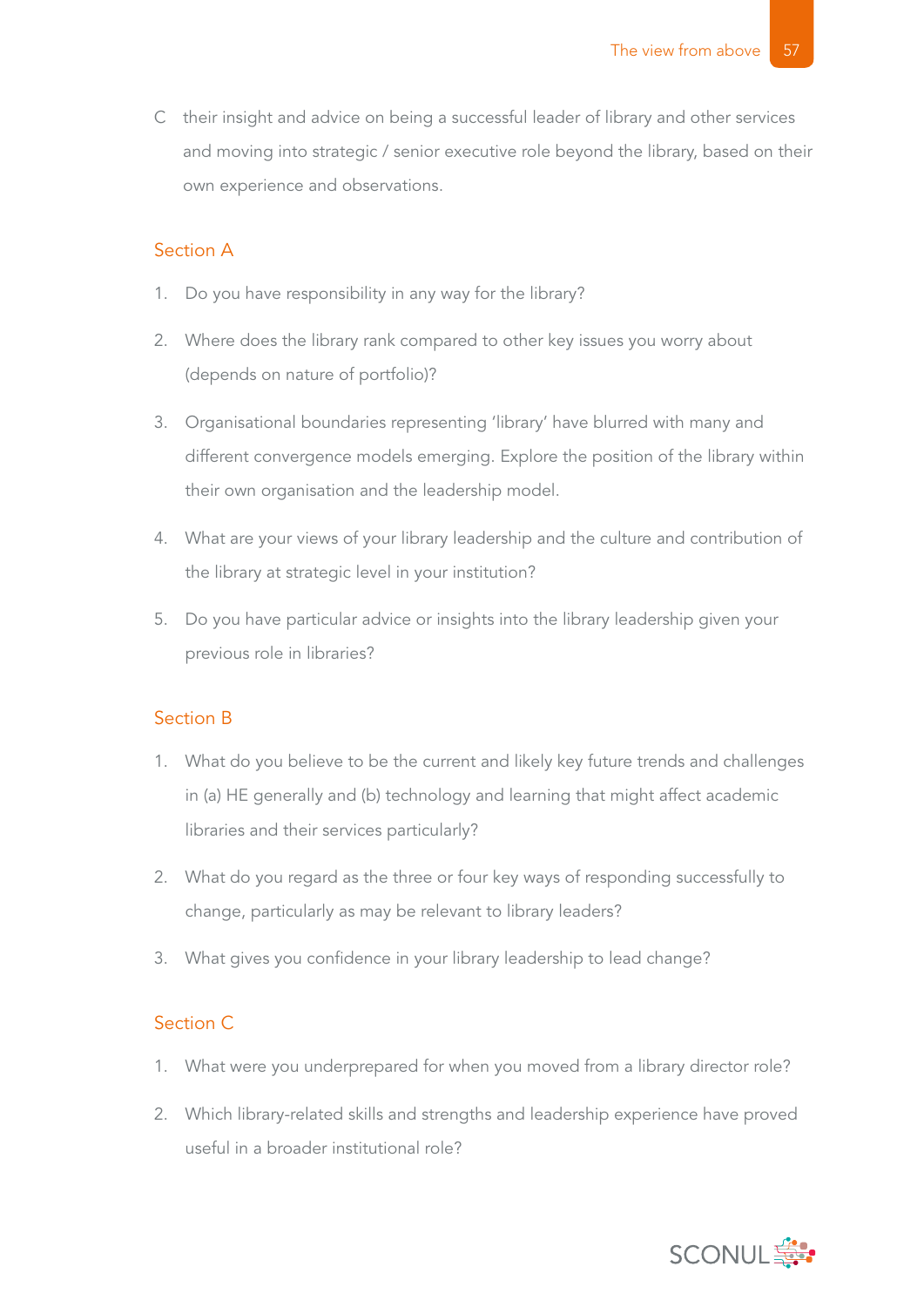C their insight and advice on being a successful leader of library and other services and moving into strategic / senior executive role beyond the library, based on their own experience and observations.

## Section A

1. Do you have responsibility in any way for the library?
2. Where does the library rank compared to other key issues you worry about (depends on nature of portfolio)?
3. Organisational boundaries representing 'library' have blurred with many and different convergence models emerging. Explore the position of the library within their own organisation and the leadership model.
4. What are your views of your library leadership and the culture and contribution of the library at strategic level in your institution?
5. Do you have particular advice or insights into the library leadership given your previous role in libraries?

## Section B

1. What do you believe to be the current and likely key future trends and challenges in (a) HE generally and (b) technology and learning that might affect academic libraries and their services particularly?
2. What do you regard as the three or four key ways of responding successfully to change, particularly as may be relevant to library leaders?
3. What gives you confidence in your library leadership to lead change?

## Section C

1. What were you underprepared for when you moved from a library director role?
2. Which library-related skills and strengths and leadership experience have proved useful in a broader institutional role?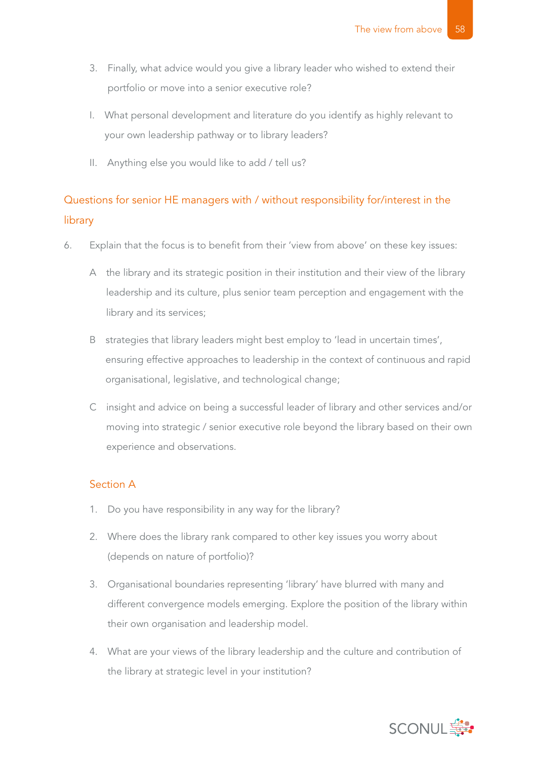3. Finally, what advice would you give a library leader who wished to extend their portfolio or move into a senior executive role?

I. What personal development and literature do you identify as highly relevant to your own leadership pathway or to library leaders?

II. Anything else you would like to add / tell us?

## Questions for senior HE managers with / without responsibility for/interest in the library

6. Explain that the focus is to benefit from their 'view from above' on these key issues:

A the library and its strategic position in their institution and their view of the library leadership and its culture, plus senior team perception and engagement with the library and its services;

B strategies that library leaders might best employ to 'lead in uncertain times', ensuring effective approaches to leadership in the context of continuous and rapid organisational, legislative, and technological change;

C insight and advice on being a successful leader of library and other services and/or moving into strategic / senior executive role beyond the library based on their own experience and observations.

### Section A

1. Do you have responsibility in any way for the library?

2. Where does the library rank compared to other key issues you worry about (depends on nature of portfolio)?

3. Organisational boundaries representing 'library' have blurred with many and different convergence models emerging. Explore the position of the library within their own organisation and leadership model.

4. What are your views of the library leadership and the culture and contribution of the library at strategic level in your institution?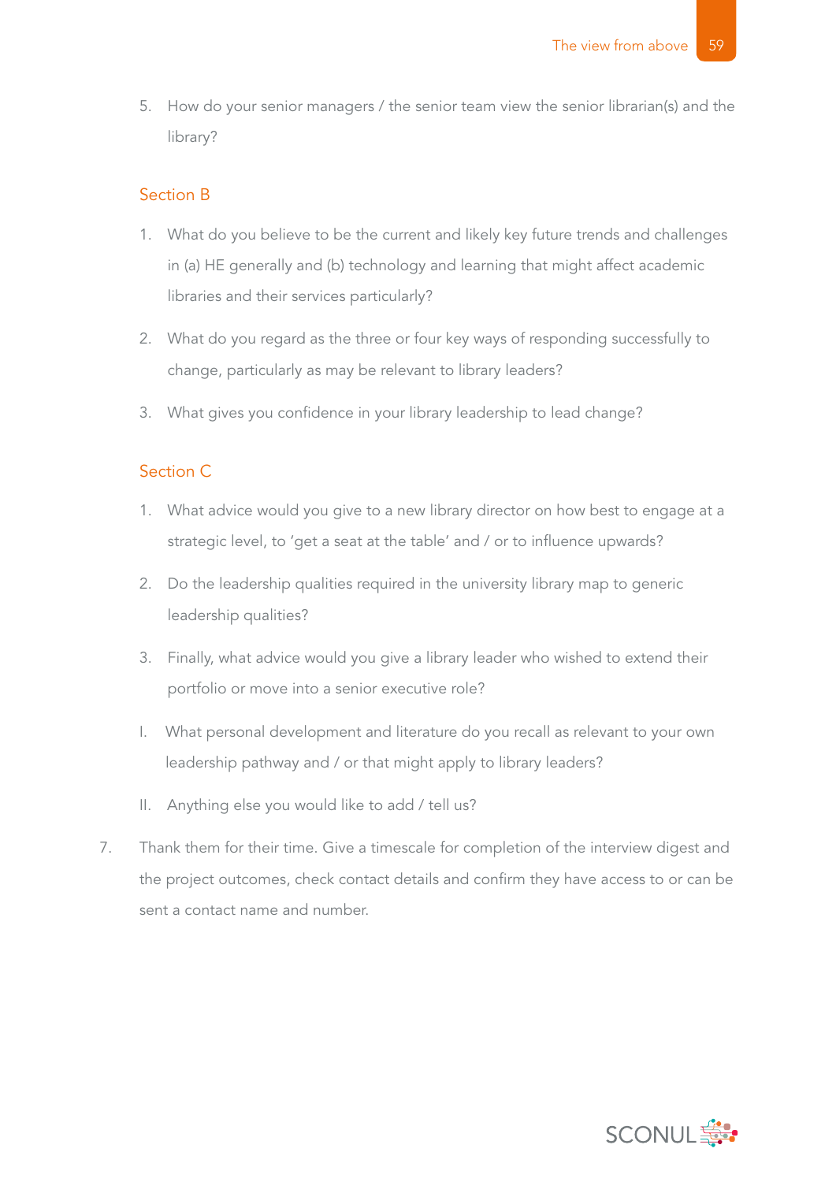5. How do your senior managers / the senior team view the senior librarian(s) and the library?

### Section B

1. What do you believe to be the current and likely key future trends and challenges in (a) HE generally and (b) technology and learning that might affect academic libraries and their services particularly?
2. What do you regard as the three or four key ways of responding successfully to change, particularly as may be relevant to library leaders?
3. What gives you confidence in your library leadership to lead change?

### Section C

1. What advice would you give to a new library director on how best to engage at a strategic level, to 'get a seat at the table' and / or to influence upwards?
2. Do the leadership qualities required in the university library map to generic leadership qualities?
3. Finally, what advice would you give a library leader who wished to extend their portfolio or move into a senior executive role?

I. What personal development and literature do you recall as relevant to your own leadership pathway and / or that might apply to library leaders?

II. Anything else you would like to add / tell us?

7. Thank them for their time. Give a timescale for completion of the interview digest and the project outcomes, check contact details and confirm they have access to or can be sent a contact name and number.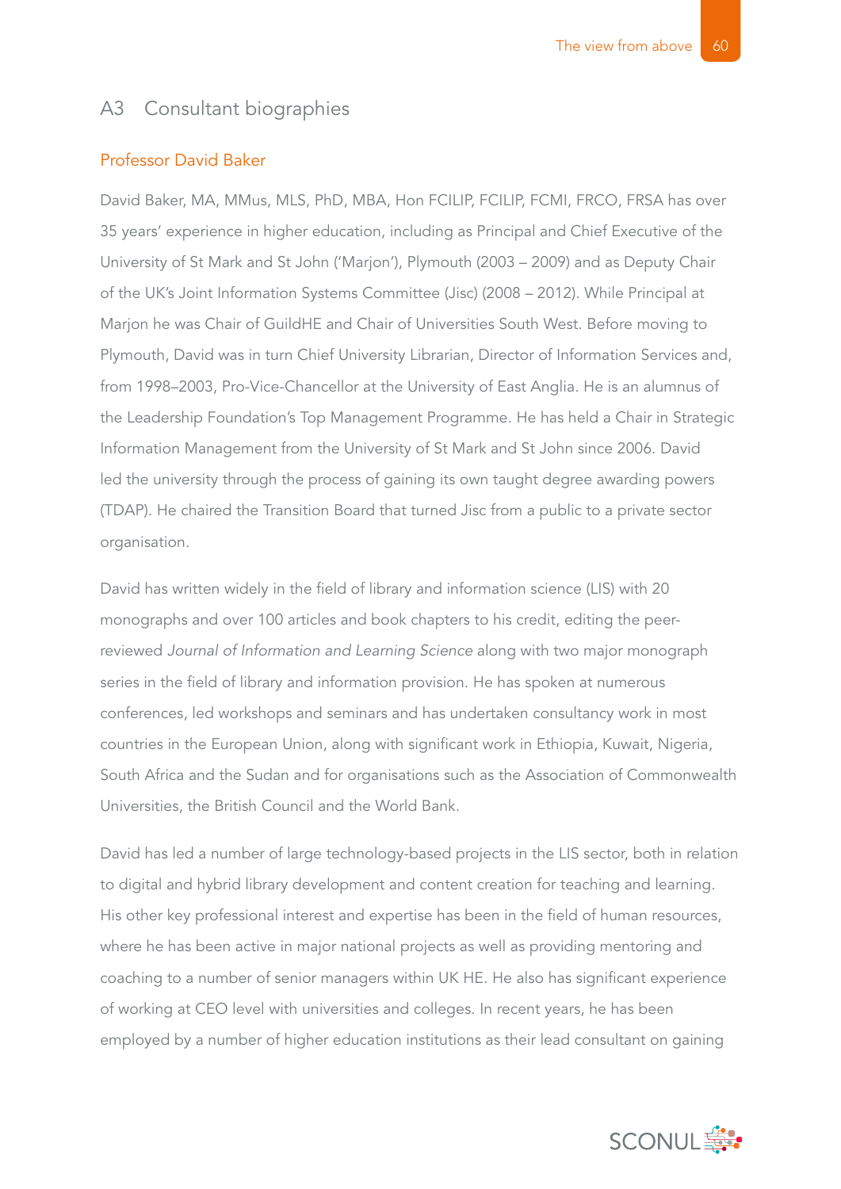## A3 Consultant biographies

### Professor David Baker

David Baker, MA, MMus, MLS, PhD, MBA, Hon FCILIP, FCILIP, FCMI, FRCO, FRSA has over 35 years' experience in higher education, including as Principal and Chief Executive of the University of St Mark and St John ('Marjon'), Plymouth (2003 – 2009) and as Deputy Chair of the UK's Joint Information Systems Committee (Jisc) (2008 – 2012). While Principal at Marjon he was Chair of GuildHE and Chair of Universities South West. Before moving to Plymouth, David was in turn Chief University Librarian, Director of Information Services and, from 1998–2003, Pro-Vice-Chancellor at the University of East Anglia. He is an alumnus of the Leadership Foundation's Top Management Programme. He has held a Chair in Strategic Information Management from the University of St Mark and St John since 2006. David led the university through the process of gaining its own taught degree awarding powers (TDAP). He chaired the Transition Board that turned Jisc from a public to a private sector organisation.

David has written widely in the field of library and information science (LIS) with 20 monographs and over 100 articles and book chapters to his credit, editing the peer-reviewed *Journal of Information and Learning Science* along with two major monograph series in the field of library and information provision. He has spoken at numerous conferences, led workshops and seminars and has undertaken consultancy work in most countries in the European Union, along with significant work in Ethiopia, Kuwait, Nigeria, South Africa and the Sudan and for organisations such as the Association of Commonwealth Universities, the British Council and the World Bank.

David has led a number of large technology-based projects in the LIS sector, both in relation to digital and hybrid library development and content creation for teaching and learning. His other key professional interest and expertise has been in the field of human resources, where he has been active in major national projects as well as providing mentoring and coaching to a number of senior managers within UK HE. He also has significant experience of working at CEO level with universities and colleges. In recent years, he has been employed by a number of higher education institutions as their lead consultant on gaining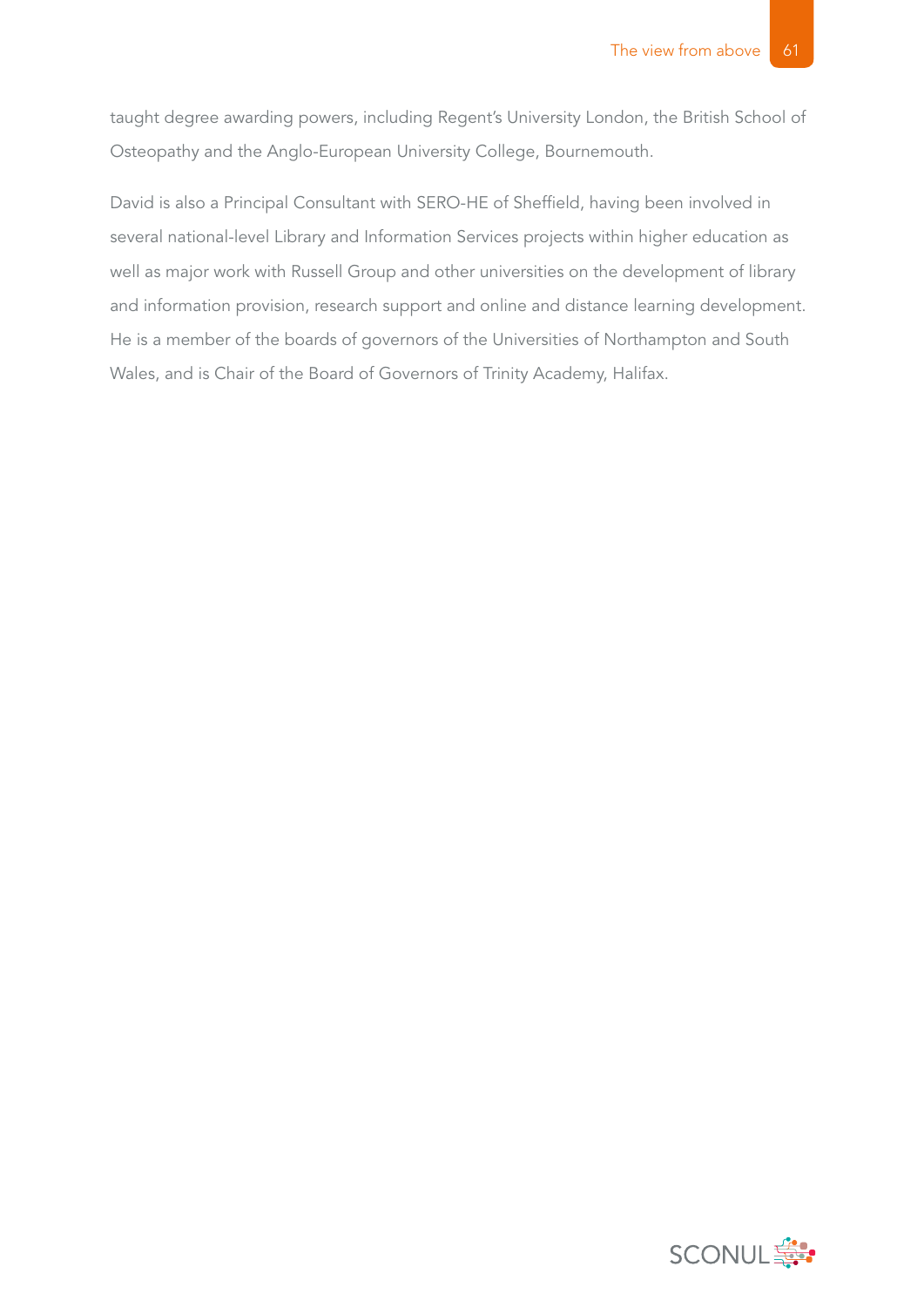taught degree awarding powers, including Regent's University London, the British School of Osteopathy and the Anglo-European University College, Bournemouth.

David is also a Principal Consultant with SERO-HE of Sheffield, having been involved in several national-level Library and Information Services projects within higher education as well as major work with Russell Group and other universities on the development of library and information provision, research support and online and distance learning development. He is a member of the boards of governors of the Universities of Northampton and South Wales, and is Chair of the Board of Governors of Trinity Academy, Halifax.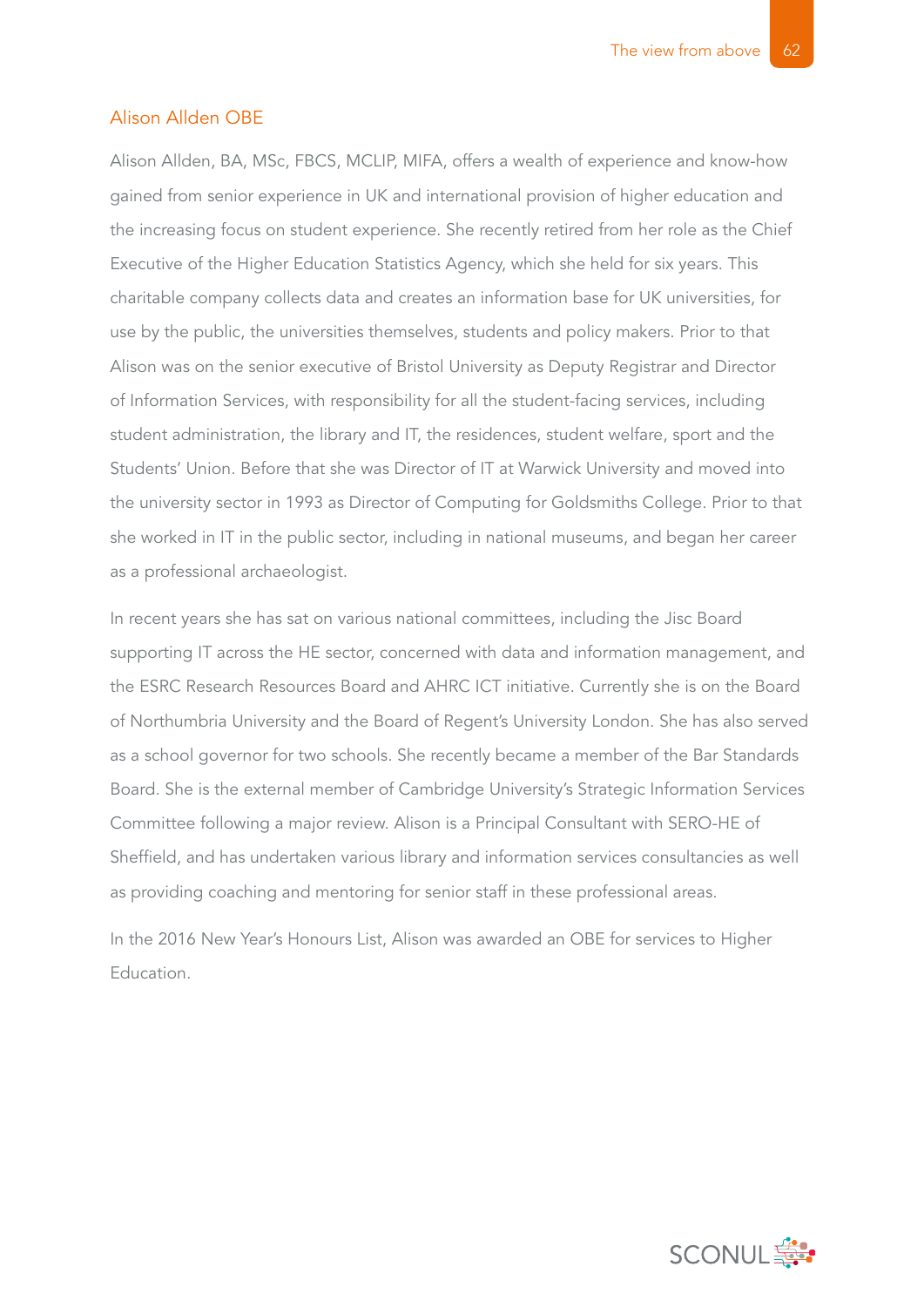## Alison Allden OBE

Alison Allden, BA, MSc, FBCS, MCLIP, MIFA, offers a wealth of experience and know-how gained from senior experience in UK and international provision of higher education and the increasing focus on student experience. She recently retired from her role as the Chief Executive of the Higher Education Statistics Agency, which she held for six years. This charitable company collects data and creates an information base for UK universities, for use by the public, the universities themselves, students and policy makers. Prior to that Alison was on the senior executive of Bristol University as Deputy Registrar and Director of Information Services, with responsibility for all the student-facing services, including student administration, the library and IT, the residences, student welfare, sport and the Students' Union. Before that she was Director of IT at Warwick University and moved into the university sector in 1993 as Director of Computing for Goldsmiths College. Prior to that she worked in IT in the public sector, including in national museums, and began her career as a professional archaeologist.

In recent years she has sat on various national committees, including the Jisc Board supporting IT across the HE sector, concerned with data and information management, and the ESRC Research Resources Board and AHRC ICT initiative. Currently she is on the Board of Northumbria University and the Board of Regent's University London. She has also served as a school governor for two schools. She recently became a member of the Bar Standards Board. She is the external member of Cambridge University's Strategic Information Services Committee following a major review. Alison is a Principal Consultant with SERO-HE of Sheffield, and has undertaken various library and information services consultancies as well as providing coaching and mentoring for senior staff in these professional areas.

In the 2016 New Year's Honours List, Alison was awarded an OBE for services to Higher Education.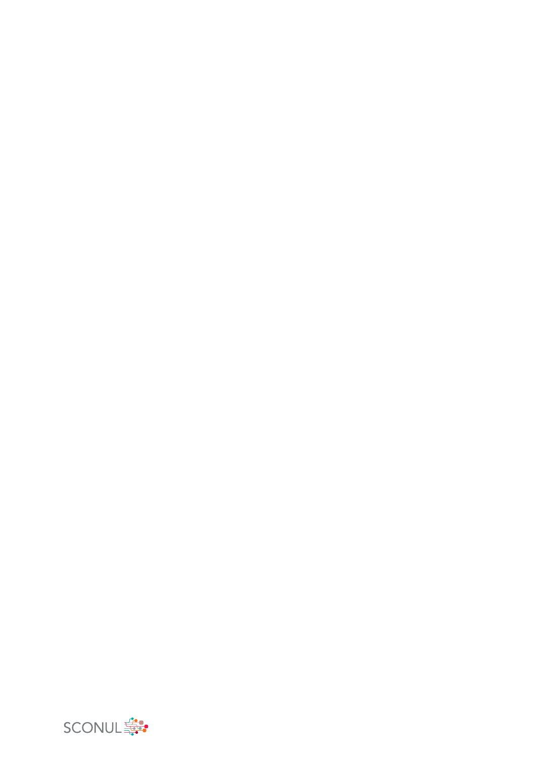SCONUL